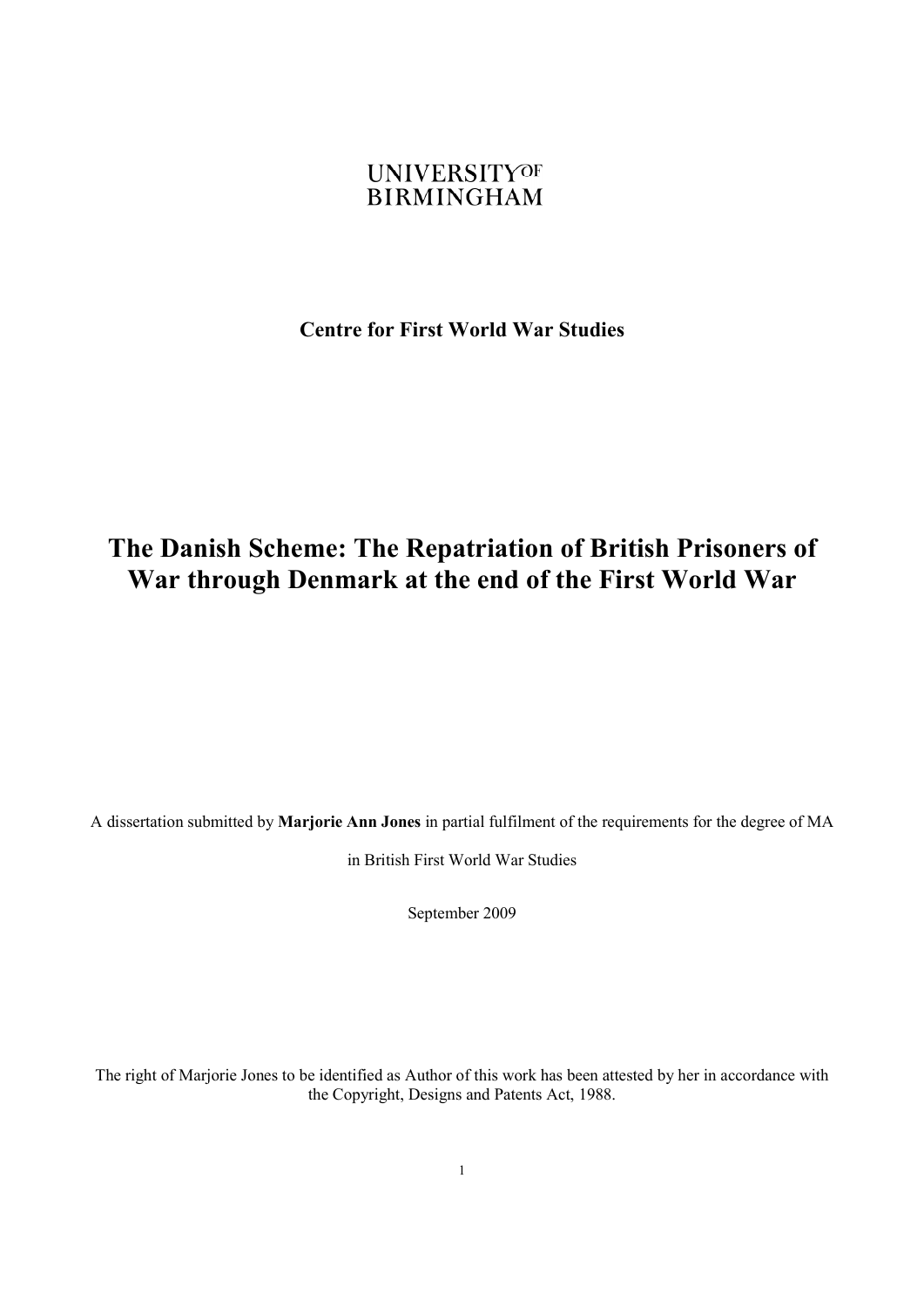UNIVERSITY OF BIRMINGHAM

**Centre for First World War Studies**

# The Danish Scheme: The Repatriation of British Prisoners of War through Denmark at the end of the First World War

A dissertation submitted by **Marjorie Ann Jones** in partial fulfilment of the requirements for the degree of MA in British First World War Studies

September 2009

The right of Marjorie Jones to be identified as Author of this work has been attested by her in accordance with the Copyright, Designs and Patents Act, 1988.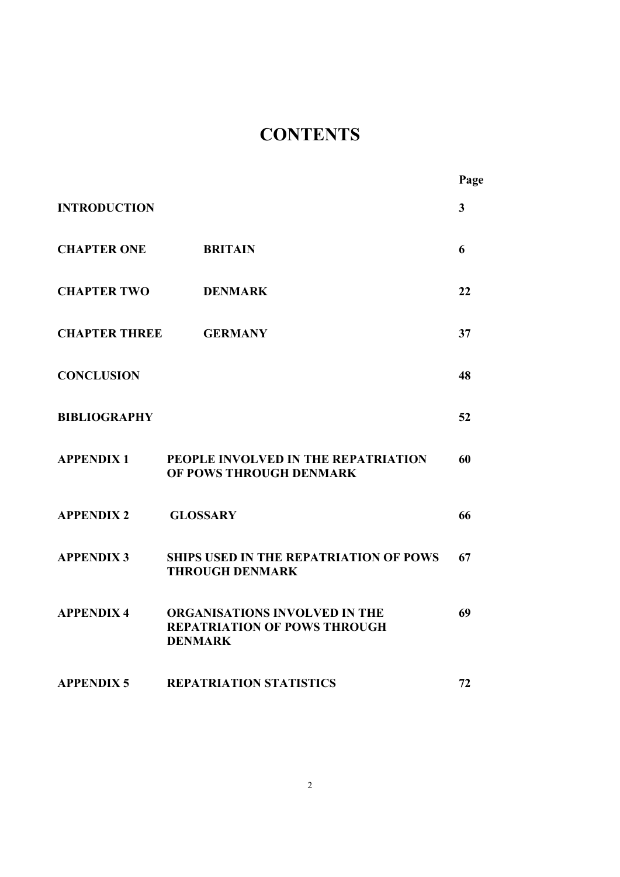# CONTENTS

| | | Page |
|---|---|---|
| **INTRODUCTION** | | **3** |
| **CHAPTER ONE** | **BRITAIN** | **6** |
| **CHAPTER TWO** | **DENMARK** | **22** |
| **CHAPTER THREE** | **GERMANY** | **37** |
| **CONCLUSION** | | **48** |
| **BIBLIOGRAPHY** | | **52** |
| **APPENDIX 1** | **PEOPLE INVOLVED IN THE REPATRIATION OF POWS THROUGH DENMARK** | **60** |
| **APPENDIX 2** | **GLOSSARY** | **66** |
| **APPENDIX 3** | **SHIPS USED IN THE REPATRIATION OF POWS THROUGH DENMARK** | **67** |
| **APPENDIX 4** | **ORGANISATIONS INVOLVED IN THE REPATRIATION OF POWS THROUGH DENMARK** | **69** |
| **APPENDIX 5** | **REPATRIATION STATISTICS** | **72** |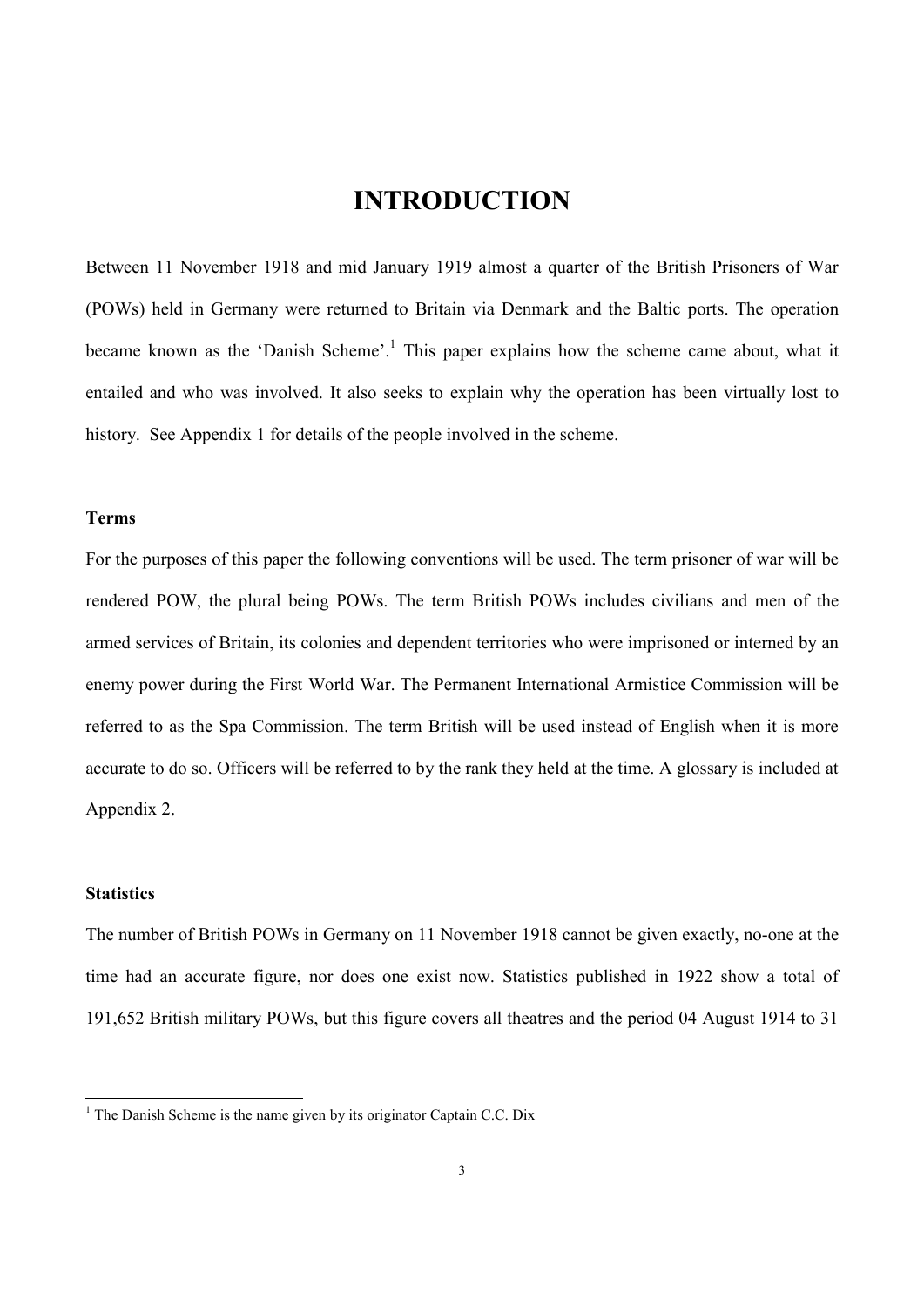# INTRODUCTION

Between 11 November 1918 and mid January 1919 almost a quarter of the British Prisoners of War (POWs) held in Germany were returned to Britain via Denmark and the Baltic ports. The operation became known as the 'Danish Scheme'.[1] This paper explains how the scheme came about, what it entailed and who was involved. It also seeks to explain why the operation has been virtually lost to history. See Appendix 1 for details of the people involved in the scheme.

### Terms

For the purposes of this paper the following conventions will be used. The term prisoner of war will be rendered POW, the plural being POWs. The term British POWs includes civilians and men of the armed services of Britain, its colonies and dependent territories who were imprisoned or interned by an enemy power during the First World War. The Permanent International Armistice Commission will be referred to as the Spa Commission. The term British will be used instead of English when it is more accurate to do so. Officers will be referred to by the rank they held at the time. A glossary is included at Appendix 2.

### Statistics

The number of British POWs in Germany on 11 November 1918 cannot be given exactly, no-one at the time had an accurate figure, nor does one exist now. Statistics published in 1922 show a total of 191,652 British military POWs, but this figure covers all theatres and the period 04 August 1914 to 31

---

[1] The Danish Scheme is the name given by its originator Captain C.C. Dix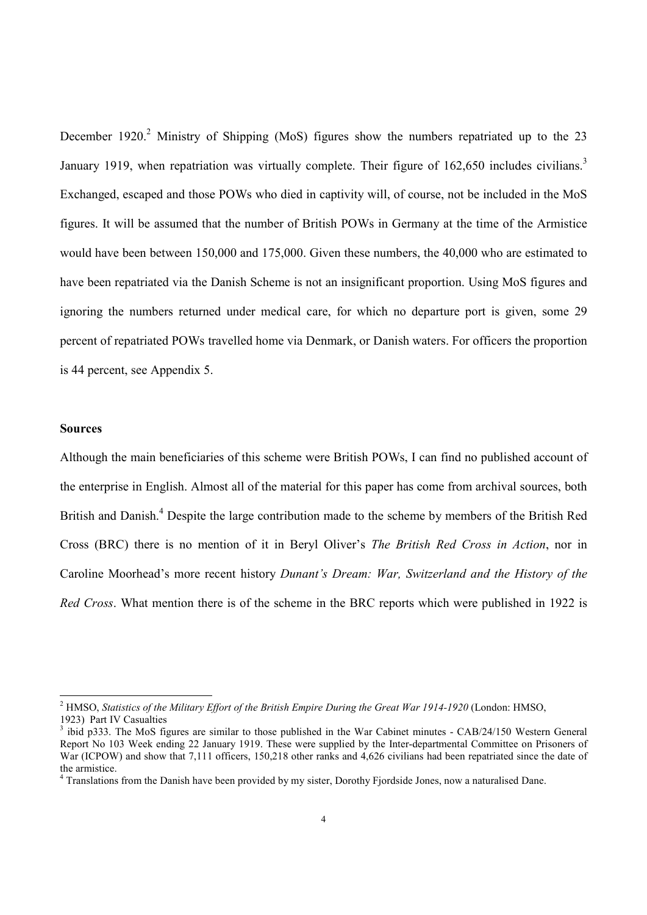December 1920.[2] Ministry of Shipping (MoS) figures show the numbers repatriated up to the 23 January 1919, when repatriation was virtually complete. Their figure of 162,650 includes civilians.[3] Exchanged, escaped and those POWs who died in captivity will, of course, not be included in the MoS figures. It will be assumed that the number of British POWs in Germany at the time of the Armistice would have been between 150,000 and 175,000. Given these numbers, the 40,000 who are estimated to have been repatriated via the Danish Scheme is not an insignificant proportion. Using MoS figures and ignoring the numbers returned under medical care, for which no departure port is given, some 29 percent of repatriated POWs travelled home via Denmark, or Danish waters. For officers the proportion is 44 percent, see Appendix 5.

**Sources**

Although the main beneficiaries of this scheme were British POWs, I can find no published account of the enterprise in English. Almost all of the material for this paper has come from archival sources, both British and Danish.[4] Despite the large contribution made to the scheme by members of the British Red Cross (BRC) there is no mention of it in Beryl Oliver's *The British Red Cross in Action*, nor in Caroline Moorhead's more recent history *Dunant's Dream: War, Switzerland and the History of the Red Cross*. What mention there is of the scheme in the BRC reports which were published in 1922 is

---

[2] HMSO, *Statistics of the Military Effort of the British Empire During the Great War 1914-1920* (London: HMSO, 1923) Part IV Casualties

[3] ibid p333. The MoS figures are similar to those published in the War Cabinet minutes - CAB/24/150 Western General Report No 103 Week ending 22 January 1919. These were supplied by the Inter-departmental Committee on Prisoners of War (ICPOW) and show that 7,111 officers, 150,218 other ranks and 4,626 civilians had been repatriated since the date of the armistice.

[4] Translations from the Danish have been provided by my sister, Dorothy Fjordside Jones, now a naturalised Dane.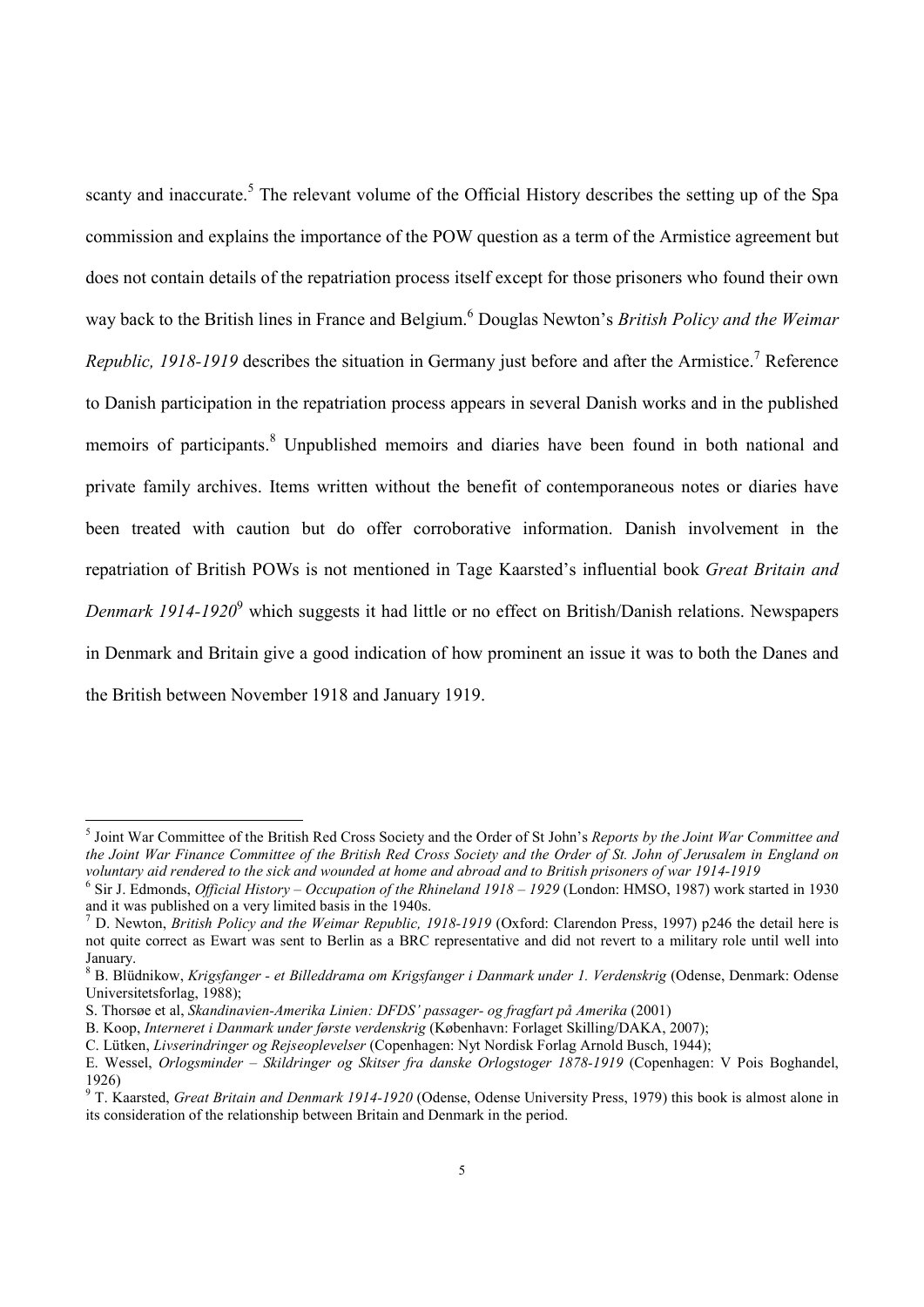scanty and inaccurate.[5] The relevant volume of the Official History describes the setting up of the Spa commission and explains the importance of the POW question as a term of the Armistice agreement but does not contain details of the repatriation process itself except for those prisoners who found their own way back to the British lines in France and Belgium.[6] Douglas Newton's *British Policy and the Weimar Republic, 1918-1919* describes the situation in Germany just before and after the Armistice.[7] Reference to Danish participation in the repatriation process appears in several Danish works and in the published memoirs of participants.[8] Unpublished memoirs and diaries have been found in both national and private family archives. Items written without the benefit of contemporaneous notes or diaries have been treated with caution but do offer corroborative information. Danish involvement in the repatriation of British POWs is not mentioned in Tage Kaarsted's influential book *Great Britain and Denmark 1914-1920*[9] which suggests it had little or no effect on British/Danish relations. Newspapers in Denmark and Britain give a good indication of how prominent an issue it was to both the Danes and the British between November 1918 and January 1919.

---

[5] Joint War Committee of the British Red Cross Society and the Order of St John's *Reports by the Joint War Committee and the Joint War Finance Committee of the British Red Cross Society and the Order of St. John of Jerusalem in England on voluntary aid rendered to the sick and wounded at home and abroad and to British prisoners of war 1914-1919*

[6] Sir J. Edmonds, *Official History – Occupation of the Rhineland 1918 – 1929* (London: HMSO, 1987) work started in 1930 and it was published on a very limited basis in the 1940s.

[7] D. Newton, *British Policy and the Weimar Republic, 1918-1919* (Oxford: Clarendon Press, 1997) p246 the detail here is not quite correct as Ewart was sent to Berlin as a BRC representative and did not revert to a military role until well into January.

[8] B. Blüdnikow, *Krigsfanger - et Billeddrama om Krigsfanger i Danmark under 1. Verdenskrig* (Odense, Denmark: Odense Universitetsforlag, 1988);

S. Thorsøe et al, *Skandinavien-Amerika Linien: DFDS' passager- og fragfart på Amerika* (2001)

B. Koop, *Interneret i Danmark under første verdenskrig* (København: Forlaget Skilling/DAKA, 2007);

C. Lütken, *Livserindringer og Rejseoplevelser* (Copenhagen: Nyt Nordisk Forlag Arnold Busch, 1944);

E. Wessel, *Orlogsminder – Skildringer og Skitser fra danske Orlogstoger 1878-1919* (Copenhagen: V Pois Boghandel, 1926)

[9] T. Kaarsted, *Great Britain and Denmark 1914-1920* (Odense, Odense University Press, 1979) this book is almost alone in its consideration of the relationship between Britain and Denmark in the period.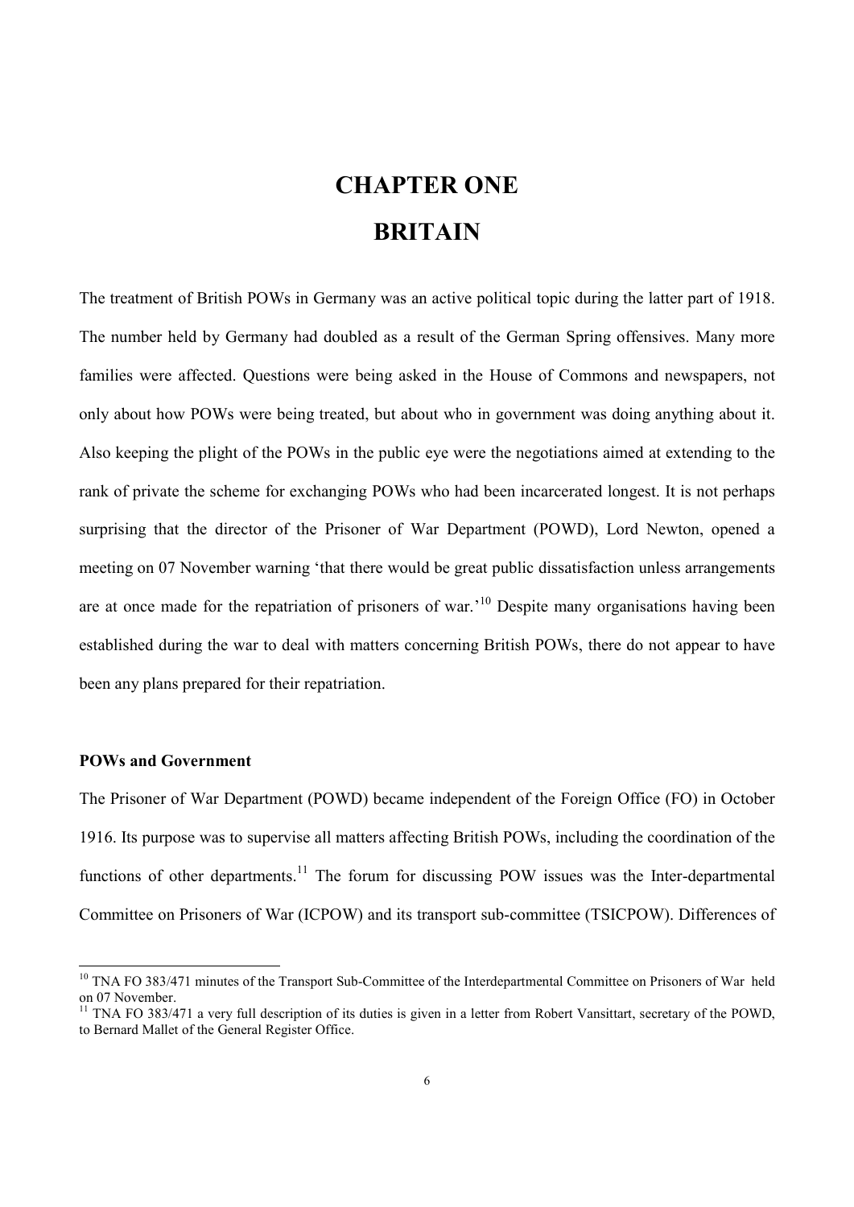# CHAPTER ONE

# BRITAIN

The treatment of British POWs in Germany was an active political topic during the latter part of 1918. The number held by Germany had doubled as a result of the German Spring offensives. Many more families were affected. Questions were being asked in the House of Commons and newspapers, not only about how POWs were being treated, but about who in government was doing anything about it. Also keeping the plight of the POWs in the public eye were the negotiations aimed at extending to the rank of private the scheme for exchanging POWs who had been incarcerated longest. It is not perhaps surprising that the director of the Prisoner of War Department (POWD), Lord Newton, opened a meeting on 07 November warning 'that there would be great public dissatisfaction unless arrangements are at once made for the repatriation of prisoners of war.'[10] Despite many organisations having been established during the war to deal with matters concerning British POWs, there do not appear to have been any plans prepared for their repatriation.

### POWs and Government

The Prisoner of War Department (POWD) became independent of the Foreign Office (FO) in October 1916. Its purpose was to supervise all matters affecting British POWs, including the coordination of the functions of other departments.[11] The forum for discussing POW issues was the Inter-departmental Committee on Prisoners of War (ICPOW) and its transport sub-committee (TSICPOW). Differences of

---

[10] TNA FO 383/471 minutes of the Transport Sub-Committee of the Interdepartmental Committee on Prisoners of War held on 07 November.

[11] TNA FO 383/471 a very full description of its duties is given in a letter from Robert Vansittart, secretary of the POWD, to Bernard Mallet of the General Register Office.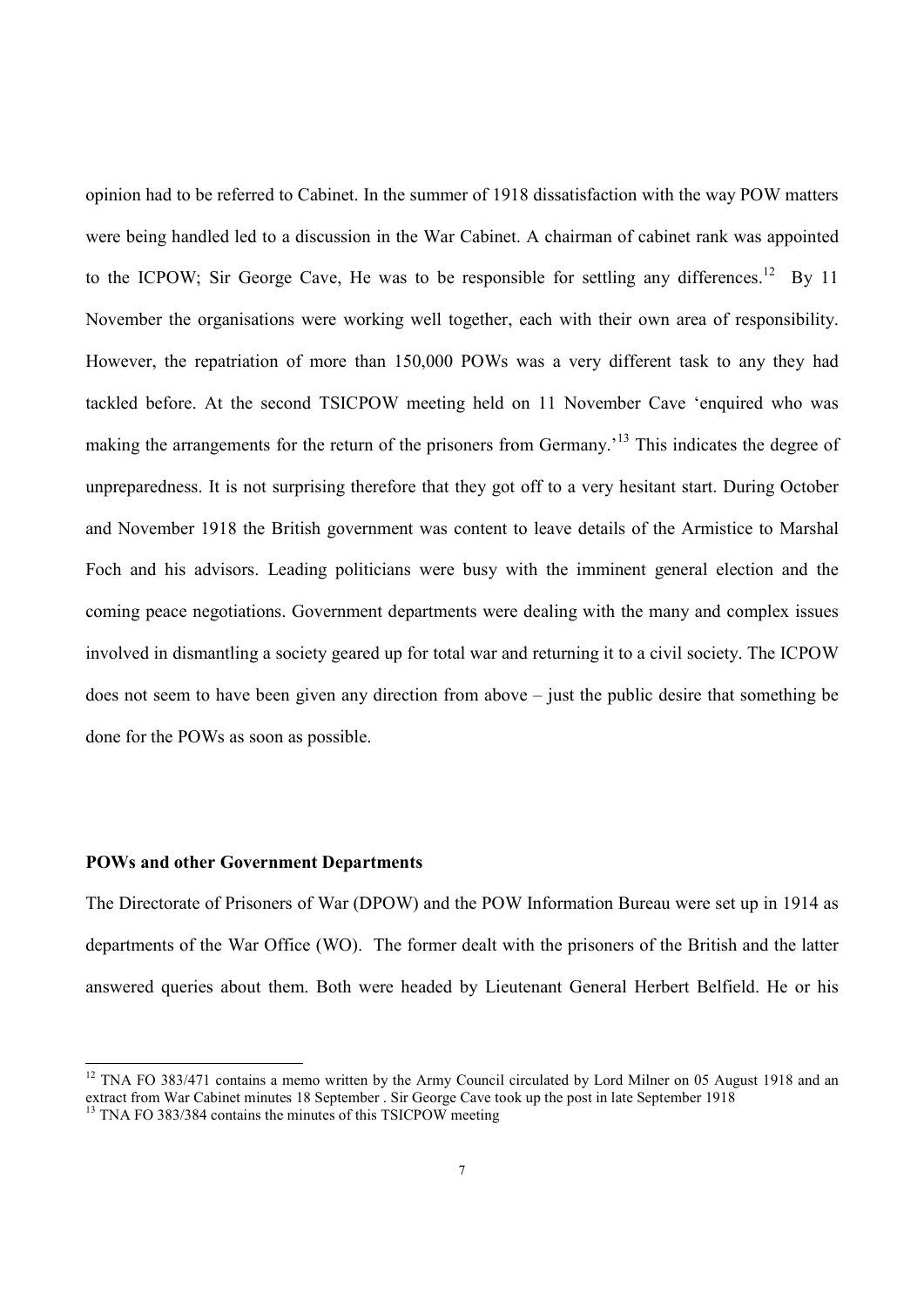opinion had to be referred to Cabinet. In the summer of 1918 dissatisfaction with the way POW matters were being handled led to a discussion in the War Cabinet. A chairman of cabinet rank was appointed to the ICPOW; Sir George Cave, He was to be responsible for settling any differences.[12] By 11 November the organisations were working well together, each with their own area of responsibility. However, the repatriation of more than 150,000 POWs was a very different task to any they had tackled before. At the second TSICPOW meeting held on 11 November Cave 'enquired who was making the arrangements for the return of the prisoners from Germany.'[13] This indicates the degree of unpreparedness. It is not surprising therefore that they got off to a very hesitant start. During October and November 1918 the British government was content to leave details of the Armistice to Marshal Foch and his advisors. Leading politicians were busy with the imminent general election and the coming peace negotiations. Government departments were dealing with the many and complex issues involved in dismantling a society geared up for total war and returning it to a civil society. The ICPOW does not seem to have been given any direction from above – just the public desire that something be done for the POWs as soon as possible.

**POWs and other Government Departments**

The Directorate of Prisoners of War (DPOW) and the POW Information Bureau were set up in 1914 as departments of the War Office (WO). The former dealt with the prisoners of the British and the latter answered queries about them. Both were headed by Lieutenant General Herbert Belfield. He or his

---

[12] TNA FO 383/471 contains a memo written by the Army Council circulated by Lord Milner on 05 August 1918 and an extract from War Cabinet minutes 18 September . Sir George Cave took up the post in late September 1918

[13] TNA FO 383/384 contains the minutes of this TSICPOW meeting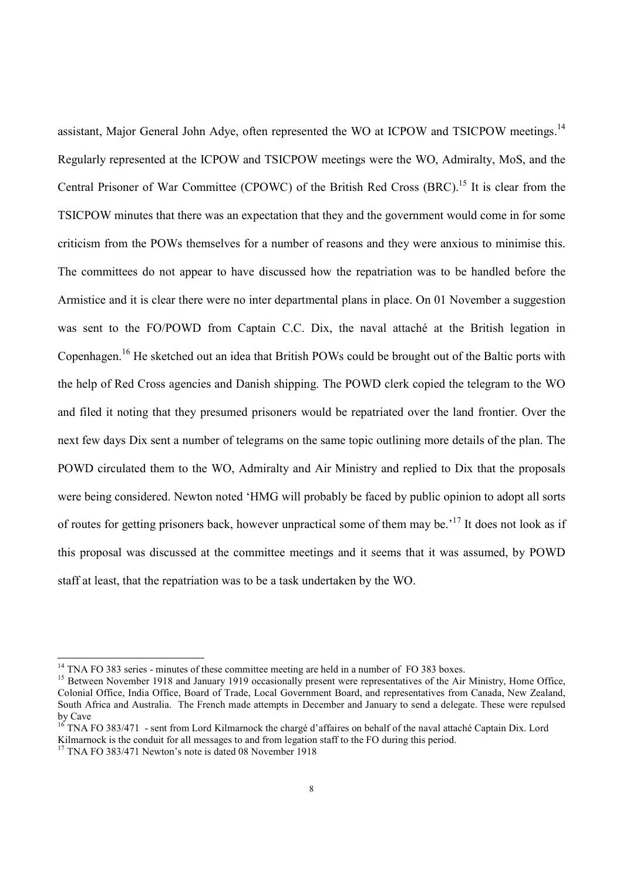assistant, Major General John Adye, often represented the WO at ICPOW and TSICPOW meetings.[14] Regularly represented at the ICPOW and TSICPOW meetings were the WO, Admiralty, MoS, and the Central Prisoner of War Committee (CPOWC) of the British Red Cross (BRC).[15] It is clear from the TSICPOW minutes that there was an expectation that they and the government would come in for some criticism from the POWs themselves for a number of reasons and they were anxious to minimise this. The committees do not appear to have discussed how the repatriation was to be handled before the Armistice and it is clear there were no inter departmental plans in place. On 01 November a suggestion was sent to the FO/POWD from Captain C.C. Dix, the naval attaché at the British legation in Copenhagen.[16] He sketched out an idea that British POWs could be brought out of the Baltic ports with the help of Red Cross agencies and Danish shipping. The POWD clerk copied the telegram to the WO and filed it noting that they presumed prisoners would be repatriated over the land frontier. Over the next few days Dix sent a number of telegrams on the same topic outlining more details of the plan. The POWD circulated them to the WO, Admiralty and Air Ministry and replied to Dix that the proposals were being considered. Newton noted 'HMG will probably be faced by public opinion to adopt all sorts of routes for getting prisoners back, however unpractical some of them may be.'[17] It does not look as if this proposal was discussed at the committee meetings and it seems that it was assumed, by POWD staff at least, that the repatriation was to be a task undertaken by the WO.

---

[14] TNA FO 383 series - minutes of these committee meeting are held in a number of FO 383 boxes.

[15] Between November 1918 and January 1919 occasionally present were representatives of the Air Ministry, Home Office, Colonial Office, India Office, Board of Trade, Local Government Board, and representatives from Canada, New Zealand, South Africa and Australia. The French made attempts in December and January to send a delegate. These were repulsed by Cave

[16] TNA FO 383/471 - sent from Lord Kilmarnock the chargé d'affaires on behalf of the naval attaché Captain Dix. Lord Kilmarnock is the conduit for all messages to and from legation staff to the FO during this period.

[17] TNA FO 383/471 Newton's note is dated 08 November 1918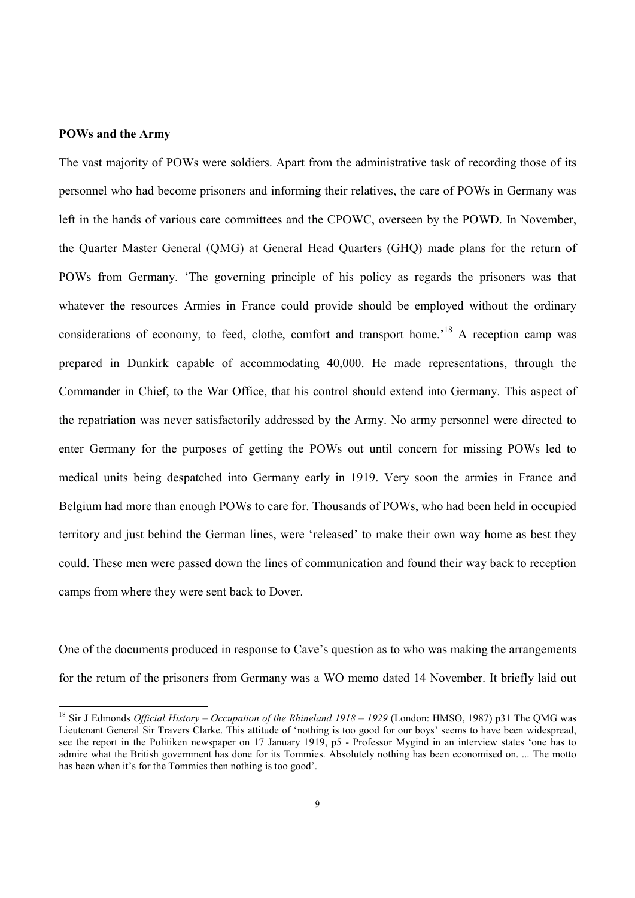**POWs and the Army**

The vast majority of POWs were soldiers. Apart from the administrative task of recording those of its personnel who had become prisoners and informing their relatives, the care of POWs in Germany was left in the hands of various care committees and the CPOWC, overseen by the POWD. In November, the Quarter Master General (QMG) at General Head Quarters (GHQ) made plans for the return of POWs from Germany. 'The governing principle of his policy as regards the prisoners was that whatever the resources Armies in France could provide should be employed without the ordinary considerations of economy, to feed, clothe, comfort and transport home.'[18] A reception camp was prepared in Dunkirk capable of accommodating 40,000. He made representations, through the Commander in Chief, to the War Office, that his control should extend into Germany. This aspect of the repatriation was never satisfactorily addressed by the Army. No army personnel were directed to enter Germany for the purposes of getting the POWs out until concern for missing POWs led to medical units being despatched into Germany early in 1919. Very soon the armies in France and Belgium had more than enough POWs to care for. Thousands of POWs, who had been held in occupied territory and just behind the German lines, were 'released' to make their own way home as best they could. These men were passed down the lines of communication and found their way back to reception camps from where they were sent back to Dover.

One of the documents produced in response to Cave's question as to who was making the arrangements for the return of the prisoners from Germany was a WO memo dated 14 November. It briefly laid out

---

[18] Sir J Edmonds *Official History – Occupation of the Rhineland 1918 – 1929* (London: HMSO, 1987) p31 The QMG was Lieutenant General Sir Travers Clarke. This attitude of 'nothing is too good for our boys' seems to have been widespread, see the report in the Politiken newspaper on 17 January 1919, p5 - Professor Mygind in an interview states 'one has to admire what the British government has done for its Tommies. Absolutely nothing has been economised on. ... The motto has been when it's for the Tommies then nothing is too good'.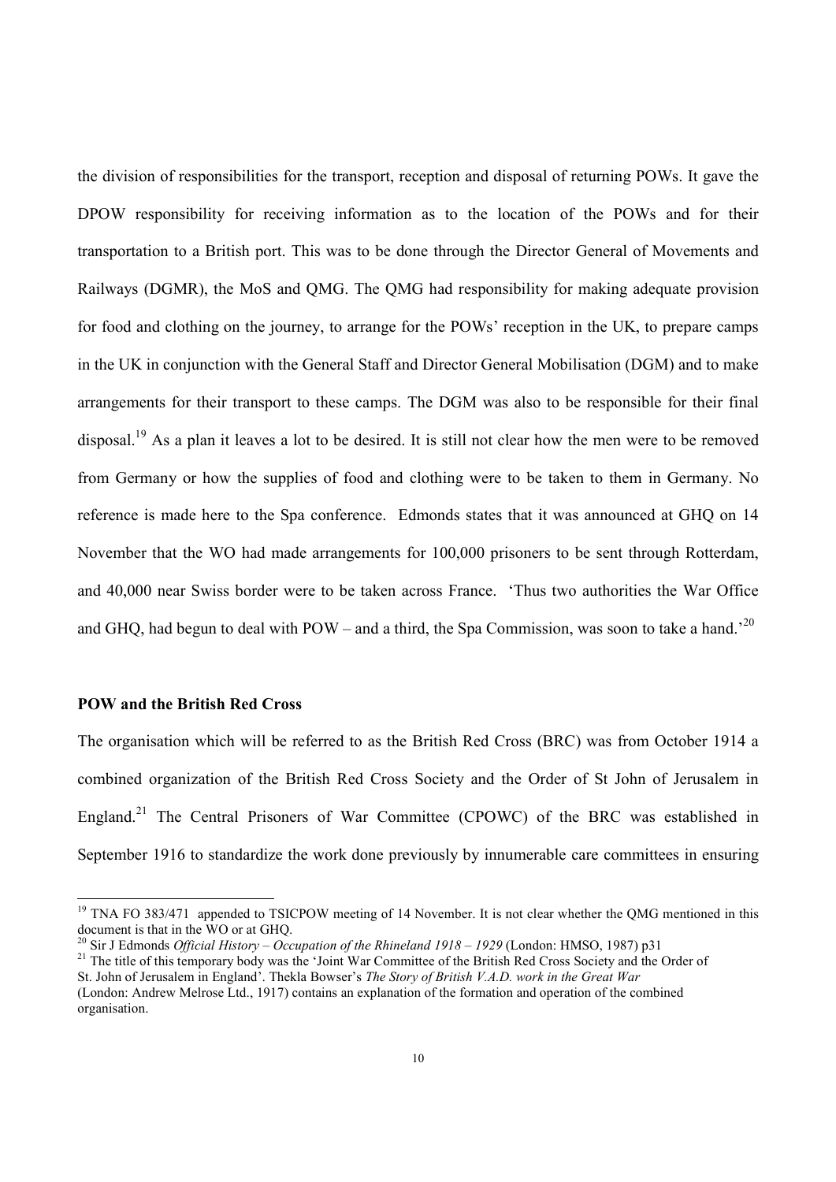the division of responsibilities for the transport, reception and disposal of returning POWs. It gave the DPOW responsibility for receiving information as to the location of the POWs and for their transportation to a British port. This was to be done through the Director General of Movements and Railways (DGMR), the MoS and QMG. The QMG had responsibility for making adequate provision for food and clothing on the journey, to arrange for the POWs' reception in the UK, to prepare camps in the UK in conjunction with the General Staff and Director General Mobilisation (DGM) and to make arrangements for their transport to these camps. The DGM was also to be responsible for their final disposal.[19] As a plan it leaves a lot to be desired. It is still not clear how the men were to be removed from Germany or how the supplies of food and clothing were to be taken to them in Germany. No reference is made here to the Spa conference. Edmonds states that it was announced at GHQ on 14 November that the WO had made arrangements for 100,000 prisoners to be sent through Rotterdam, and 40,000 near Swiss border were to be taken across France. 'Thus two authorities the War Office and GHQ, had begun to deal with POW – and a third, the Spa Commission, was soon to take a hand.'[20]

### POW and the British Red Cross

The organisation which will be referred to as the British Red Cross (BRC) was from October 1914 a combined organization of the British Red Cross Society and the Order of St John of Jerusalem in England.[21] The Central Prisoners of War Committee (CPOWC) of the BRC was established in September 1916 to standardize the work done previously by innumerable care committees in ensuring

---

[19] TNA FO 383/471 appended to TSICPOW meeting of 14 November. It is not clear whether the QMG mentioned in this document is that in the WO or at GHQ.

[20] Sir J Edmonds *Official History – Occupation of the Rhineland 1918 – 1929* (London: HMSO, 1987) p31

[21] The title of this temporary body was the 'Joint War Committee of the British Red Cross Society and the Order of St. John of Jerusalem in England'. Thekla Bowser's *The Story of British V.A.D. work in the Great War* (London: Andrew Melrose Ltd., 1917) contains an explanation of the formation and operation of the combined organisation.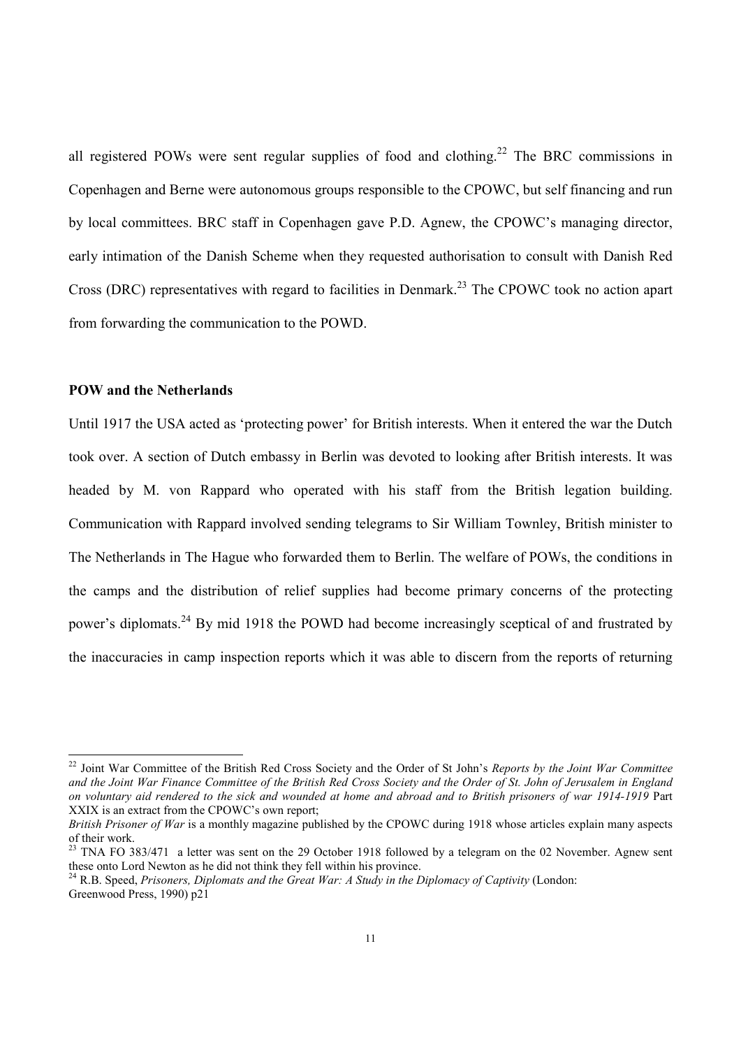all registered POWs were sent regular supplies of food and clothing.[22] The BRC commissions in Copenhagen and Berne were autonomous groups responsible to the CPOWC, but self financing and run by local committees. BRC staff in Copenhagen gave P.D. Agnew, the CPOWC's managing director, early intimation of the Danish Scheme when they requested authorisation to consult with Danish Red Cross (DRC) representatives with regard to facilities in Denmark.[23] The CPOWC took no action apart from forwarding the communication to the POWD.

**POW and the Netherlands**

Until 1917 the USA acted as 'protecting power' for British interests. When it entered the war the Dutch took over. A section of Dutch embassy in Berlin was devoted to looking after British interests. It was headed by M. von Rappard who operated with his staff from the British legation building. Communication with Rappard involved sending telegrams to Sir William Townley, British minister to The Netherlands in The Hague who forwarded them to Berlin. The welfare of POWs, the conditions in the camps and the distribution of relief supplies had become primary concerns of the protecting power's diplomats.[24] By mid 1918 the POWD had become increasingly sceptical of and frustrated by the inaccuracies in camp inspection reports which it was able to discern from the reports of returning

---

[22] Joint War Committee of the British Red Cross Society and the Order of St John's *Reports by the Joint War Committee and the Joint War Finance Committee of the British Red Cross Society and the Order of St. John of Jerusalem in England on voluntary aid rendered to the sick and wounded at home and abroad and to British prisoners of war 1914-1919* Part XXIX is an extract from the CPOWC's own report;
*British Prisoner of War* is a monthly magazine published by the CPOWC during 1918 whose articles explain many aspects of their work.

[23] TNA FO 383/471 a letter was sent on the 29 October 1918 followed by a telegram on the 02 November. Agnew sent these onto Lord Newton as he did not think they fell within his province.

[24] R.B. Speed, *Prisoners, Diplomats and the Great War: A Study in the Diplomacy of Captivity* (London: Greenwood Press, 1990) p21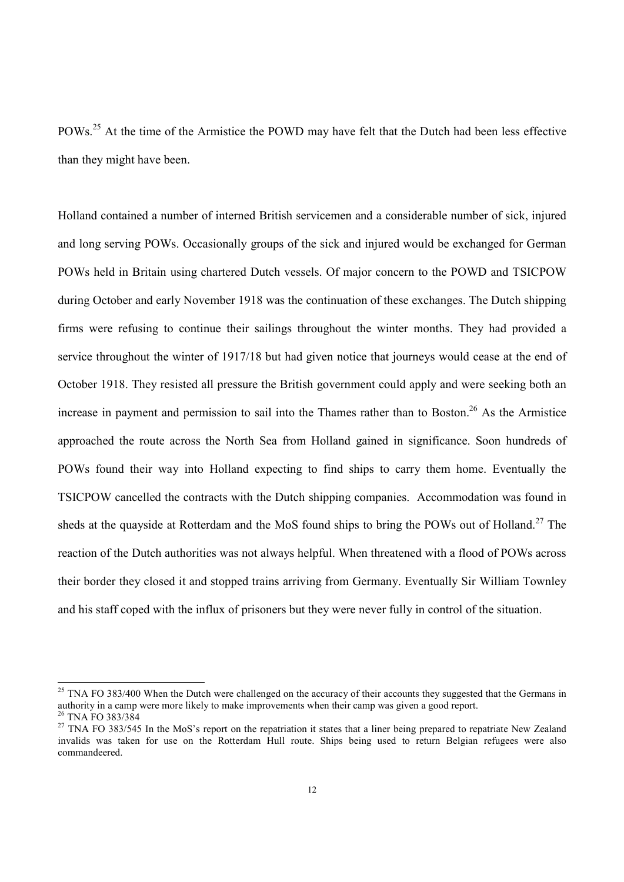POWs.[25] At the time of the Armistice the POWD may have felt that the Dutch had been less effective than they might have been.

Holland contained a number of interned British servicemen and a considerable number of sick, injured and long serving POWs. Occasionally groups of the sick and injured would be exchanged for German POWs held in Britain using chartered Dutch vessels. Of major concern to the POWD and TSICPOW during October and early November 1918 was the continuation of these exchanges. The Dutch shipping firms were refusing to continue their sailings throughout the winter months. They had provided a service throughout the winter of 1917/18 but had given notice that journeys would cease at the end of October 1918. They resisted all pressure the British government could apply and were seeking both an increase in payment and permission to sail into the Thames rather than to Boston.[26] As the Armistice approached the route across the North Sea from Holland gained in significance. Soon hundreds of POWs found their way into Holland expecting to find ships to carry them home. Eventually the TSICPOW cancelled the contracts with the Dutch shipping companies. Accommodation was found in sheds at the quayside at Rotterdam and the MoS found ships to bring the POWs out of Holland.[27] The reaction of the Dutch authorities was not always helpful. When threatened with a flood of POWs across their border they closed it and stopped trains arriving from Germany. Eventually Sir William Townley and his staff coped with the influx of prisoners but they were never fully in control of the situation.

---

[25] TNA FO 383/400 When the Dutch were challenged on the accuracy of their accounts they suggested that the Germans in authority in a camp were more likely to make improvements when their camp was given a good report.

[26] TNA FO 383/384

[27] TNA FO 383/545 In the MoS's report on the repatriation it states that a liner being prepared to repatriate New Zealand invalids was taken for use on the Rotterdam Hull route. Ships being used to return Belgian refugees were also commandeered.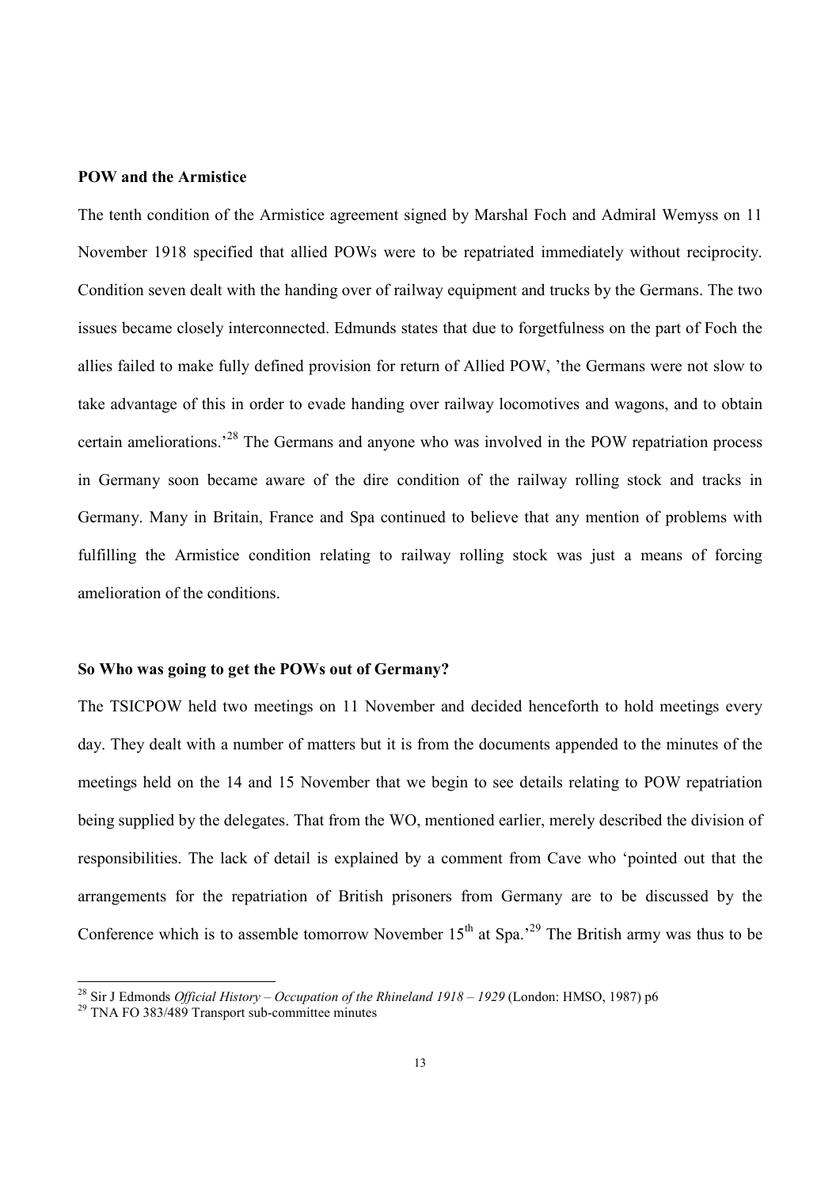**POW and the Armistice**

The tenth condition of the Armistice agreement signed by Marshal Foch and Admiral Wemyss on 11 November 1918 specified that allied POWs were to be repatriated immediately without reciprocity. Condition seven dealt with the handing over of railway equipment and trucks by the Germans. The two issues became closely interconnected. Edmunds states that due to forgetfulness on the part of Foch the allies failed to make fully defined provision for return of Allied POW, 'the Germans were not slow to take advantage of this in order to evade handing over railway locomotives and wagons, and to obtain certain ameliorations.'[28] The Germans and anyone who was involved in the POW repatriation process in Germany soon became aware of the dire condition of the railway rolling stock and tracks in Germany. Many in Britain, France and Spa continued to believe that any mention of problems with fulfilling the Armistice condition relating to railway rolling stock was just a means of forcing amelioration of the conditions.

**So Who was going to get the POWs out of Germany?**

The TSICPOW held two meetings on 11 November and decided henceforth to hold meetings every day. They dealt with a number of matters but it is from the documents appended to the minutes of the meetings held on the 14 and 15 November that we begin to see details relating to POW repatriation being supplied by the delegates. That from the WO, mentioned earlier, merely described the division of responsibilities. The lack of detail is explained by a comment from Cave who 'pointed out that the arrangements for the repatriation of British prisoners from Germany are to be discussed by the Conference which is to assemble tomorrow November 15th at Spa.'[29] The British army was thus to be

---

[28] Sir J Edmonds *Official History – Occupation of the Rhineland 1918 – 1929* (London: HMSO, 1987) p6

[29] TNA FO 383/489 Transport sub-committee minutes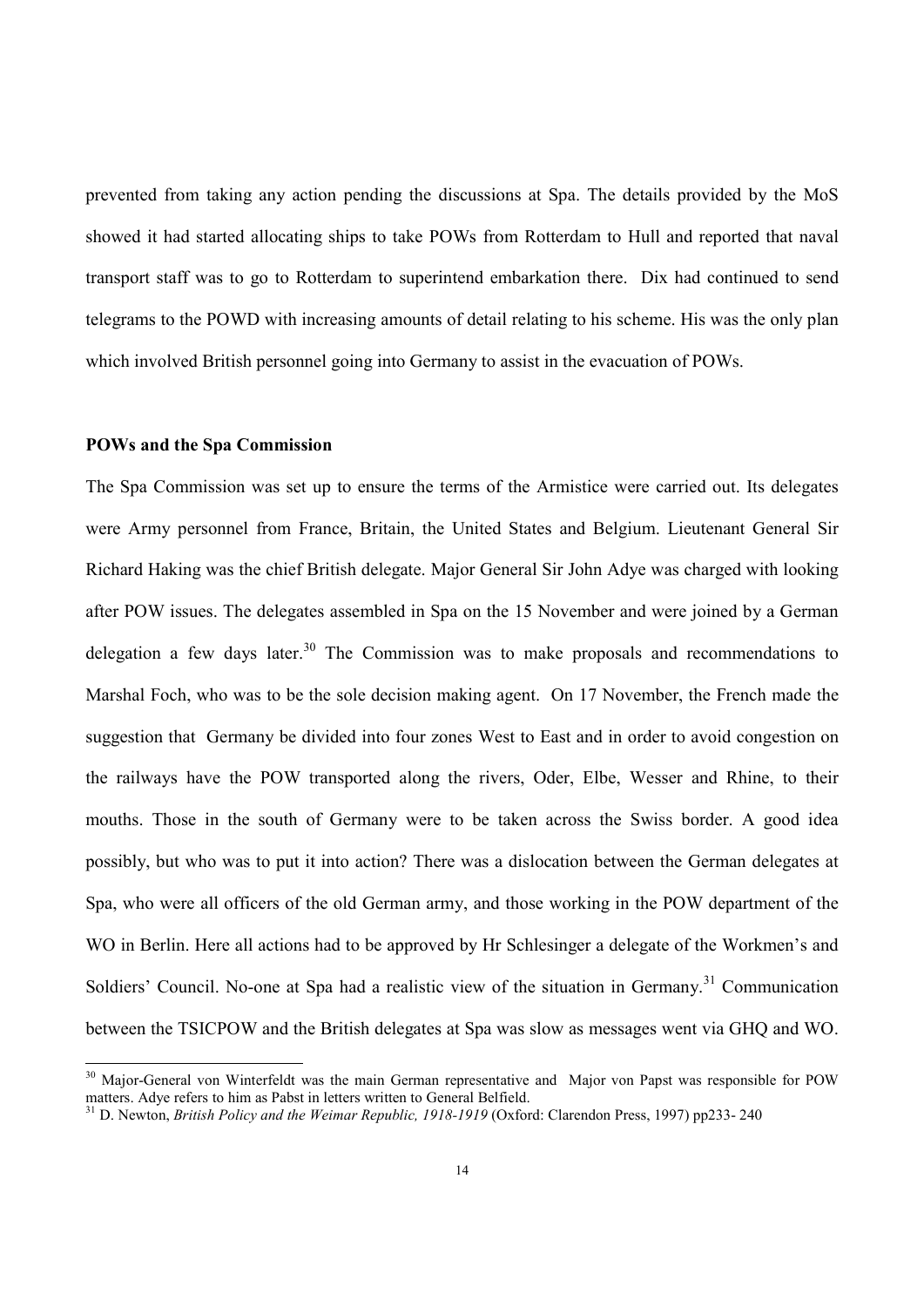prevented from taking any action pending the discussions at Spa. The details provided by the MoS showed it had started allocating ships to take POWs from Rotterdam to Hull and reported that naval transport staff was to go to Rotterdam to superintend embarkation there. Dix had continued to send telegrams to the POWD with increasing amounts of detail relating to his scheme. His was the only plan which involved British personnel going into Germany to assist in the evacuation of POWs.

### POWs and the Spa Commission

The Spa Commission was set up to ensure the terms of the Armistice were carried out. Its delegates were Army personnel from France, Britain, the United States and Belgium. Lieutenant General Sir Richard Haking was the chief British delegate. Major General Sir John Adye was charged with looking after POW issues. The delegates assembled in Spa on the 15 November and were joined by a German delegation a few days later.[30] The Commission was to make proposals and recommendations to Marshal Foch, who was to be the sole decision making agent. On 17 November, the French made the suggestion that Germany be divided into four zones West to East and in order to avoid congestion on the railways have the POW transported along the rivers, Oder, Elbe, Wesser and Rhine, to their mouths. Those in the south of Germany were to be taken across the Swiss border. A good idea possibly, but who was to put it into action? There was a dislocation between the German delegates at Spa, who were all officers of the old German army, and those working in the POW department of the WO in Berlin. Here all actions had to be approved by Hr Schlesinger a delegate of the Workmen's and Soldiers' Council. No-one at Spa had a realistic view of the situation in Germany.[31] Communication between the TSICPOW and the British delegates at Spa was slow as messages went via GHQ and WO.

---

[30] Major-General von Winterfeldt was the main German representative and Major von Papst was responsible for POW matters. Adye refers to him as Pabst in letters written to General Belfield.

[31] D. Newton, *British Policy and the Weimar Republic, 1918-1919* (Oxford: Clarendon Press, 1997) pp233- 240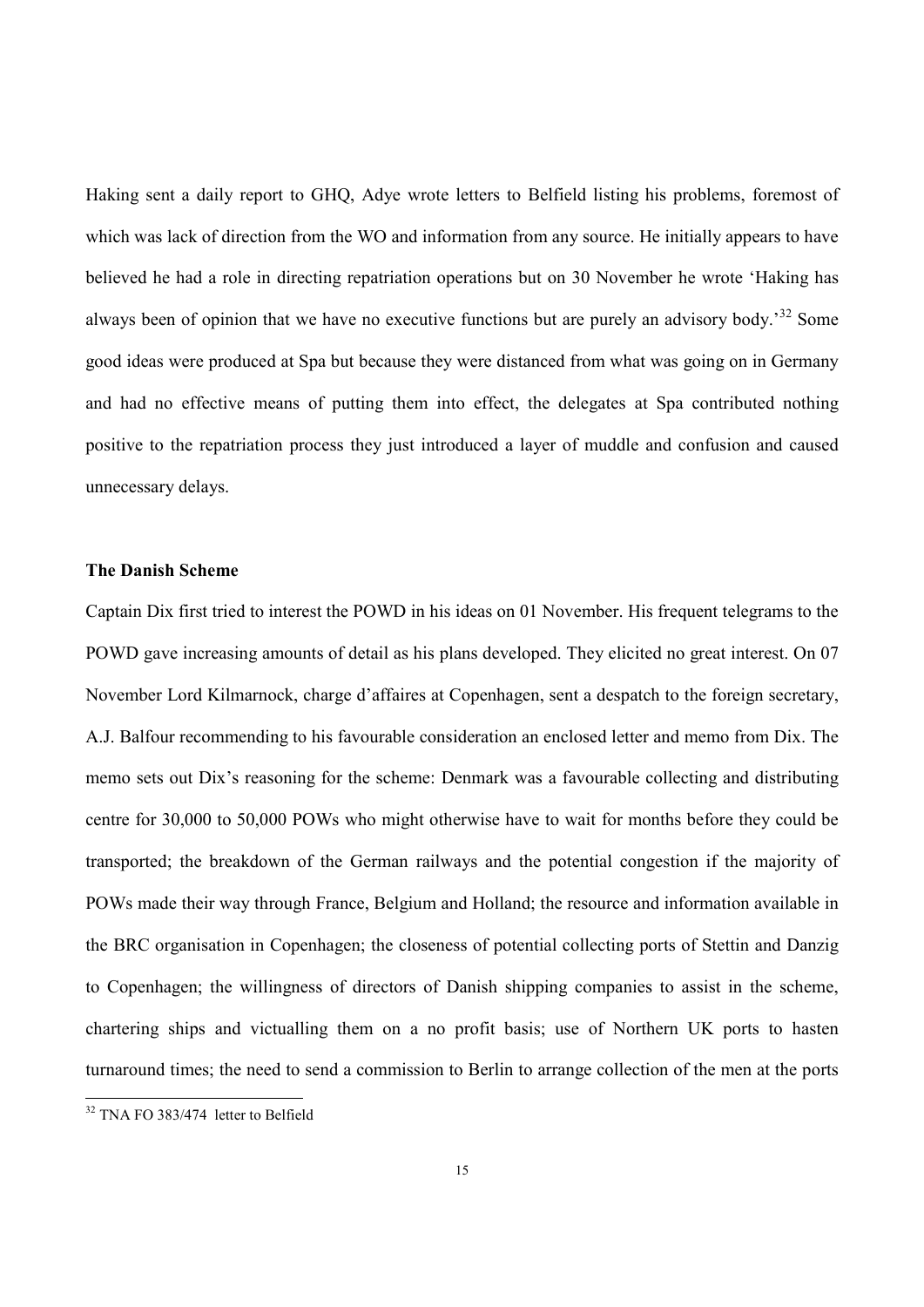Haking sent a daily report to GHQ, Adye wrote letters to Belfield listing his problems, foremost of which was lack of direction from the WO and information from any source. He initially appears to have believed he had a role in directing repatriation operations but on 30 November he wrote 'Haking has always been of opinion that we have no executive functions but are purely an advisory body.'[32] Some good ideas were produced at Spa but because they were distanced from what was going on in Germany and had no effective means of putting them into effect, the delegates at Spa contributed nothing positive to the repatriation process they just introduced a layer of muddle and confusion and caused unnecessary delays.

**The Danish Scheme**

Captain Dix first tried to interest the POWD in his ideas on 01 November. His frequent telegrams to the POWD gave increasing amounts of detail as his plans developed. They elicited no great interest. On 07 November Lord Kilmarnock, charge d'affaires at Copenhagen, sent a despatch to the foreign secretary, A.J. Balfour recommending to his favourable consideration an enclosed letter and memo from Dix. The memo sets out Dix's reasoning for the scheme: Denmark was a favourable collecting and distributing centre for 30,000 to 50,000 POWs who might otherwise have to wait for months before they could be transported; the breakdown of the German railways and the potential congestion if the majority of POWs made their way through France, Belgium and Holland; the resource and information available in the BRC organisation in Copenhagen; the closeness of potential collecting ports of Stettin and Danzig to Copenhagen; the willingness of directors of Danish shipping companies to assist in the scheme, chartering ships and victualling them on a no profit basis; use of Northern UK ports to hasten turnaround times; the need to send a commission to Berlin to arrange collection of the men at the ports

[32] TNA FO 383/474 letter to Belfield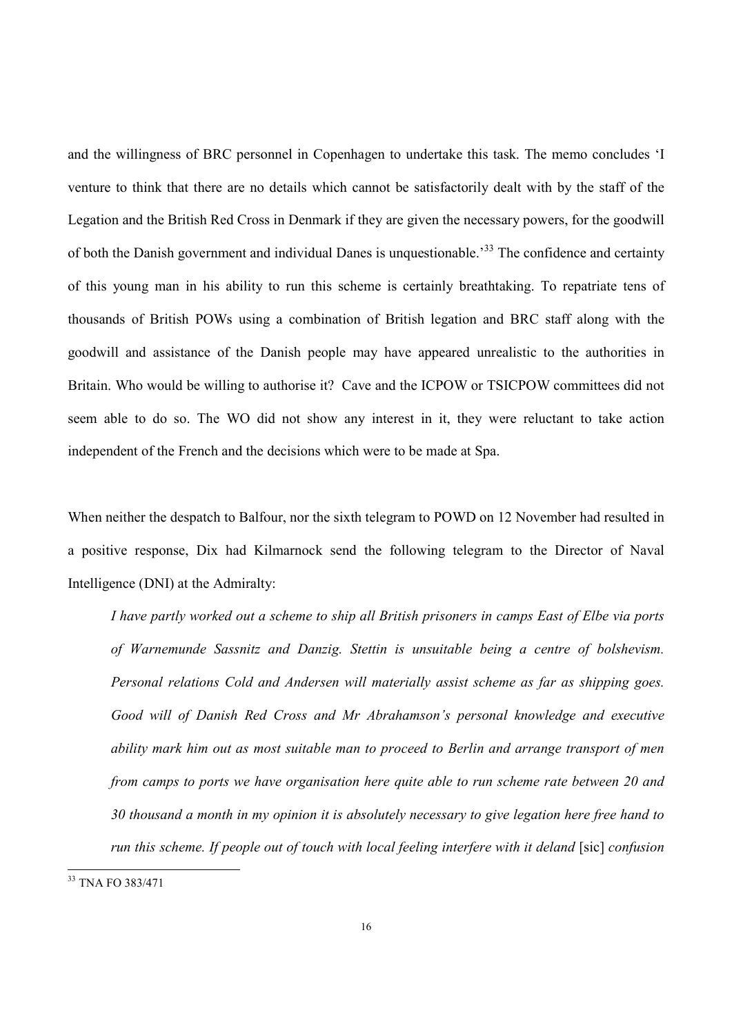and the willingness of BRC personnel in Copenhagen to undertake this task. The memo concludes 'I venture to think that there are no details which cannot be satisfactorily dealt with by the staff of the Legation and the British Red Cross in Denmark if they are given the necessary powers, for the goodwill of both the Danish government and individual Danes is unquestionable.'[33] The confidence and certainty of this young man in his ability to run this scheme is certainly breathtaking. To repatriate tens of thousands of British POWs using a combination of British legation and BRC staff along with the goodwill and assistance of the Danish people may have appeared unrealistic to the authorities in Britain. Who would be willing to authorise it? Cave and the ICPOW or TSICPOW committees did not seem able to do so. The WO did not show any interest in it, they were reluctant to take action independent of the French and the decisions which were to be made at Spa.

When neither the despatch to Balfour, nor the sixth telegram to POWD on 12 November had resulted in a positive response, Dix had Kilmarnock send the following telegram to the Director of Naval Intelligence (DNI) at the Admiralty:

> *I have partly worked out a scheme to ship all British prisoners in camps East of Elbe via ports of Warnemunde Sassnitz and Danzig. Stettin is unsuitable being a centre of bolshevism. Personal relations Cold and Andersen will materially assist scheme as far as shipping goes. Good will of Danish Red Cross and Mr Abrahamson's personal knowledge and executive ability mark him out as most suitable man to proceed to Berlin and arrange transport of men from camps to ports we have organisation here quite able to run scheme rate between 20 and 30 thousand a month in my opinion it is absolutely necessary to give legation here free hand to run this scheme. If people out of touch with local feeling interfere with it deland* [sic] *confusion*

[33] TNA FO 383/471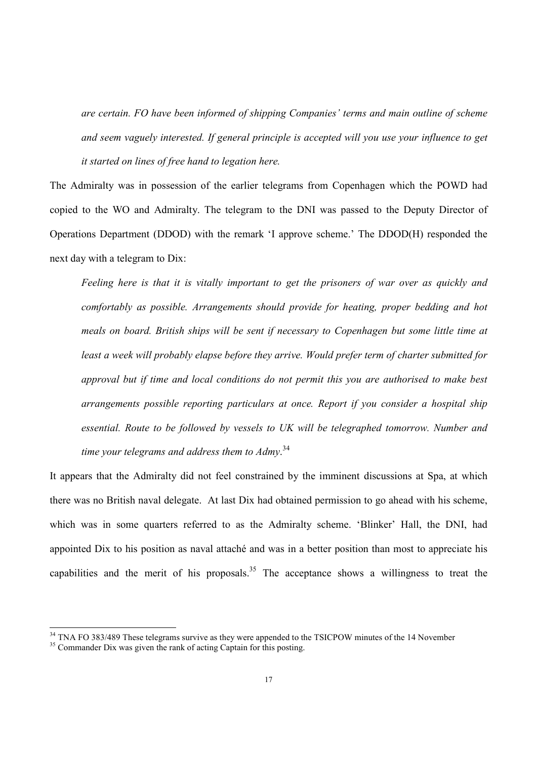*are certain. FO have been informed of shipping Companies' terms and main outline of scheme and seem vaguely interested. If general principle is accepted will you use your influence to get it started on lines of free hand to legation here.*

The Admiralty was in possession of the earlier telegrams from Copenhagen which the POWD had copied to the WO and Admiralty. The telegram to the DNI was passed to the Deputy Director of Operations Department (DDOD) with the remark 'I approve scheme.' The DDOD(H) responded the next day with a telegram to Dix:

> *Feeling here is that it is vitally important to get the prisoners of war over as quickly and comfortably as possible. Arrangements should provide for heating, proper bedding and hot meals on board. British ships will be sent if necessary to Copenhagen but some little time at least a week will probably elapse before they arrive. Would prefer term of charter submitted for approval but if time and local conditions do not permit this you are authorised to make best arrangements possible reporting particulars at once. Report if you consider a hospital ship essential. Route to be followed by vessels to UK will be telegraphed tomorrow. Number and time your telegrams and address them to Admy.*[34]

It appears that the Admiralty did not feel constrained by the imminent discussions at Spa, at which there was no British naval delegate. At last Dix had obtained permission to go ahead with his scheme, which was in some quarters referred to as the Admiralty scheme. 'Blinker' Hall, the DNI, had appointed Dix to his position as naval attaché and was in a better position than most to appreciate his capabilities and the merit of his proposals.[35] The acceptance shows a willingness to treat the

---

[34] TNA FO 383/489 These telegrams survive as they were appended to the TSICPOW minutes of the 14 November

[35] Commander Dix was given the rank of acting Captain for this posting.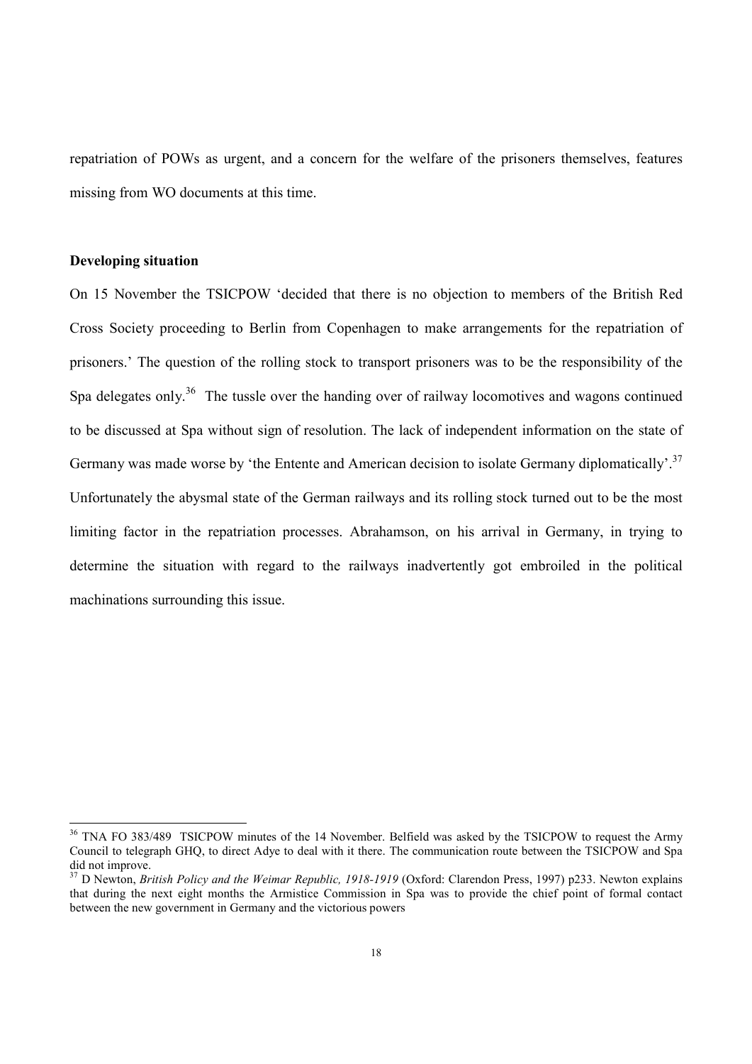repatriation of POWs as urgent, and a concern for the welfare of the prisoners themselves, features missing from WO documents at this time.

**Developing situation**

On 15 November the TSICPOW 'decided that there is no objection to members of the British Red Cross Society proceeding to Berlin from Copenhagen to make arrangements for the repatriation of prisoners.' The question of the rolling stock to transport prisoners was to be the responsibility of the Spa delegates only.[36] The tussle over the handing over of railway locomotives and wagons continued to be discussed at Spa without sign of resolution. The lack of independent information on the state of Germany was made worse by 'the Entente and American decision to isolate Germany diplomatically'.[37] Unfortunately the abysmal state of the German railways and its rolling stock turned out to be the most limiting factor in the repatriation processes. Abrahamson, on his arrival in Germany, in trying to determine the situation with regard to the railways inadvertently got embroiled in the political machinations surrounding this issue.

---

[36] TNA FO 383/489 TSICPOW minutes of the 14 November. Belfield was asked by the TSICPOW to request the Army Council to telegraph GHQ, to direct Adye to deal with it there. The communication route between the TSICPOW and Spa did not improve.

[37] D Newton, *British Policy and the Weimar Republic, 1918-1919* (Oxford: Clarendon Press, 1997) p233. Newton explains that during the next eight months the Armistice Commission in Spa was to provide the chief point of formal contact between the new government in Germany and the victorious powers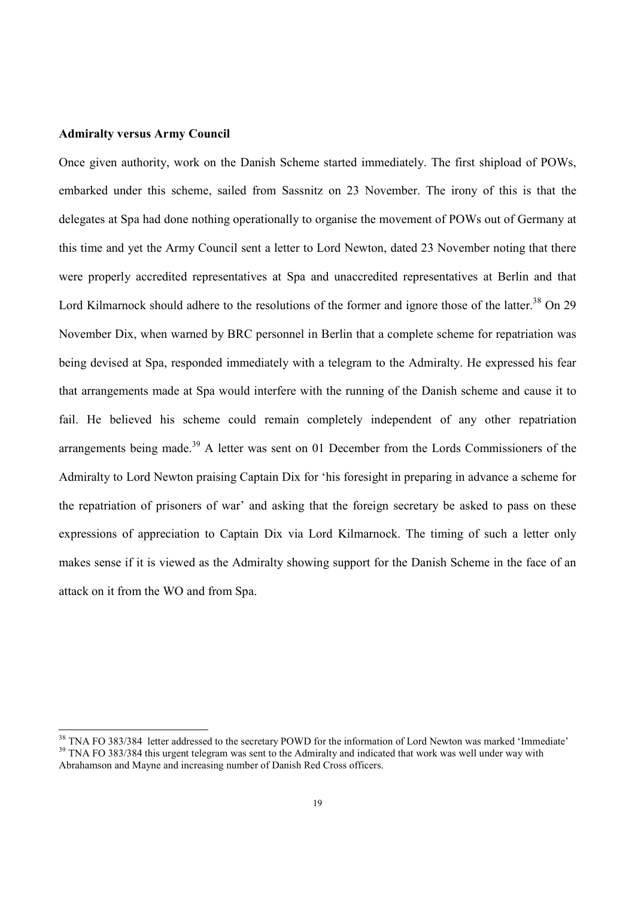**Admiralty versus Army Council**

Once given authority, work on the Danish Scheme started immediately. The first shipload of POWs, embarked under this scheme, sailed from Sassnitz on 23 November. The irony of this is that the delegates at Spa had done nothing operationally to organise the movement of POWs out of Germany at this time and yet the Army Council sent a letter to Lord Newton, dated 23 November noting that there were properly accredited representatives at Spa and unaccredited representatives at Berlin and that Lord Kilmarnock should adhere to the resolutions of the former and ignore those of the latter.[38] On 29 November Dix, when warned by BRC personnel in Berlin that a complete scheme for repatriation was being devised at Spa, responded immediately with a telegram to the Admiralty. He expressed his fear that arrangements made at Spa would interfere with the running of the Danish scheme and cause it to fail. He believed his scheme could remain completely independent of any other repatriation arrangements being made.[39] A letter was sent on 01 December from the Lords Commissioners of the Admiralty to Lord Newton praising Captain Dix for 'his foresight in preparing in advance a scheme for the repatriation of prisoners of war' and asking that the foreign secretary be asked to pass on these expressions of appreciation to Captain Dix via Lord Kilmarnock. The timing of such a letter only makes sense if it is viewed as the Admiralty showing support for the Danish Scheme in the face of an attack on it from the WO and from Spa.

[38] TNA FO 383/384 letter addressed to the secretary POWD for the information of Lord Newton was marked 'Immediate'

[39] TNA FO 383/384 this urgent telegram was sent to the Admiralty and indicated that work was well under way with Abrahamson and Mayne and increasing number of Danish Red Cross officers.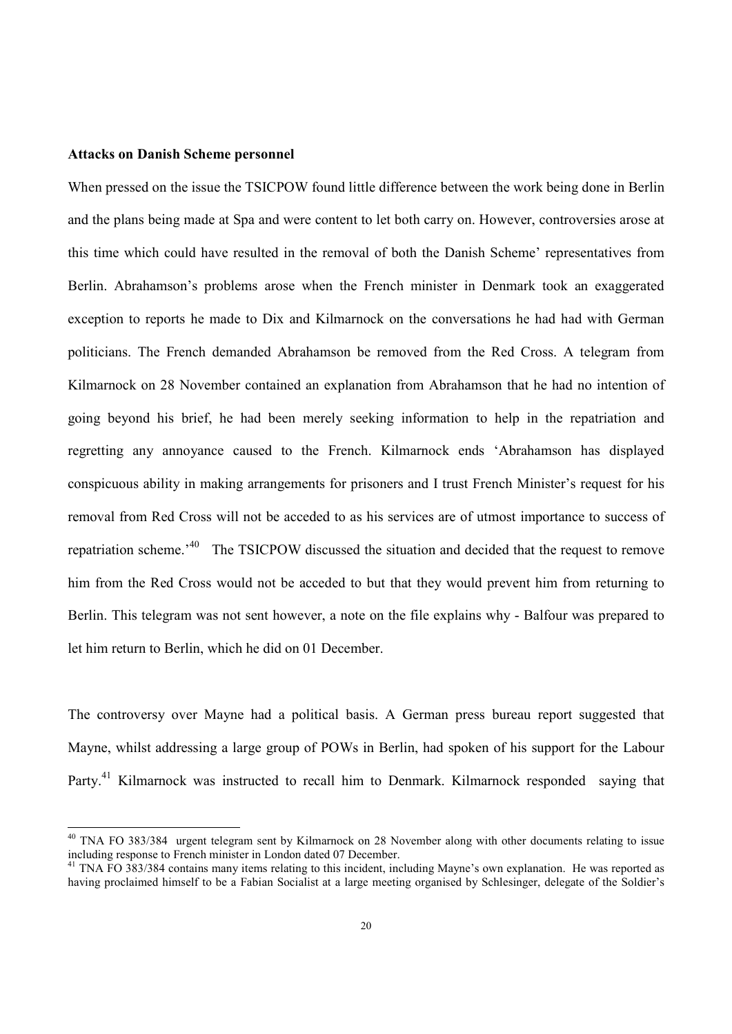**Attacks on Danish Scheme personnel**

When pressed on the issue the TSICPOW found little difference between the work being done in Berlin and the plans being made at Spa and were content to let both carry on. However, controversies arose at this time which could have resulted in the removal of both the Danish Scheme' representatives from Berlin. Abrahamson's problems arose when the French minister in Denmark took an exaggerated exception to reports he made to Dix and Kilmarnock on the conversations he had had with German politicians. The French demanded Abrahamson be removed from the Red Cross. A telegram from Kilmarnock on 28 November contained an explanation from Abrahamson that he had no intention of going beyond his brief, he had been merely seeking information to help in the repatriation and regretting any annoyance caused to the French. Kilmarnock ends 'Abrahamson has displayed conspicuous ability in making arrangements for prisoners and I trust French Minister's request for his removal from Red Cross will not be acceded to as his services are of utmost importance to success of repatriation scheme.'[40] The TSICPOW discussed the situation and decided that the request to remove him from the Red Cross would not be acceded to but that they would prevent him from returning to Berlin. This telegram was not sent however, a note on the file explains why - Balfour was prepared to let him return to Berlin, which he did on 01 December.

The controversy over Mayne had a political basis. A German press bureau report suggested that Mayne, whilst addressing a large group of POWs in Berlin, had spoken of his support for the Labour Party.[41] Kilmarnock was instructed to recall him to Denmark. Kilmarnock responded saying that

---

[40] TNA FO 383/384 urgent telegram sent by Kilmarnock on 28 November along with other documents relating to issue including response to French minister in London dated 07 December.

[41] TNA FO 383/384 contains many items relating to this incident, including Mayne's own explanation. He was reported as having proclaimed himself to be a Fabian Socialist at a large meeting organised by Schlesinger, delegate of the Soldier's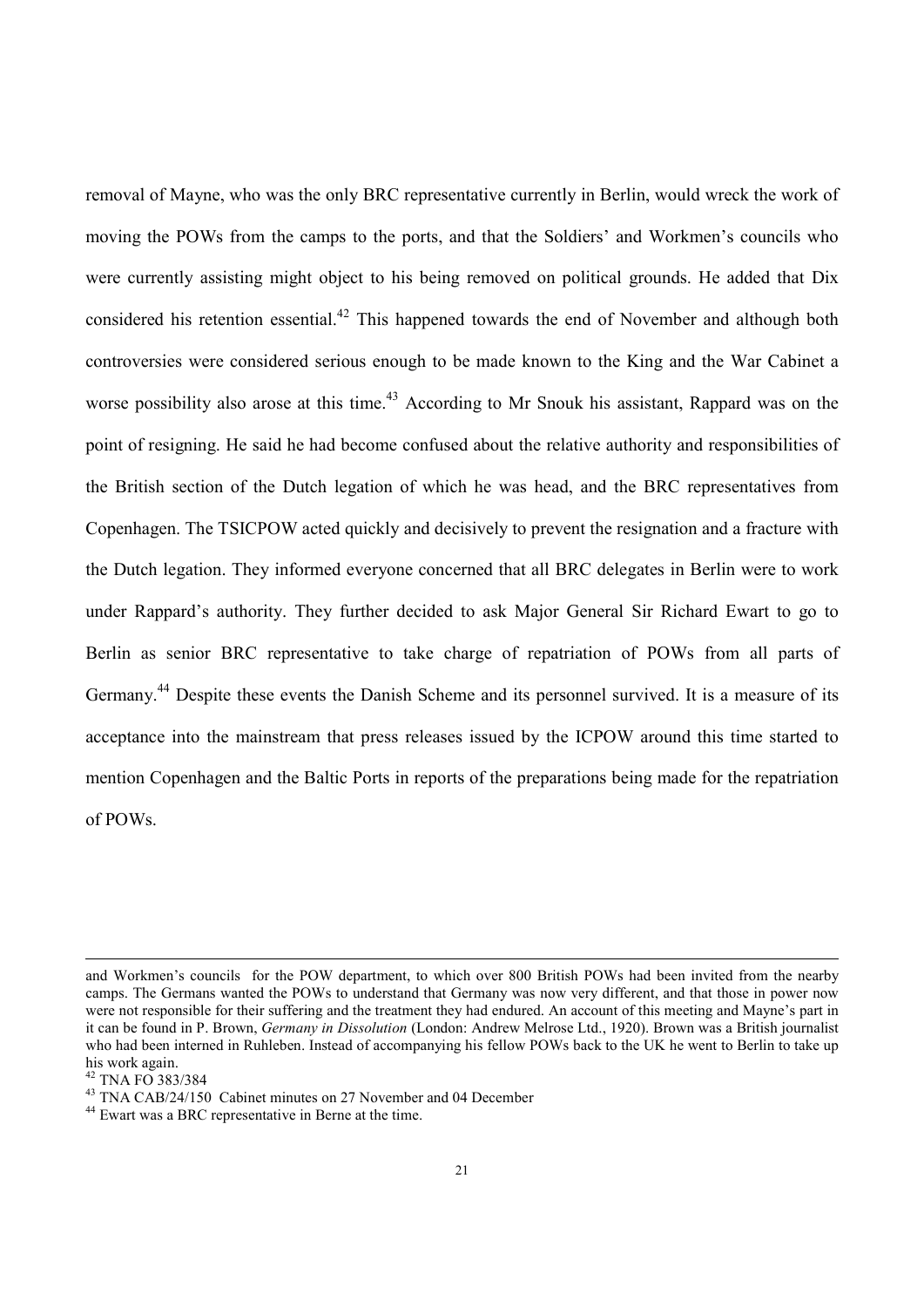removal of Mayne, who was the only BRC representative currently in Berlin, would wreck the work of moving the POWs from the camps to the ports, and that the Soldiers' and Workmen's councils who were currently assisting might object to his being removed on political grounds. He added that Dix considered his retention essential.[42] This happened towards the end of November and although both controversies were considered serious enough to be made known to the King and the War Cabinet a worse possibility also arose at this time.[43] According to Mr Snouk his assistant, Rappard was on the point of resigning. He said he had become confused about the relative authority and responsibilities of the British section of the Dutch legation of which he was head, and the BRC representatives from Copenhagen. The TSICPOW acted quickly and decisively to prevent the resignation and a fracture with the Dutch legation. They informed everyone concerned that all BRC delegates in Berlin were to work under Rappard's authority. They further decided to ask Major General Sir Richard Ewart to go to Berlin as senior BRC representative to take charge of repatriation of POWs from all parts of Germany.[44] Despite these events the Danish Scheme and its personnel survived. It is a measure of its acceptance into the mainstream that press releases issued by the ICPOW around this time started to mention Copenhagen and the Baltic Ports in reports of the preparations being made for the repatriation of POWs.

---

and Workmen's councils for the POW department, to which over 800 British POWs had been invited from the nearby camps. The Germans wanted the POWs to understand that Germany was now very different, and that those in power now were not responsible for their suffering and the treatment they had endured. An account of this meeting and Mayne's part in it can be found in P. Brown, *Germany in Dissolution* (London: Andrew Melrose Ltd., 1920). Brown was a British journalist who had been interned in Ruhleben. Instead of accompanying his fellow POWs back to the UK he went to Berlin to take up his work again.

[42] TNA FO 383/384

[43] TNA CAB/24/150 Cabinet minutes on 27 November and 04 December

[44] Ewart was a BRC representative in Berne at the time.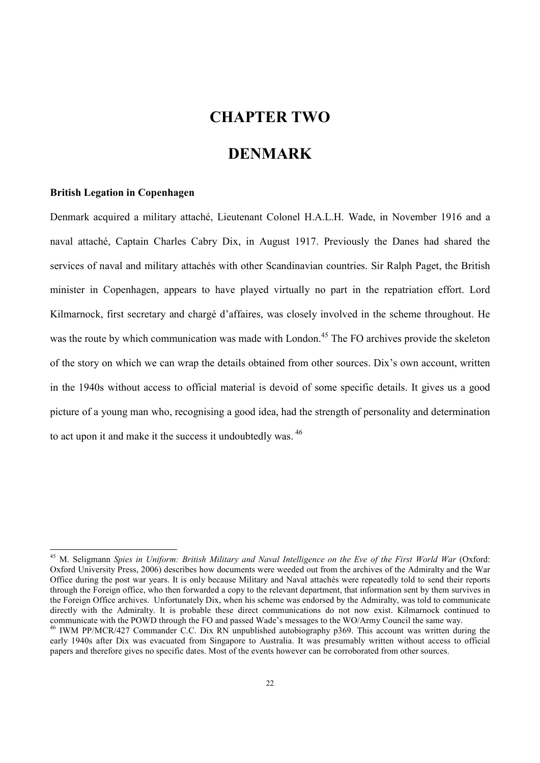# CHAPTER TWO

# DENMARK

**British Legation in Copenhagen**

Denmark acquired a military attaché, Lieutenant Colonel H.A.L.H. Wade, in November 1916 and a naval attaché, Captain Charles Cabry Dix, in August 1917. Previously the Danes had shared the services of naval and military attachés with other Scandinavian countries. Sir Ralph Paget, the British minister in Copenhagen, appears to have played virtually no part in the repatriation effort. Lord Kilmarnock, first secretary and chargé d'affaires, was closely involved in the scheme throughout. He was the route by which communication was made with London.[45] The FO archives provide the skeleton of the story on which we can wrap the details obtained from other sources. Dix's own account, written in the 1940s without access to official material is devoid of some specific details. It gives us a good picture of a young man who, recognising a good idea, had the strength of personality and determination to act upon it and make it the success it undoubtedly was.[46]

---

[45] M. Seligmann *Spies in Uniform: British Military and Naval Intelligence on the Eve of the First World War* (Oxford: Oxford University Press, 2006) describes how documents were weeded out from the archives of the Admiralty and the War Office during the post war years. It is only because Military and Naval attachés were repeatedly told to send their reports through the Foreign office, who then forwarded a copy to the relevant department, that information sent by them survives in the Foreign Office archives. Unfortunately Dix, when his scheme was endorsed by the Admiralty, was told to communicate directly with the Admiralty. It is probable these direct communications do not now exist. Kilmarnock continued to communicate with the POWD through the FO and passed Wade's messages to the WO/Army Council the same way.

[46] IWM PP/MCR/427 Commander C.C. Dix RN unpublished autobiography p369. This account was written during the early 1940s after Dix was evacuated from Singapore to Australia. It was presumably written without access to official papers and therefore gives no specific dates. Most of the events however can be corroborated from other sources.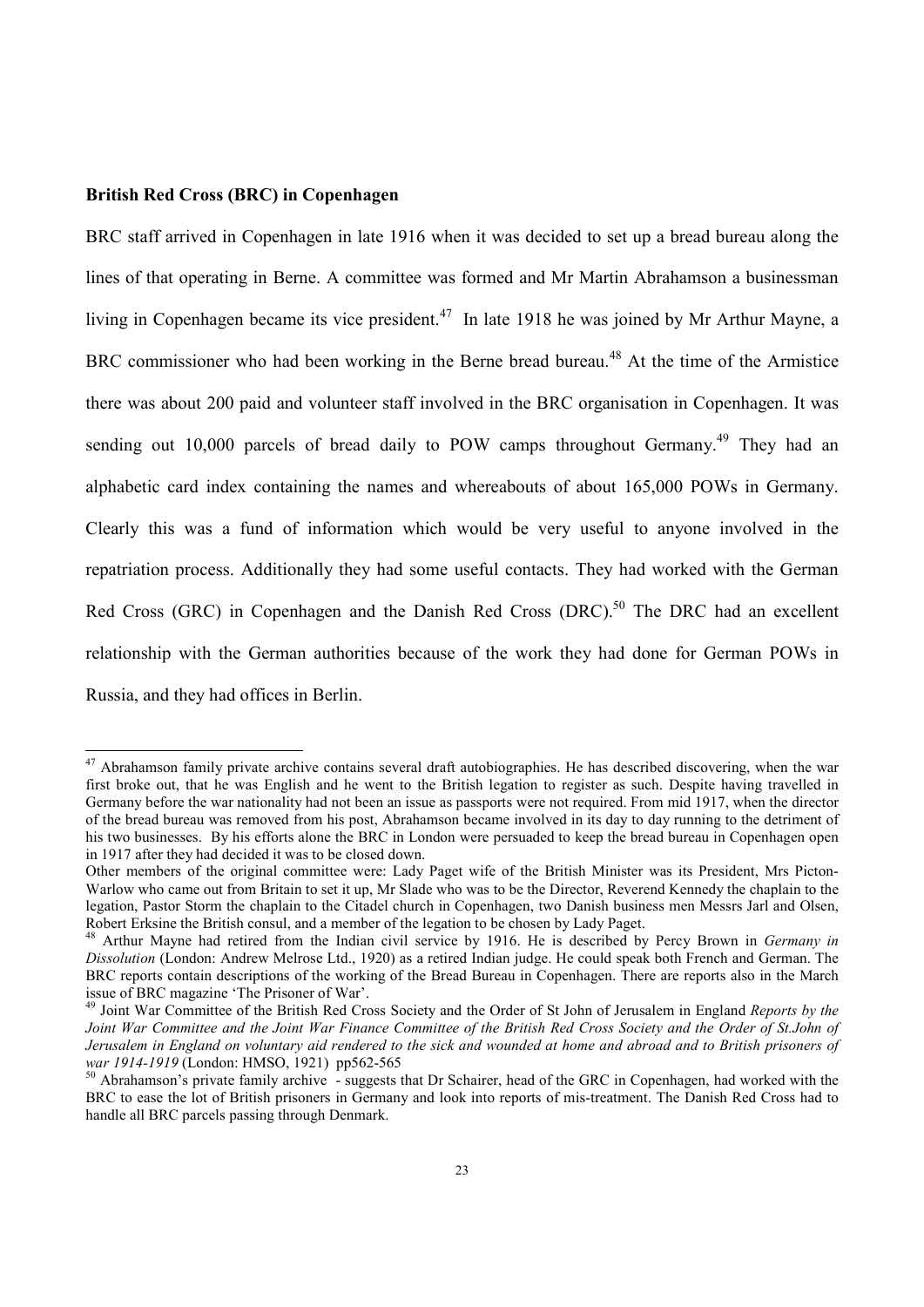**British Red Cross (BRC) in Copenhagen**

BRC staff arrived in Copenhagen in late 1916 when it was decided to set up a bread bureau along the lines of that operating in Berne. A committee was formed and Mr Martin Abrahamson a businessman living in Copenhagen became its vice president.[47] In late 1918 he was joined by Mr Arthur Mayne, a BRC commissioner who had been working in the Berne bread bureau.[48] At the time of the Armistice there was about 200 paid and volunteer staff involved in the BRC organisation in Copenhagen. It was sending out 10,000 parcels of bread daily to POW camps throughout Germany.[49] They had an alphabetic card index containing the names and whereabouts of about 165,000 POWs in Germany. Clearly this was a fund of information which would be very useful to anyone involved in the repatriation process. Additionally they had some useful contacts. They had worked with the German Red Cross (GRC) in Copenhagen and the Danish Red Cross (DRC).[50] The DRC had an excellent relationship with the German authorities because of the work they had done for German POWs in Russia, and they had offices in Berlin.

---

[47] Abrahamson family private archive contains several draft autobiographies. He has described discovering, when the war first broke out, that he was English and he went to the British legation to register as such. Despite having travelled in Germany before the war nationality had not been an issue as passports were not required. From mid 1917, when the director of the bread bureau was removed from his post, Abrahamson became involved in its day to day running to the detriment of his two businesses. By his efforts alone the BRC in London were persuaded to keep the bread bureau in Copenhagen open in 1917 after they had decided it was to be closed down.
Other members of the original committee were: Lady Paget wife of the British Minister was its President, Mrs Picton-Warlow who came out from Britain to set it up, Mr Slade who was to be the Director, Reverend Kennedy the chaplain to the legation, Pastor Storm the chaplain to the Citadel church in Copenhagen, two Danish business men Messrs Jarl and Olsen, Robert Erksine the British consul, and a member of the legation to be chosen by Lady Paget.

[48] Arthur Mayne had retired from the Indian civil service by 1916. He is described by Percy Brown in *Germany in Dissolution* (London: Andrew Melrose Ltd., 1920) as a retired Indian judge. He could speak both French and German. The BRC reports contain descriptions of the working of the Bread Bureau in Copenhagen. There are reports also in the March issue of BRC magazine 'The Prisoner of War'.

[49] Joint War Committee of the British Red Cross Society and the Order of St John of Jerusalem in England *Reports by the Joint War Committee and the Joint War Finance Committee of the British Red Cross Society and the Order of St.John of Jerusalem in England on voluntary aid rendered to the sick and wounded at home and abroad and to British prisoners of war 1914-1919* (London: HMSO, 1921) pp562-565

[50] Abrahamson's private family archive - suggests that Dr Schairer, head of the GRC in Copenhagen, had worked with the BRC to ease the lot of British prisoners in Germany and look into reports of mis-treatment. The Danish Red Cross had to handle all BRC parcels passing through Denmark.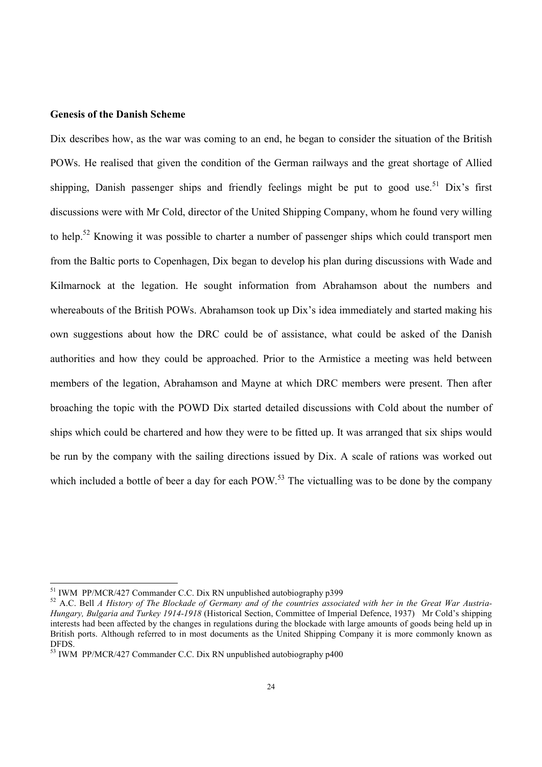**Genesis of the Danish Scheme**

Dix describes how, as the war was coming to an end, he began to consider the situation of the British POWs. He realised that given the condition of the German railways and the great shortage of Allied shipping, Danish passenger ships and friendly feelings might be put to good use.[51] Dix's first discussions were with Mr Cold, director of the United Shipping Company, whom he found very willing to help.[52] Knowing it was possible to charter a number of passenger ships which could transport men from the Baltic ports to Copenhagen, Dix began to develop his plan during discussions with Wade and Kilmarnock at the legation. He sought information from Abrahamson about the numbers and whereabouts of the British POWs. Abrahamson took up Dix's idea immediately and started making his own suggestions about how the DRC could be of assistance, what could be asked of the Danish authorities and how they could be approached. Prior to the Armistice a meeting was held between members of the legation, Abrahamson and Mayne at which DRC members were present. Then after broaching the topic with the POWD Dix started detailed discussions with Cold about the number of ships which could be chartered and how they were to be fitted up. It was arranged that six ships would be run by the company with the sailing directions issued by Dix. A scale of rations was worked out which included a bottle of beer a day for each POW.[53] The victualling was to be done by the company

---

[51] IWM PP/MCR/427 Commander C.C. Dix RN unpublished autobiography p399

[52] A.C. Bell *A History of The Blockade of Germany and of the countries associated with her in the Great War Austria-Hungary, Bulgaria and Turkey 1914-1918* (Historical Section, Committee of Imperial Defence, 1937) Mr Cold's shipping interests had been affected by the changes in regulations during the blockade with large amounts of goods being held up in British ports. Although referred to in most documents as the United Shipping Company it is more commonly known as DFDS.

[53] IWM PP/MCR/427 Commander C.C. Dix RN unpublished autobiography p400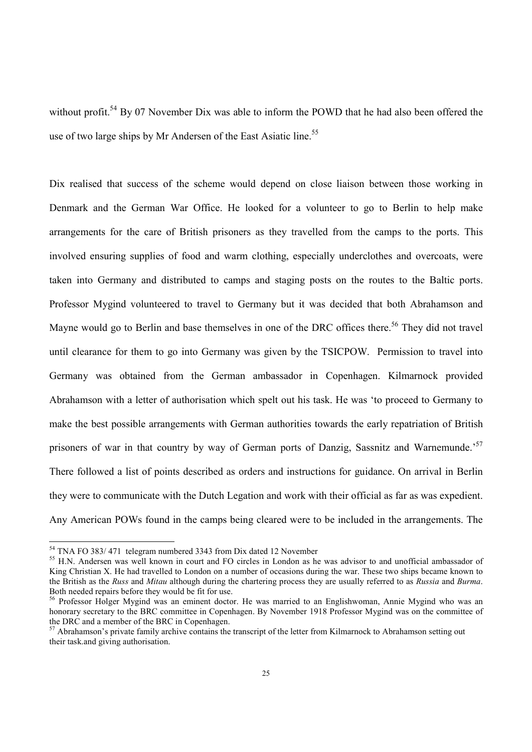without profit.[54] By 07 November Dix was able to inform the POWD that he had also been offered the use of two large ships by Mr Andersen of the East Asiatic line.[55]

Dix realised that success of the scheme would depend on close liaison between those working in Denmark and the German War Office. He looked for a volunteer to go to Berlin to help make arrangements for the care of British prisoners as they travelled from the camps to the ports. This involved ensuring supplies of food and warm clothing, especially underclothes and overcoats, were taken into Germany and distributed to camps and staging posts on the routes to the Baltic ports. Professor Mygind volunteered to travel to Germany but it was decided that both Abrahamson and Mayne would go to Berlin and base themselves in one of the DRC offices there.[56] They did not travel until clearance for them to go into Germany was given by the TSICPOW. Permission to travel into Germany was obtained from the German ambassador in Copenhagen. Kilmarnock provided Abrahamson with a letter of authorisation which spelt out his task. He was 'to proceed to Germany to make the best possible arrangements with German authorities towards the early repatriation of British prisoners of war in that country by way of German ports of Danzig, Sassnitz and Warnemunde.'[57] There followed a list of points described as orders and instructions for guidance. On arrival in Berlin they were to communicate with the Dutch Legation and work with their official as far as was expedient. Any American POWs found in the camps being cleared were to be included in the arrangements. The

---

[54] TNA FO 383/ 471 telegram numbered 3343 from Dix dated 12 November

[55] H.N. Andersen was well known in court and FO circles in London as he was advisor to and unofficial ambassador of King Christian X. He had travelled to London on a number of occasions during the war. These two ships became known to the British as the *Russ* and *Mitau* although during the chartering process they are usually referred to as *Russia* and *Burma*. Both needed repairs before they would be fit for use.

[56] Professor Holger Mygind was an eminent doctor. He was married to an Englishwoman, Annie Mygind who was an honorary secretary to the BRC committee in Copenhagen. By November 1918 Professor Mygind was on the committee of the DRC and a member of the BRC in Copenhagen.

[57] Abrahamson's private family archive contains the transcript of the letter from Kilmarnock to Abrahamson setting out their task.and giving authorisation.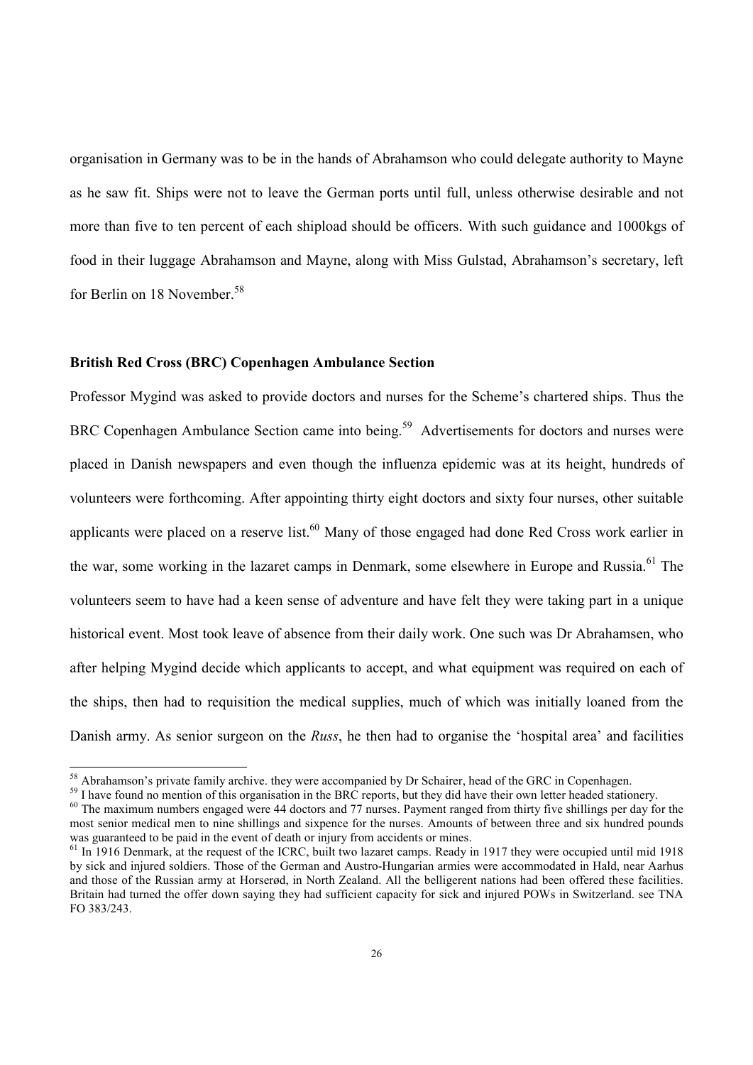organisation in Germany was to be in the hands of Abrahamson who could delegate authority to Mayne as he saw fit. Ships were not to leave the German ports until full, unless otherwise desirable and not more than five to ten percent of each shipload should be officers. With such guidance and 1000kgs of food in their luggage Abrahamson and Mayne, along with Miss Gulstad, Abrahamson's secretary, left for Berlin on 18 November.[58]

**British Red Cross (BRC) Copenhagen Ambulance Section**

Professor Mygind was asked to provide doctors and nurses for the Scheme's chartered ships. Thus the BRC Copenhagen Ambulance Section came into being.[59] Advertisements for doctors and nurses were placed in Danish newspapers and even though the influenza epidemic was at its height, hundreds of volunteers were forthcoming. After appointing thirty eight doctors and sixty four nurses, other suitable applicants were placed on a reserve list.[60] Many of those engaged had done Red Cross work earlier in the war, some working in the lazaret camps in Denmark, some elsewhere in Europe and Russia.[61] The volunteers seem to have had a keen sense of adventure and have felt they were taking part in a unique historical event. Most took leave of absence from their daily work. One such was Dr Abrahamsen, who after helping Mygind decide which applicants to accept, and what equipment was required on each of the ships, then had to requisition the medical supplies, much of which was initially loaned from the Danish army. As senior surgeon on the *Russ*, he then had to organise the 'hospital area' and facilities

---

[58] Abrahamson's private family archive. they were accompanied by Dr Schairer, head of the GRC in Copenhagen.

[59] I have found no mention of this organisation in the BRC reports, but they did have their own letter headed stationery.

[60] The maximum numbers engaged were 44 doctors and 77 nurses. Payment ranged from thirty five shillings per day for the most senior medical men to nine shillings and sixpence for the nurses. Amounts of between three and six hundred pounds was guaranteed to be paid in the event of death or injury from accidents or mines.

[61] In 1916 Denmark, at the request of the ICRC, built two lazaret camps. Ready in 1917 they were occupied until mid 1918 by sick and injured soldiers. Those of the German and Austro-Hungarian armies were accommodated in Hald, near Aarhus and those of the Russian army at Horserød, in North Zealand. All the belligerent nations had been offered these facilities. Britain had turned the offer down saying they had sufficient capacity for sick and injured POWs in Switzerland. see TNA FO 383/243.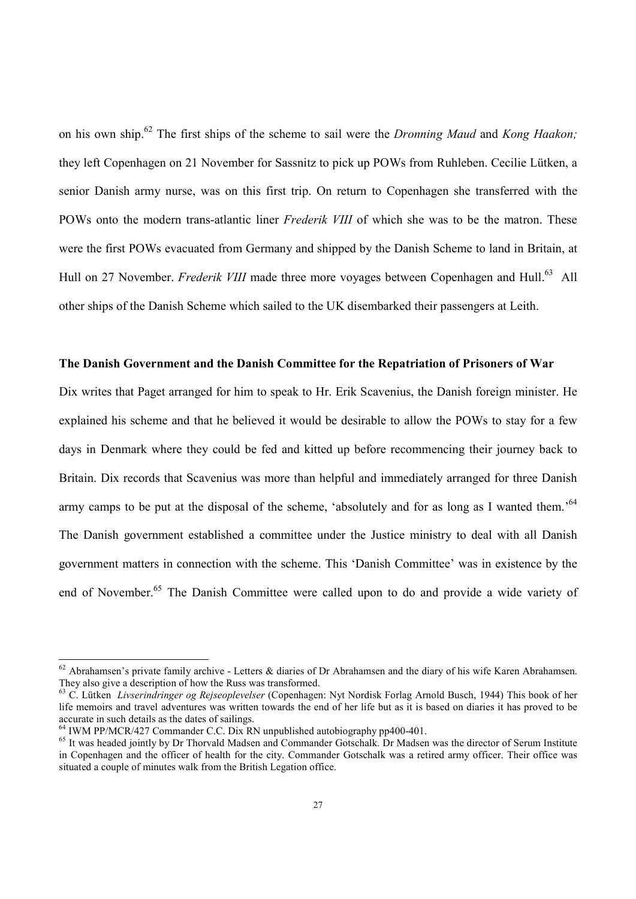on his own ship.[62] The first ships of the scheme to sail were the *Dronning Maud* and *Kong Haakon;* they left Copenhagen on 21 November for Sassnitz to pick up POWs from Ruhleben. Cecilie Lütken, a senior Danish army nurse, was on this first trip. On return to Copenhagen she transferred with the POWs onto the modern trans-atlantic liner *Frederik VIII* of which she was to be the matron. These were the first POWs evacuated from Germany and shipped by the Danish Scheme to land in Britain, at Hull on 27 November. *Frederik VIII* made three more voyages between Copenhagen and Hull.[63] All other ships of the Danish Scheme which sailed to the UK disembarked their passengers at Leith.

### The Danish Government and the Danish Committee for the Repatriation of Prisoners of War

Dix writes that Paget arranged for him to speak to Hr. Erik Scavenius, the Danish foreign minister. He explained his scheme and that he believed it would be desirable to allow the POWs to stay for a few days in Denmark where they could be fed and kitted up before recommencing their journey back to Britain. Dix records that Scavenius was more than helpful and immediately arranged for three Danish army camps to be put at the disposal of the scheme, 'absolutely and for as long as I wanted them.'[64] The Danish government established a committee under the Justice ministry to deal with all Danish government matters in connection with the scheme. This 'Danish Committee' was in existence by the end of November.[65] The Danish Committee were called upon to do and provide a wide variety of

---

[62] Abrahamsen's private family archive - Letters & diaries of Dr Abrahamsen and the diary of his wife Karen Abrahamsen. They also give a description of how the Russ was transformed.

[63] C. Lütken *Livserindringer og Rejseoplevelser* (Copenhagen: Nyt Nordisk Forlag Arnold Busch, 1944) This book of her life memoirs and travel adventures was written towards the end of her life but as it is based on diaries it has proved to be accurate in such details as the dates of sailings.

[64] IWM PP/MCR/427 Commander C.C. Dix RN unpublished autobiography pp400-401.

[65] It was headed jointly by Dr Thorvald Madsen and Commander Gotschalk. Dr Madsen was the director of Serum Institute in Copenhagen and the officer of health for the city. Commander Gotschalk was a retired army officer. Their office was situated a couple of minutes walk from the British Legation office.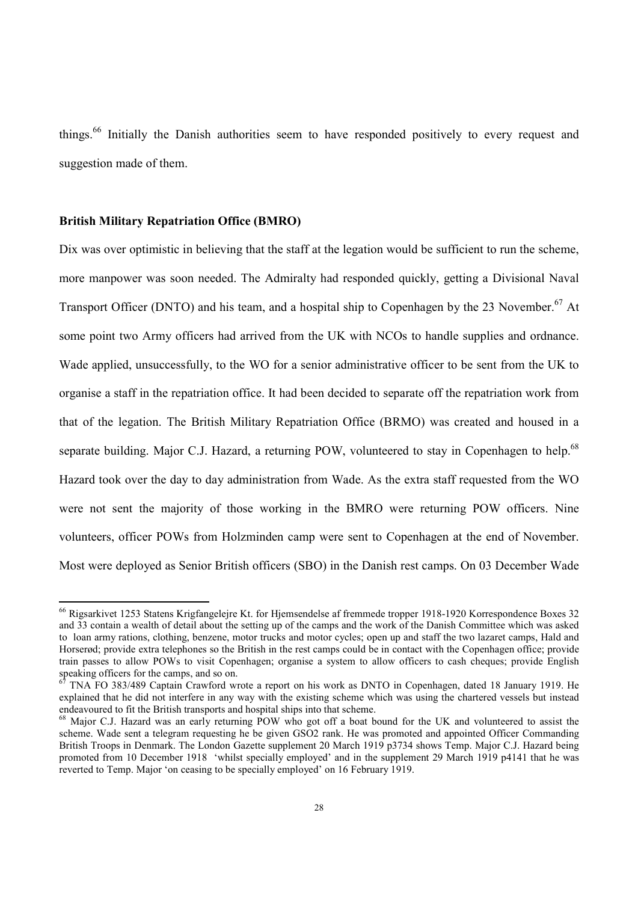things.[66] Initially the Danish authorities seem to have responded positively to every request and suggestion made of them.

**British Military Repatriation Office (BMRO)**

Dix was over optimistic in believing that the staff at the legation would be sufficient to run the scheme, more manpower was soon needed. The Admiralty had responded quickly, getting a Divisional Naval Transport Officer (DNTO) and his team, and a hospital ship to Copenhagen by the 23 November.[67] At some point two Army officers had arrived from the UK with NCOs to handle supplies and ordnance. Wade applied, unsuccessfully, to the WO for a senior administrative officer to be sent from the UK to organise a staff in the repatriation office. It had been decided to separate off the repatriation work from that of the legation. The British Military Repatriation Office (BRMO) was created and housed in a separate building. Major C.J. Hazard, a returning POW, volunteered to stay in Copenhagen to help.[68] Hazard took over the day to day administration from Wade. As the extra staff requested from the WO were not sent the majority of those working in the BMRO were returning POW officers. Nine volunteers, officer POWs from Holzminden camp were sent to Copenhagen at the end of November. Most were deployed as Senior British officers (SBO) in the Danish rest camps. On 03 December Wade

---

[66] Rigsarkivet 1253 Statens Krigfangelejre Kt. for Hjemsendelse af fremmede tropper 1918-1920 Korrespondence Boxes 32 and 33 contain a wealth of detail about the setting up of the camps and the work of the Danish Committee which was asked to loan army rations, clothing, benzene, motor trucks and motor cycles; open up and staff the two lazaret camps, Hald and Horserød; provide extra telephones so the British in the rest camps could be in contact with the Copenhagen office; provide train passes to allow POWs to visit Copenhagen; organise a system to allow officers to cash cheques; provide English speaking officers for the camps, and so on.

[67] TNA FO 383/489 Captain Crawford wrote a report on his work as DNTO in Copenhagen, dated 18 January 1919. He explained that he did not interfere in any way with the existing scheme which was using the chartered vessels but instead endeavoured to fit the British transports and hospital ships into that scheme.

[68] Major C.J. Hazard was an early returning POW who got off a boat bound for the UK and volunteered to assist the scheme. Wade sent a telegram requesting he be given GSO2 rank. He was promoted and appointed Officer Commanding British Troops in Denmark. The London Gazette supplement 20 March 1919 p3734 shows Temp. Major C.J. Hazard being promoted from 10 December 1918 'whilst specially employed' and in the supplement 29 March 1919 p4141 that he was reverted to Temp. Major 'on ceasing to be specially employed' on 16 February 1919.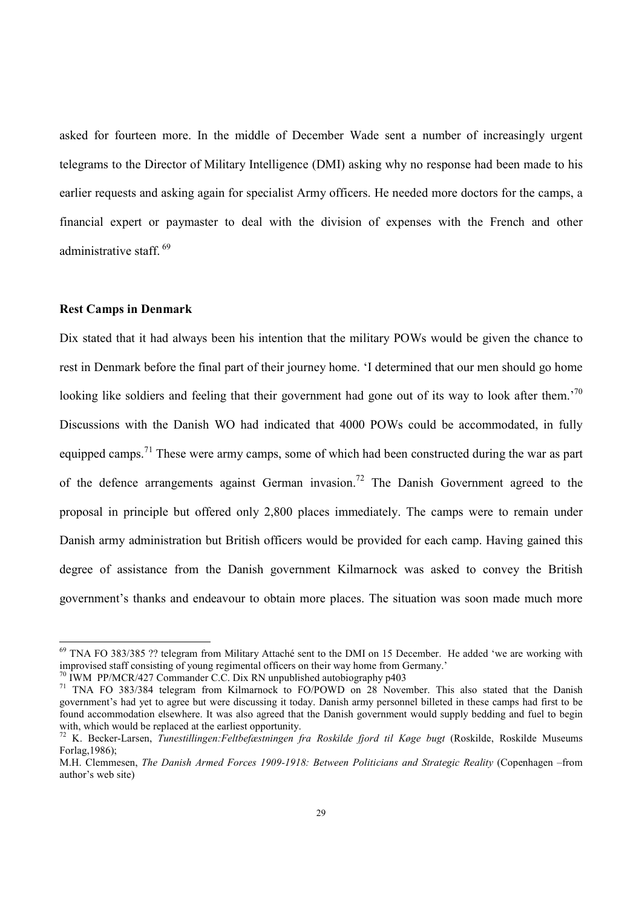asked for fourteen more. In the middle of December Wade sent a number of increasingly urgent telegrams to the Director of Military Intelligence (DMI) asking why no response had been made to his earlier requests and asking again for specialist Army officers. He needed more doctors for the camps, a financial expert or paymaster to deal with the division of expenses with the French and other administrative staff.[69]

**Rest Camps in Denmark**

Dix stated that it had always been his intention that the military POWs would be given the chance to rest in Denmark before the final part of their journey home. 'I determined that our men should go home looking like soldiers and feeling that their government had gone out of its way to look after them.'[70] Discussions with the Danish WO had indicated that 4000 POWs could be accommodated, in fully equipped camps.[71] These were army camps, some of which had been constructed during the war as part of the defence arrangements against German invasion.[72] The Danish Government agreed to the proposal in principle but offered only 2,800 places immediately. The camps were to remain under Danish army administration but British officers would be provided for each camp. Having gained this degree of assistance from the Danish government Kilmarnock was asked to convey the British government's thanks and endeavour to obtain more places. The situation was soon made much more

[69] TNA FO 383/385 ?? telegram from Military Attaché sent to the DMI on 15 December. He added 'we are working with improvised staff consisting of young regimental officers on their way home from Germany.'

[70] IWM PP/MCR/427 Commander C.C. Dix RN unpublished autobiography p403

[71] TNA FO 383/384 telegram from Kilmarnock to FO/POWD on 28 November. This also stated that the Danish government's had yet to agree but were discussing it today. Danish army personnel billeted in these camps had first to be found accommodation elsewhere. It was also agreed that the Danish government would supply bedding and fuel to begin with, which would be replaced at the earliest opportunity.

[72] K. Becker-Larsen, *Tunestillingen:Feltbefæstningen fra Roskilde fjord til Køge bugt* (Roskilde, Roskilde Museums Forlag,1986);
M.H. Clemmesen, *The Danish Armed Forces 1909-1918: Between Politicians and Strategic Reality* (Copenhagen –from author's web site)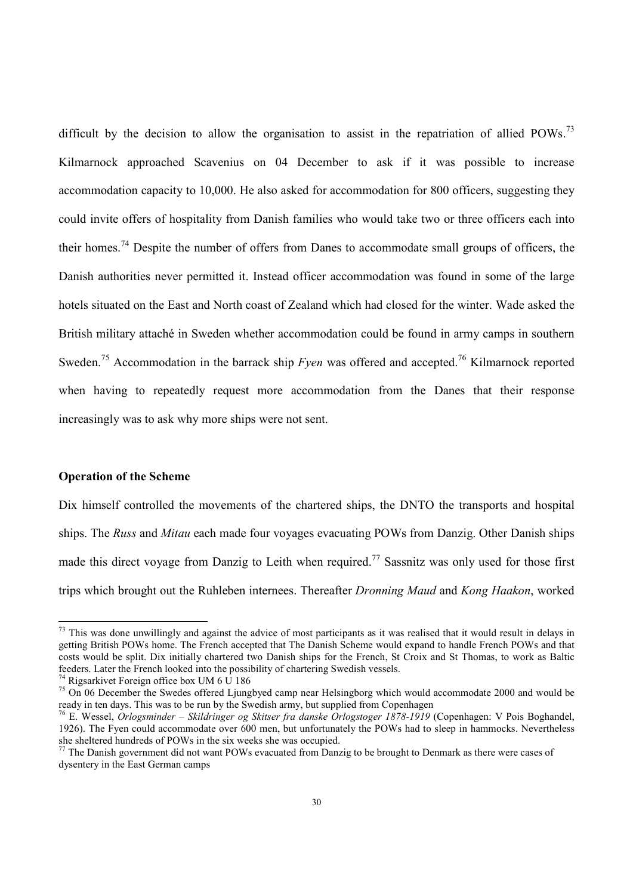difficult by the decision to allow the organisation to assist in the repatriation of allied POWs.[73] Kilmarnock approached Scavenius on 04 December to ask if it was possible to increase accommodation capacity to 10,000. He also asked for accommodation for 800 officers, suggesting they could invite offers of hospitality from Danish families who would take two or three officers each into their homes.[74] Despite the number of offers from Danes to accommodate small groups of officers, the Danish authorities never permitted it. Instead officer accommodation was found in some of the large hotels situated on the East and North coast of Zealand which had closed for the winter. Wade asked the British military attaché in Sweden whether accommodation could be found in army camps in southern Sweden.[75] Accommodation in the barrack ship *Fyen* was offered and accepted.[76] Kilmarnock reported when having to repeatedly request more accommodation from the Danes that their response increasingly was to ask why more ships were not sent.

**Operation of the Scheme**

Dix himself controlled the movements of the chartered ships, the DNTO the transports and hospital ships. The *Russ* and *Mitau* each made four voyages evacuating POWs from Danzig. Other Danish ships made this direct voyage from Danzig to Leith when required.[77] Sassnitz was only used for those first trips which brought out the Ruhleben internees. Thereafter *Dronning Maud* and *Kong Haakon*, worked

[73] This was done unwillingly and against the advice of most participants as it was realised that it would result in delays in getting British POWs home. The French accepted that The Danish Scheme would expand to handle French POWs and that costs would be split. Dix initially chartered two Danish ships for the French, St Croix and St Thomas, to work as Baltic feeders. Later the French looked into the possibility of chartering Swedish vessels.

[74] Rigsarkivet Foreign office box UM 6 U 186

[75] On 06 December the Swedes offered Ljungbyed camp near Helsingborg which would accommodate 2000 and would be ready in ten days. This was to be run by the Swedish army, but supplied from Copenhagen

[76] E. Wessel, *Orlogsminder – Skildringer og Skitser fra danske Orlogstoger 1878-1919* (Copenhagen: V Pois Boghandel, 1926). The Fyen could accommodate over 600 men, but unfortunately the POWs had to sleep in hammocks. Nevertheless she sheltered hundreds of POWs in the six weeks she was occupied.

[77] The Danish government did not want POWs evacuated from Danzig to be brought to Denmark as there were cases of dysentery in the East German camps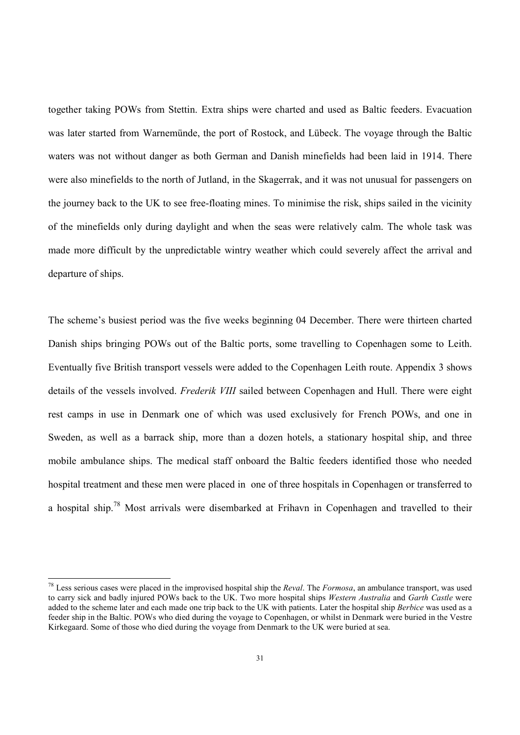together taking POWs from Stettin. Extra ships were charted and used as Baltic feeders. Evacuation was later started from Warnemünde, the port of Rostock, and Lübeck. The voyage through the Baltic waters was not without danger as both German and Danish minefields had been laid in 1914. There were also minefields to the north of Jutland, in the Skagerrak, and it was not unusual for passengers on the journey back to the UK to see free-floating mines. To minimise the risk, ships sailed in the vicinity of the minefields only during daylight and when the seas were relatively calm. The whole task was made more difficult by the unpredictable wintry weather which could severely affect the arrival and departure of ships.

The scheme's busiest period was the five weeks beginning 04 December. There were thirteen charted Danish ships bringing POWs out of the Baltic ports, some travelling to Copenhagen some to Leith. Eventually five British transport vessels were added to the Copenhagen Leith route. Appendix 3 shows details of the vessels involved. *Frederik VIII* sailed between Copenhagen and Hull. There were eight rest camps in use in Denmark one of which was used exclusively for French POWs, and one in Sweden, as well as a barrack ship, more than a dozen hotels, a stationary hospital ship, and three mobile ambulance ships. The medical staff onboard the Baltic feeders identified those who needed hospital treatment and these men were placed in one of three hospitals in Copenhagen or transferred to a hospital ship.[78] Most arrivals were disembarked at Frihavn in Copenhagen and travelled to their

---

[78] Less serious cases were placed in the improvised hospital ship the *Reval*. The *Formosa*, an ambulance transport, was used to carry sick and badly injured POWs back to the UK. Two more hospital ships *Western Australia* and *Garth Castle* were added to the scheme later and each made one trip back to the UK with patients. Later the hospital ship *Berbice* was used as a feeder ship in the Baltic. POWs who died during the voyage to Copenhagen, or whilst in Denmark were buried in the Vestre Kirkegaard. Some of those who died during the voyage from Denmark to the UK were buried at sea.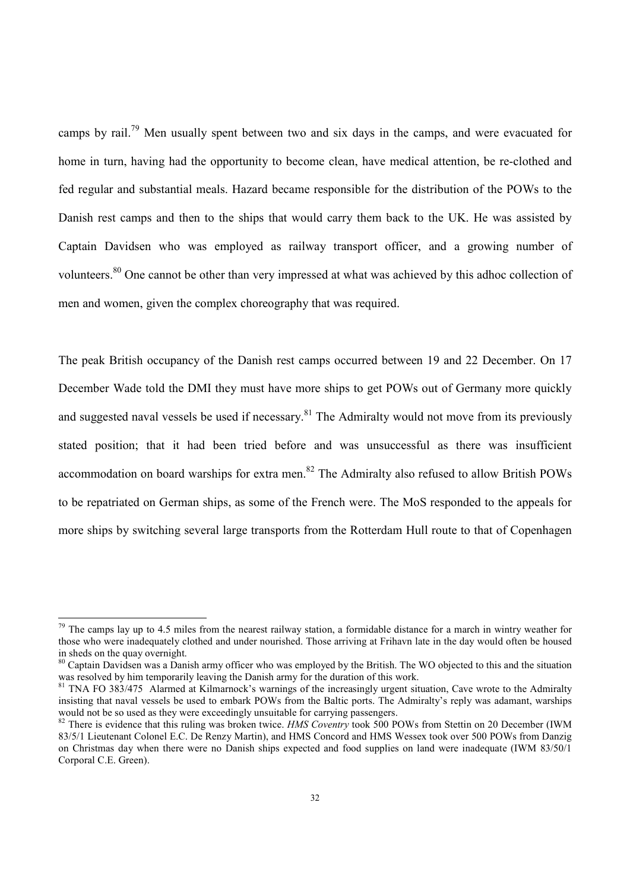camps by rail.[79] Men usually spent between two and six days in the camps, and were evacuated for home in turn, having had the opportunity to become clean, have medical attention, be re-clothed and fed regular and substantial meals. Hazard became responsible for the distribution of the POWs to the Danish rest camps and then to the ships that would carry them back to the UK. He was assisted by Captain Davidsen who was employed as railway transport officer, and a growing number of volunteers.[80] One cannot be other than very impressed at what was achieved by this adhoc collection of men and women, given the complex choreography that was required.

The peak British occupancy of the Danish rest camps occurred between 19 and 22 December. On 17 December Wade told the DMI they must have more ships to get POWs out of Germany more quickly and suggested naval vessels be used if necessary.[81] The Admiralty would not move from its previously stated position; that it had been tried before and was unsuccessful as there was insufficient accommodation on board warships for extra men.[82] The Admiralty also refused to allow British POWs to be repatriated on German ships, as some of the French were. The MoS responded to the appeals for more ships by switching several large transports from the Rotterdam Hull route to that of Copenhagen

---

[79] The camps lay up to 4.5 miles from the nearest railway station, a formidable distance for a march in wintry weather for those who were inadequately clothed and under nourished. Those arriving at Frihavn late in the day would often be housed in sheds on the quay overnight.

[80] Captain Davidsen was a Danish army officer who was employed by the British. The WO objected to this and the situation was resolved by him temporarily leaving the Danish army for the duration of this work.

[81] TNA FO 383/475 Alarmed at Kilmarnock's warnings of the increasingly urgent situation, Cave wrote to the Admiralty insisting that naval vessels be used to embark POWs from the Baltic ports. The Admiralty's reply was adamant, warships would not be so used as they were exceedingly unsuitable for carrying passengers.

[82] There is evidence that this ruling was broken twice. *HMS Coventry* took 500 POWs from Stettin on 20 December (IWM 83/5/1 Lieutenant Colonel E.C. De Renzy Martin), and HMS Concord and HMS Wessex took over 500 POWs from Danzig on Christmas day when there were no Danish ships expected and food supplies on land were inadequate (IWM 83/50/1 Corporal C.E. Green).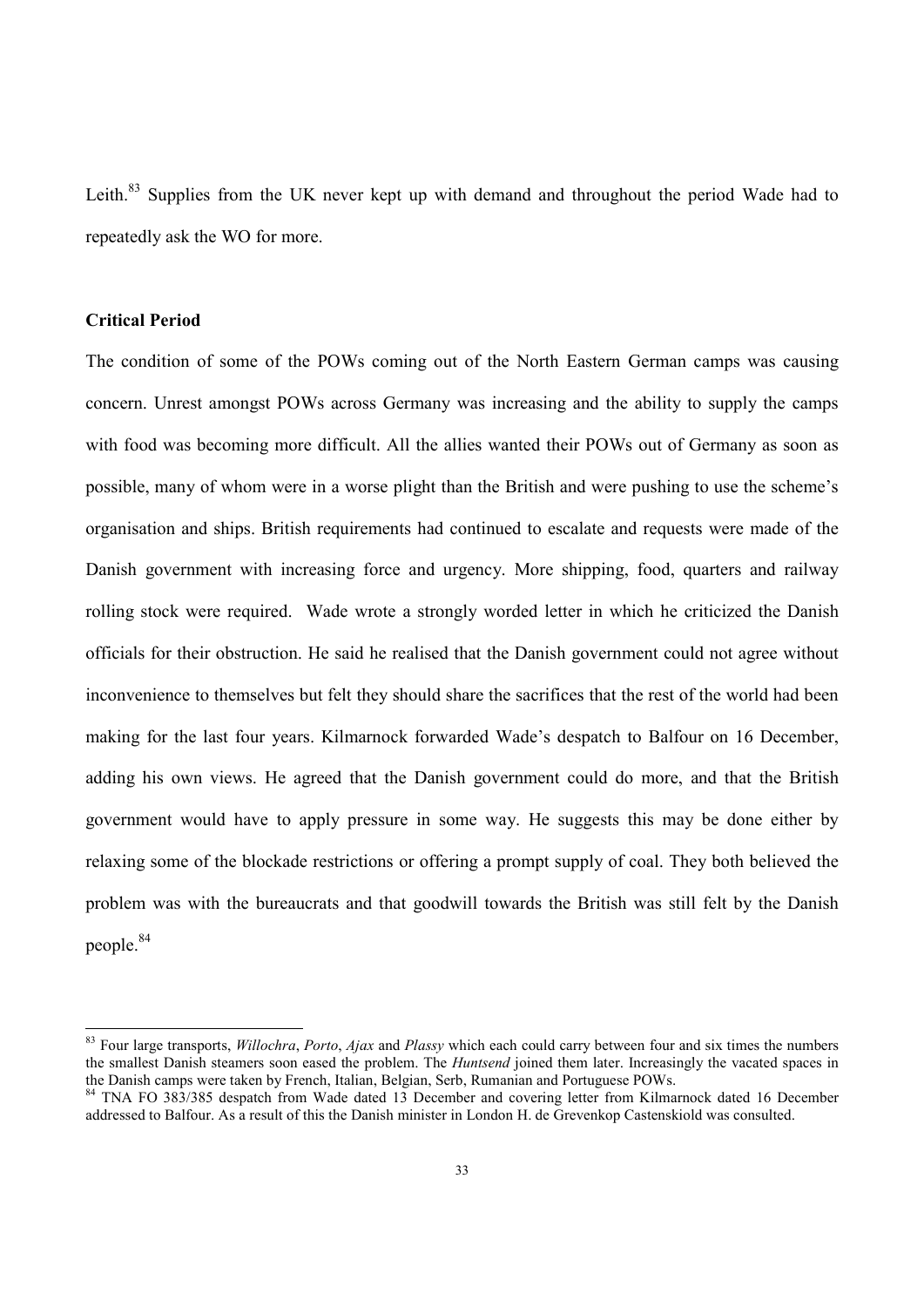Leith.[83] Supplies from the UK never kept up with demand and throughout the period Wade had to repeatedly ask the WO for more.

**Critical Period**

The condition of some of the POWs coming out of the North Eastern German camps was causing concern. Unrest amongst POWs across Germany was increasing and the ability to supply the camps with food was becoming more difficult. All the allies wanted their POWs out of Germany as soon as possible, many of whom were in a worse plight than the British and were pushing to use the scheme's organisation and ships. British requirements had continued to escalate and requests were made of the Danish government with increasing force and urgency. More shipping, food, quarters and railway rolling stock were required. Wade wrote a strongly worded letter in which he criticized the Danish officials for their obstruction. He said he realised that the Danish government could not agree without inconvenience to themselves but felt they should share the sacrifices that the rest of the world had been making for the last four years. Kilmarnock forwarded Wade's despatch to Balfour on 16 December, adding his own views. He agreed that the Danish government could do more, and that the British government would have to apply pressure in some way. He suggests this may be done either by relaxing some of the blockade restrictions or offering a prompt supply of coal. They both believed the problem was with the bureaucrats and that goodwill towards the British was still felt by the Danish people.[84]

---

[83] Four large transports, *Willochra*, *Porto*, *Ajax* and *Plassy* which each could carry between four and six times the numbers the smallest Danish steamers soon eased the problem. The *Huntsend* joined them later. Increasingly the vacated spaces in the Danish camps were taken by French, Italian, Belgian, Serb, Rumanian and Portuguese POWs.

[84] TNA FO 383/385 despatch from Wade dated 13 December and covering letter from Kilmarnock dated 16 December addressed to Balfour. As a result of this the Danish minister in London H. de Grevenkop Castenskiold was consulted.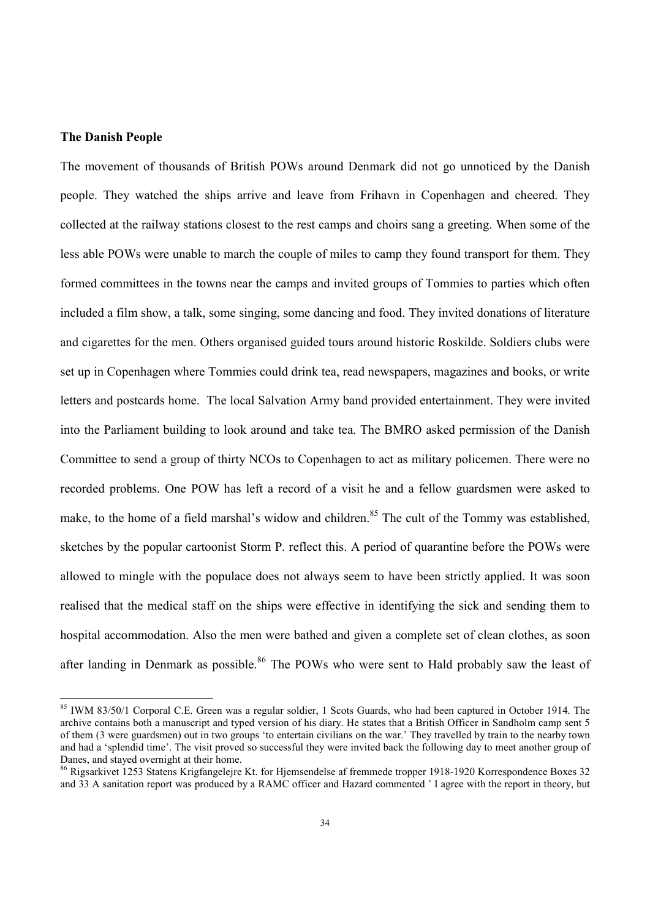**The Danish People**

The movement of thousands of British POWs around Denmark did not go unnoticed by the Danish people. They watched the ships arrive and leave from Frihavn in Copenhagen and cheered. They collected at the railway stations closest to the rest camps and choirs sang a greeting. When some of the less able POWs were unable to march the couple of miles to camp they found transport for them. They formed committees in the towns near the camps and invited groups of Tommies to parties which often included a film show, a talk, some singing, some dancing and food. They invited donations of literature and cigarettes for the men. Others organised guided tours around historic Roskilde. Soldiers clubs were set up in Copenhagen where Tommies could drink tea, read newspapers, magazines and books, or write letters and postcards home. The local Salvation Army band provided entertainment. They were invited into the Parliament building to look around and take tea. The BMRO asked permission of the Danish Committee to send a group of thirty NCOs to Copenhagen to act as military policemen. There were no recorded problems. One POW has left a record of a visit he and a fellow guardsmen were asked to make, to the home of a field marshal's widow and children.[85] The cult of the Tommy was established, sketches by the popular cartoonist Storm P. reflect this. A period of quarantine before the POWs were allowed to mingle with the populace does not always seem to have been strictly applied. It was soon realised that the medical staff on the ships were effective in identifying the sick and sending them to hospital accommodation. Also the men were bathed and given a complete set of clean clothes, as soon after landing in Denmark as possible.[86] The POWs who were sent to Hald probably saw the least of

---

[85] IWM 83/50/1 Corporal C.E. Green was a regular soldier, 1 Scots Guards, who had been captured in October 1914. The archive contains both a manuscript and typed version of his diary. He states that a British Officer in Sandholm camp sent 5 of them (3 were guardsmen) out in two groups 'to entertain civilians on the war.' They travelled by train to the nearby town and had a 'splendid time'. The visit proved so successful they were invited back the following day to meet another group of Danes, and stayed overnight at their home.

[86] Rigsarkivet 1253 Statens Krigfangelejre Kt. for Hjemsendelse af fremmede tropper 1918-1920 Korrespondence Boxes 32 and 33 A sanitation report was produced by a RAMC officer and Hazard commented ' I agree with the report in theory, but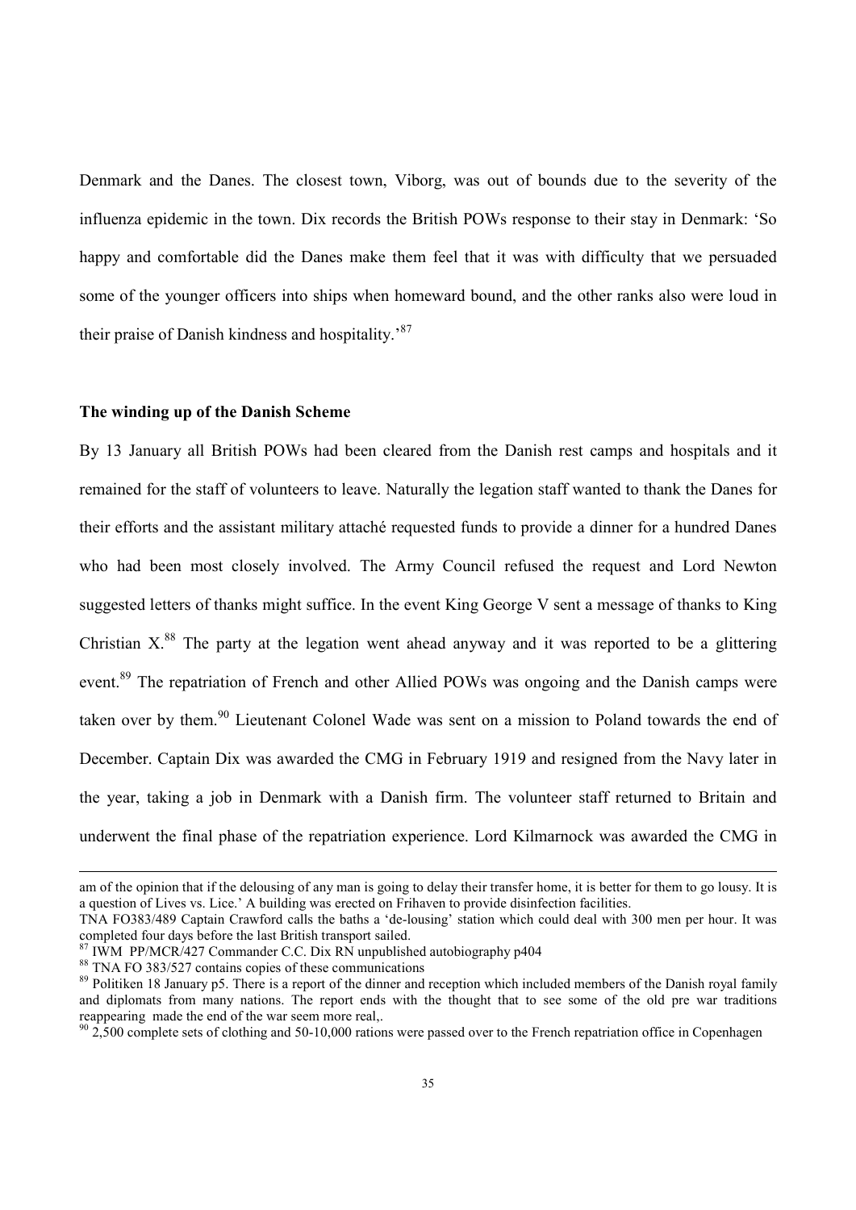Denmark and the Danes. The closest town, Viborg, was out of bounds due to the severity of the influenza epidemic in the town. Dix records the British POWs response to their stay in Denmark: 'So happy and comfortable did the Danes make them feel that it was with difficulty that we persuaded some of the younger officers into ships when homeward bound, and the other ranks also were loud in their praise of Danish kindness and hospitality.'[87]

**The winding up of the Danish Scheme**

By 13 January all British POWs had been cleared from the Danish rest camps and hospitals and it remained for the staff of volunteers to leave. Naturally the legation staff wanted to thank the Danes for their efforts and the assistant military attaché requested funds to provide a dinner for a hundred Danes who had been most closely involved. The Army Council refused the request and Lord Newton suggested letters of thanks might suffice. In the event King George V sent a message of thanks to King Christian X.[88] The party at the legation went ahead anyway and it was reported to be a glittering event.[89] The repatriation of French and other Allied POWs was ongoing and the Danish camps were taken over by them.[90] Lieutenant Colonel Wade was sent on a mission to Poland towards the end of December. Captain Dix was awarded the CMG in February 1919 and resigned from the Navy later in the year, taking a job in Denmark with a Danish firm. The volunteer staff returned to Britain and underwent the final phase of the repatriation experience. Lord Kilmarnock was awarded the CMG in

---

am of the opinion that if the delousing of any man is going to delay their transfer home, it is better for them to go lousy. It is a question of Lives vs. Lice.' A building was erected on Frihaven to provide disinfection facilities.

TNA FO383/489 Captain Crawford calls the baths a 'de-lousing' station which could deal with 300 men per hour. It was completed four days before the last British transport sailed.

[87] IWM PP/MCR/427 Commander C.C. Dix RN unpublished autobiography p404

[88] TNA FO 383/527 contains copies of these communications

[89] Politiken 18 January p5. There is a report of the dinner and reception which included members of the Danish royal family and diplomats from many nations. The report ends with the thought that to see some of the old pre war traditions reappearing made the end of the war seem more real,.

[90] 2,500 complete sets of clothing and 50-10,000 rations were passed over to the French repatriation office in Copenhagen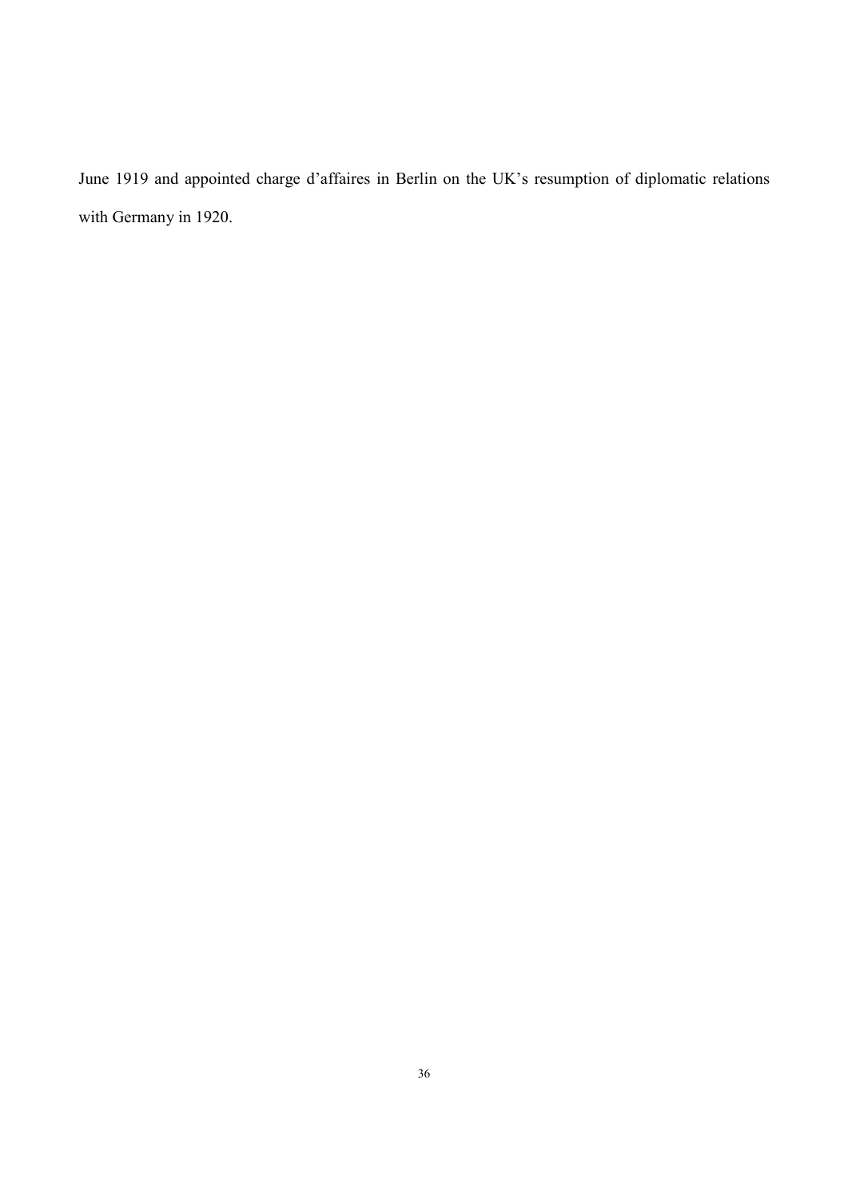June 1919 and appointed charge d'affaires in Berlin on the UK's resumption of diplomatic relations with Germany in 1920.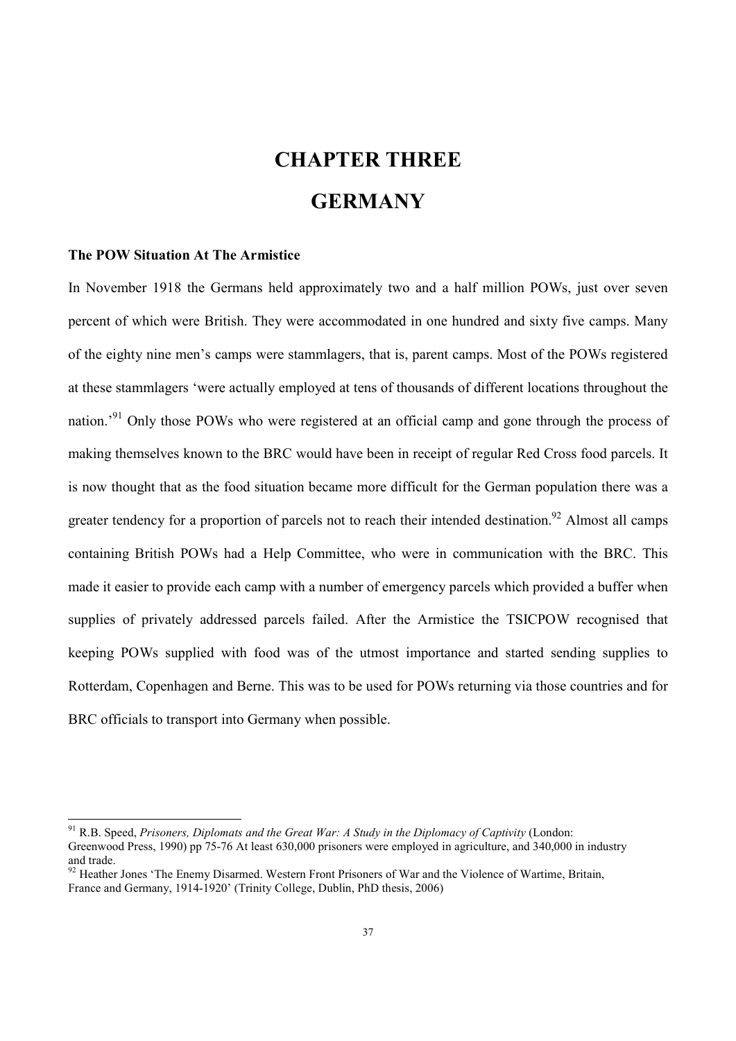# CHAPTER THREE

# GERMANY

### The POW Situation At The Armistice

In November 1918 the Germans held approximately two and a half million POWs, just over seven percent of which were British. They were accommodated in one hundred and sixty five camps. Many of the eighty nine men's camps were stammlagers, that is, parent camps. Most of the POWs registered at these stammlagers 'were actually employed at tens of thousands of different locations throughout the nation.'[91] Only those POWs who were registered at an official camp and gone through the process of making themselves known to the BRC would have been in receipt of regular Red Cross food parcels. It is now thought that as the food situation became more difficult for the German population there was a greater tendency for a proportion of parcels not to reach their intended destination.[92] Almost all camps containing British POWs had a Help Committee, who were in communication with the BRC. This made it easier to provide each camp with a number of emergency parcels which provided a buffer when supplies of privately addressed parcels failed. After the Armistice the TSICPOW recognised that keeping POWs supplied with food was of the utmost importance and started sending supplies to Rotterdam, Copenhagen and Berne. This was to be used for POWs returning via those countries and for BRC officials to transport into Germany when possible.

---

[91] R.B. Speed, *Prisoners, Diplomats and the Great War: A Study in the Diplomacy of Captivity* (London: Greenwood Press, 1990) pp 75-76 At least 630,000 prisoners were employed in agriculture, and 340,000 in industry and trade.

[92] Heather Jones 'The Enemy Disarmed. Western Front Prisoners of War and the Violence of Wartime, Britain, France and Germany, 1914-1920' (Trinity College, Dublin, PhD thesis, 2006)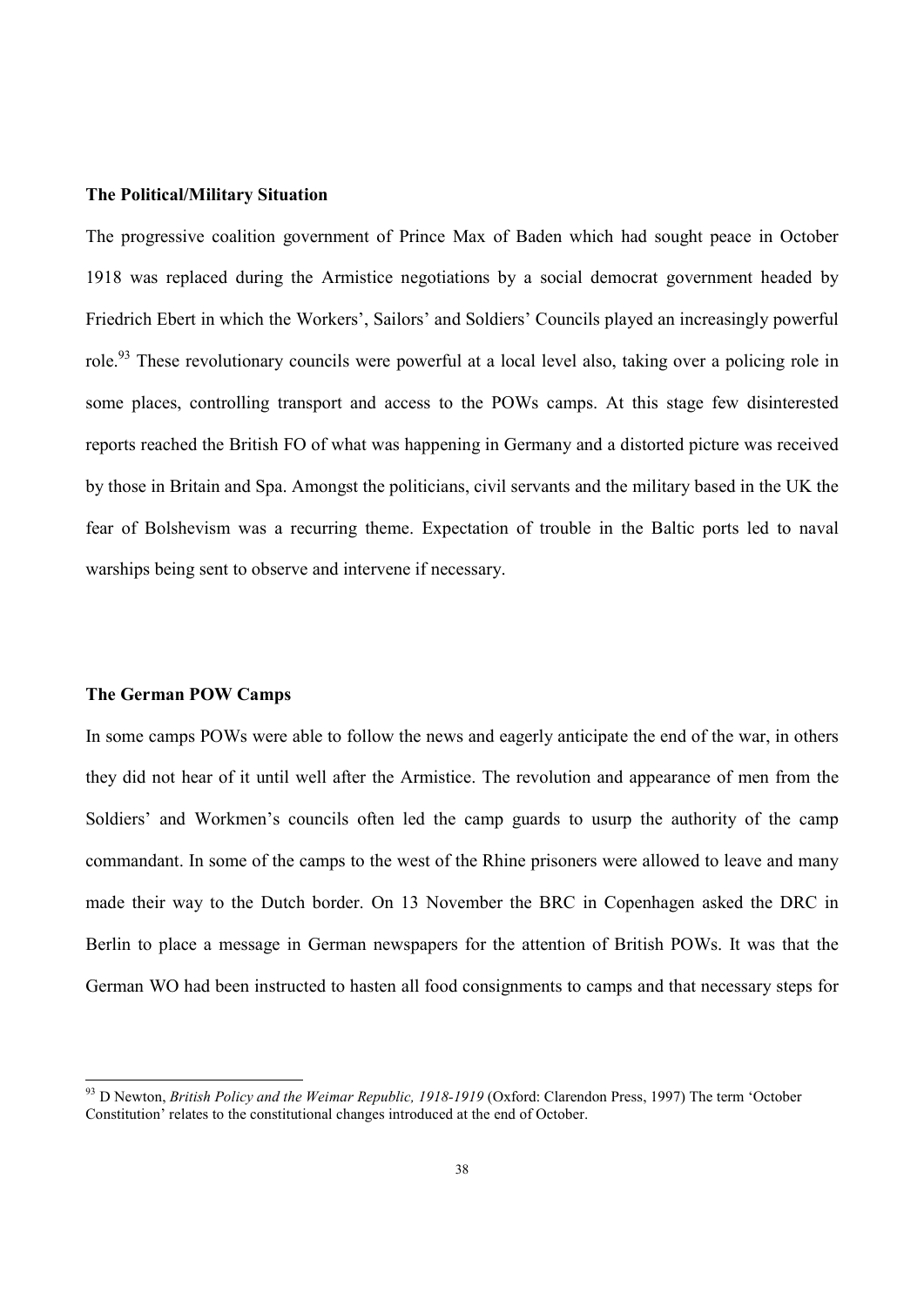### The Political/Military Situation

The progressive coalition government of Prince Max of Baden which had sought peace in October 1918 was replaced during the Armistice negotiations by a social democrat government headed by Friedrich Ebert in which the Workers', Sailors' and Soldiers' Councils played an increasingly powerful role.[93] These revolutionary councils were powerful at a local level also, taking over a policing role in some places, controlling transport and access to the POWs camps. At this stage few disinterested reports reached the British FO of what was happening in Germany and a distorted picture was received by those in Britain and Spa. Amongst the politicians, civil servants and the military based in the UK the fear of Bolshevism was a recurring theme. Expectation of trouble in the Baltic ports led to naval warships being sent to observe and intervene if necessary.

### The German POW Camps

In some camps POWs were able to follow the news and eagerly anticipate the end of the war, in others they did not hear of it until well after the Armistice. The revolution and appearance of men from the Soldiers' and Workmen's councils often led the camp guards to usurp the authority of the camp commandant. In some of the camps to the west of the Rhine prisoners were allowed to leave and many made their way to the Dutch border. On 13 November the BRC in Copenhagen asked the DRC in Berlin to place a message in German newspapers for the attention of British POWs. It was that the German WO had been instructed to hasten all food consignments to camps and that necessary steps for

---

[93] D Newton, *British Policy and the Weimar Republic, 1918-1919* (Oxford: Clarendon Press, 1997) The term 'October Constitution' relates to the constitutional changes introduced at the end of October.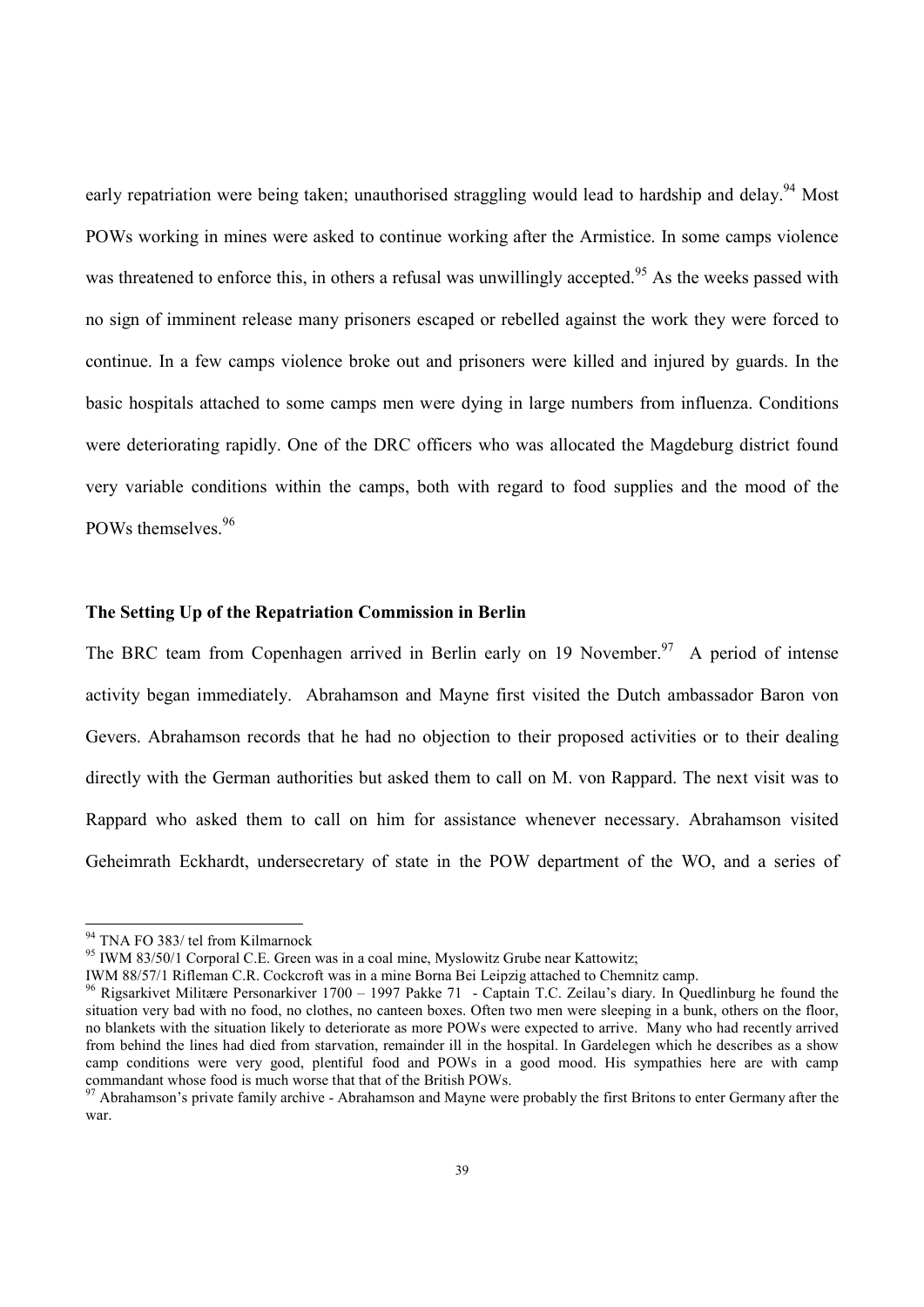early repatriation were being taken; unauthorised straggling would lead to hardship and delay.[94] Most POWs working in mines were asked to continue working after the Armistice. In some camps violence was threatened to enforce this, in others a refusal was unwillingly accepted.[95] As the weeks passed with no sign of imminent release many prisoners escaped or rebelled against the work they were forced to continue. In a few camps violence broke out and prisoners were killed and injured by guards. In the basic hospitals attached to some camps men were dying in large numbers from influenza. Conditions were deteriorating rapidly. One of the DRC officers who was allocated the Magdeburg district found very variable conditions within the camps, both with regard to food supplies and the mood of the POWs themselves.[96]

### The Setting Up of the Repatriation Commission in Berlin

The BRC team from Copenhagen arrived in Berlin early on 19 November.[97] A period of intense activity began immediately. Abrahamson and Mayne first visited the Dutch ambassador Baron von Gevers. Abrahamson records that he had no objection to their proposed activities or to their dealing directly with the German authorities but asked them to call on M. von Rappard. The next visit was to Rappard who asked them to call on him for assistance whenever necessary. Abrahamson visited Geheimrath Eckhardt, undersecretary of state in the POW department of the WO, and a series of

---

[94] TNA FO 383/ tel from Kilmarnock

[95] IWM 83/50/1 Corporal C.E. Green was in a coal mine, Myslowitz Grube near Kattowitz; IWM 88/57/1 Rifleman C.R. Cockcroft was in a mine Borna Bei Leipzig attached to Chemnitz camp.

[96] Rigsarkivet Militære Personarkiver 1700 – 1997 Pakke 71 - Captain T.C. Zeilau's diary. In Quedlinburg he found the situation very bad with no food, no clothes, no canteen boxes. Often two men were sleeping in a bunk, others on the floor, no blankets with the situation likely to deteriorate as more POWs were expected to arrive. Many who had recently arrived from behind the lines had died from starvation, remainder ill in the hospital. In Gardelegen which he describes as a show camp conditions were very good, plentiful food and POWs in a good mood. His sympathies here are with camp commandant whose food is much worse that that of the British POWs.

[97] Abrahamson's private family archive - Abrahamson and Mayne were probably the first Britons to enter Germany after the war.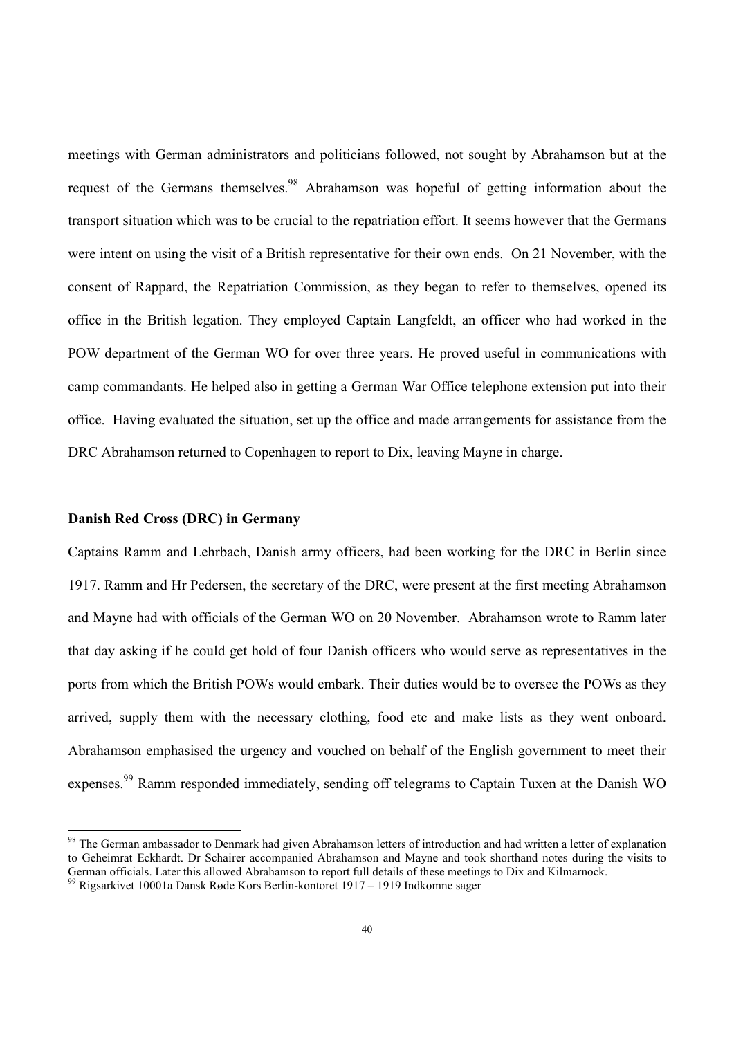meetings with German administrators and politicians followed, not sought by Abrahamson but at the request of the Germans themselves.[98] Abrahamson was hopeful of getting information about the transport situation which was to be crucial to the repatriation effort. It seems however that the Germans were intent on using the visit of a British representative for their own ends. On 21 November, with the consent of Rappard, the Repatriation Commission, as they began to refer to themselves, opened its office in the British legation. They employed Captain Langfeldt, an officer who had worked in the POW department of the German WO for over three years. He proved useful in communications with camp commandants. He helped also in getting a German War Office telephone extension put into their office. Having evaluated the situation, set up the office and made arrangements for assistance from the DRC Abrahamson returned to Copenhagen to report to Dix, leaving Mayne in charge.

### Danish Red Cross (DRC) in Germany

Captains Ramm and Lehrbach, Danish army officers, had been working for the DRC in Berlin since 1917. Ramm and Hr Pedersen, the secretary of the DRC, were present at the first meeting Abrahamson and Mayne had with officials of the German WO on 20 November. Abrahamson wrote to Ramm later that day asking if he could get hold of four Danish officers who would serve as representatives in the ports from which the British POWs would embark. Their duties would be to oversee the POWs as they arrived, supply them with the necessary clothing, food etc and make lists as they went onboard. Abrahamson emphasised the urgency and vouched on behalf of the English government to meet their expenses.[99] Ramm responded immediately, sending off telegrams to Captain Tuxen at the Danish WO

---

[98] The German ambassador to Denmark had given Abrahamson letters of introduction and had written a letter of explanation to Geheimrat Eckhardt. Dr Schairer accompanied Abrahamson and Mayne and took shorthand notes during the visits to German officials. Later this allowed Abrahamson to report full details of these meetings to Dix and Kilmarnock.

[99] Rigsarkivet 10001a Dansk Røde Kors Berlin-kontoret 1917 – 1919 Indkomne sager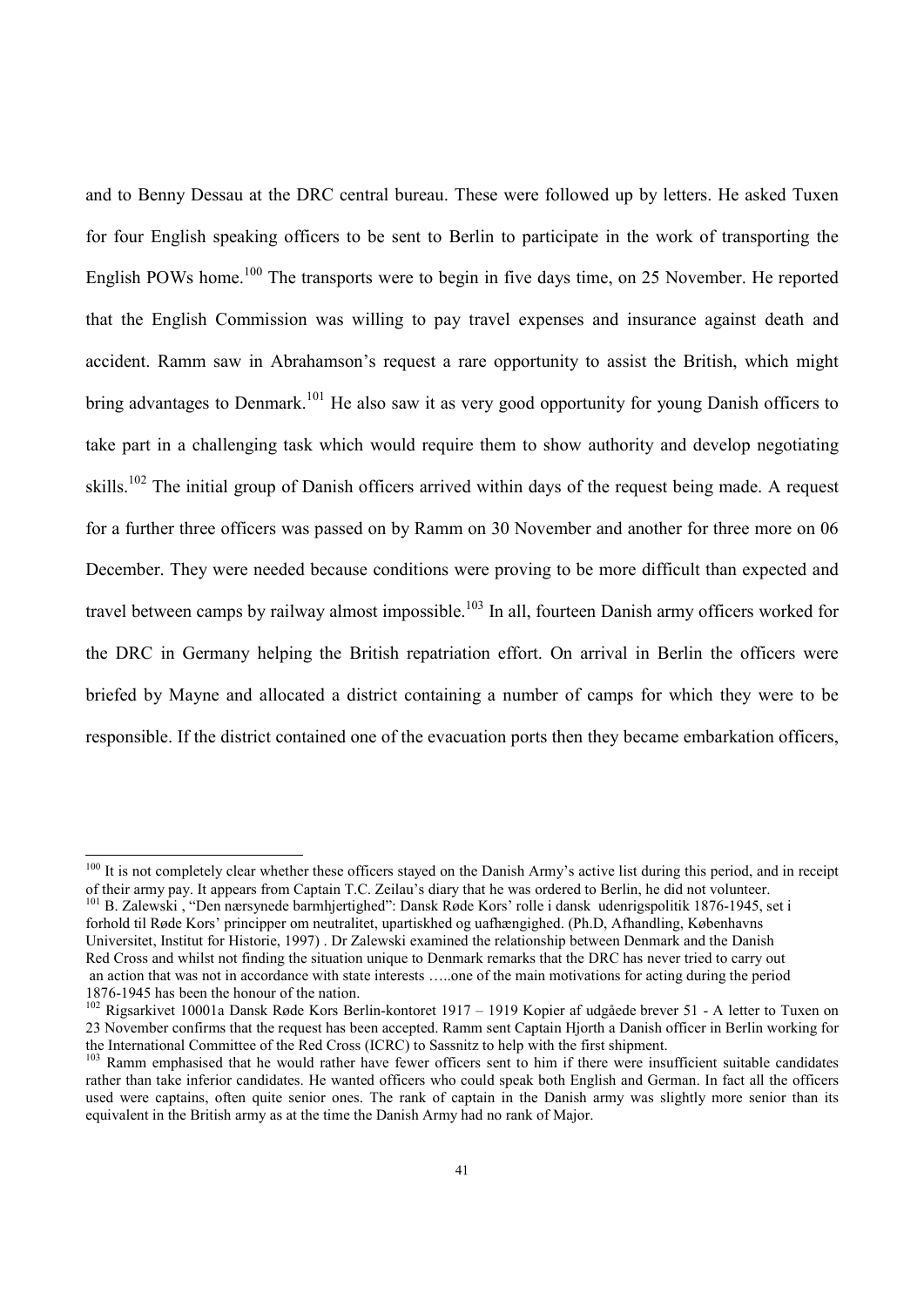and to Benny Dessau at the DRC central bureau. These were followed up by letters. He asked Tuxen for four English speaking officers to be sent to Berlin to participate in the work of transporting the English POWs home.[100] The transports were to begin in five days time, on 25 November. He reported that the English Commission was willing to pay travel expenses and insurance against death and accident. Ramm saw in Abrahamson's request a rare opportunity to assist the British, which might bring advantages to Denmark.[101] He also saw it as very good opportunity for young Danish officers to take part in a challenging task which would require them to show authority and develop negotiating skills.[102] The initial group of Danish officers arrived within days of the request being made. A request for a further three officers was passed on by Ramm on 30 November and another for three more on 06 December. They were needed because conditions were proving to be more difficult than expected and travel between camps by railway almost impossible.[103] In all, fourteen Danish army officers worked for the DRC in Germany helping the British repatriation effort. On arrival in Berlin the officers were briefed by Mayne and allocated a district containing a number of camps for which they were to be responsible. If the district contained one of the evacuation ports then they became embarkation officers,

---

[100] It is not completely clear whether these officers stayed on the Danish Army's active list during this period, and in receipt of their army pay. It appears from Captain T.C. Zeilau's diary that he was ordered to Berlin, he did not volunteer.

[101] B. Zalewski , "Den nærsynede barmhjertighed": Dansk Røde Kors' rolle i dansk udenrigspolitik 1876-1945, set i forhold til Røde Kors' principper om neutralitet, upartiskhed og uafhængighed. (Ph.D, Afhandling, Københavns Universitet, Institut for Historie, 1997) . Dr Zalewski examined the relationship between Denmark and the Danish Red Cross and whilst not finding the situation unique to Denmark remarks that the DRC has never tried to carry out an action that was not in accordance with state interests …..one of the main motivations for acting during the period 1876-1945 has been the honour of the nation.

[102] Rigsarkivet 10001a Dansk Røde Kors Berlin-kontoret 1917 – 1919 Kopier af udgåede brever 51 - A letter to Tuxen on 23 November confirms that the request has been accepted. Ramm sent Captain Hjorth a Danish officer in Berlin working for the International Committee of the Red Cross (ICRC) to Sassnitz to help with the first shipment.

[103] Ramm emphasised that he would rather have fewer officers sent to him if there were insufficient suitable candidates rather than take inferior candidates. He wanted officers who could speak both English and German. In fact all the officers used were captains, often quite senior ones. The rank of captain in the Danish army was slightly more senior than its equivalent in the British army as at the time the Danish Army had no rank of Major.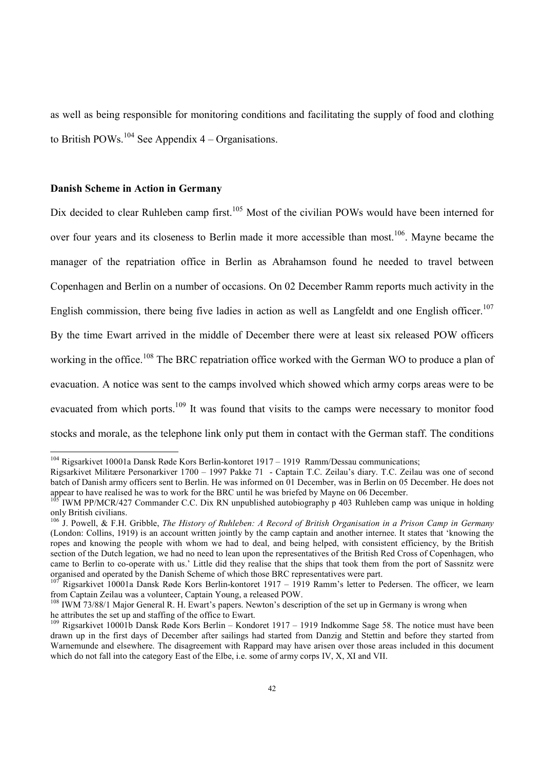as well as being responsible for monitoring conditions and facilitating the supply of food and clothing to British POWs.[104] See Appendix 4 – Organisations.

**Danish Scheme in Action in Germany**

Dix decided to clear Ruhleben camp first.[105] Most of the civilian POWs would have been interned for over four years and its closeness to Berlin made it more accessible than most.[106]. Mayne became the manager of the repatriation office in Berlin as Abrahamson found he needed to travel between Copenhagen and Berlin on a number of occasions. On 02 December Ramm reports much activity in the English commission, there being five ladies in action as well as Langfeldt and one English officer.[107] By the time Ewart arrived in the middle of December there were at least six released POW officers working in the office.[108] The BRC repatriation office worked with the German WO to produce a plan of evacuation. A notice was sent to the camps involved which showed which army corps areas were to be evacuated from which ports.[109] It was found that visits to the camps were necessary to monitor food stocks and morale, as the telephone link only put them in contact with the German staff. The conditions

---

[104] Rigsarkivet 10001a Dansk Røde Kors Berlin-kontoret 1917 – 1919 Ramm/Dessau communications;
Rigsarkivet Militære Personarkiver 1700 – 1997 Pakke 71 - Captain T.C. Zeilau's diary. T.C. Zeilau was one of second batch of Danish army officers sent to Berlin. He was informed on 01 December, was in Berlin on 05 December. He does not appear to have realised he was to work for the BRC until he was briefed by Mayne on 06 December.

[105] IWM PP/MCR/427 Commander C.C. Dix RN unpublished autobiography p 403 Ruhleben camp was unique in holding only British civilians.

[106] J. Powell, & F.H. Gribble, *The History of Ruhleben: A Record of British Organisation in a Prison Camp in Germany* (London: Collins, 1919) is an account written jointly by the camp captain and another internee. It states that 'knowing the ropes and knowing the people with whom we had to deal, and being helped, with consistent efficiency, by the British section of the Dutch legation, we had no need to lean upon the representatives of the British Red Cross of Copenhagen, who came to Berlin to co-operate with us.' Little did they realise that the ships that took them from the port of Sassnitz were organised and operated by the Danish Scheme of which those BRC representatives were part.

[107] Rigsarkivet 10001a Dansk Røde Kors Berlin-kontoret 1917 – 1919 Ramm's letter to Pedersen. The officer, we learn from Captain Zeilau was a volunteer, Captain Young, a released POW.

[108] IWM 73/88/1 Major General R. H. Ewart's papers. Newton's description of the set up in Germany is wrong when he attributes the set up and staffing of the office to Ewart.

[109] Rigsarkivet 10001b Dansk Røde Kors Berlin – Kondoret 1917 – 1919 Indkomme Sage 58. The notice must have been drawn up in the first days of December after sailings had started from Danzig and Stettin and before they started from Warnemunde and elsewhere. The disagreement with Rappard may have arisen over those areas included in this document which do not fall into the category East of the Elbe, i.e. some of army corps IV, X, XI and VII.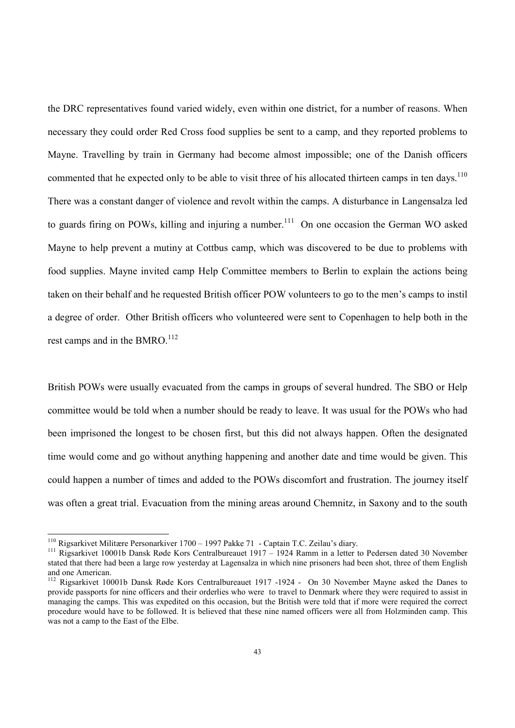the DRC representatives found varied widely, even within one district, for a number of reasons. When necessary they could order Red Cross food supplies be sent to a camp, and they reported problems to Mayne. Travelling by train in Germany had become almost impossible; one of the Danish officers commented that he expected only to be able to visit three of his allocated thirteen camps in ten days.[110] There was a constant danger of violence and revolt within the camps. A disturbance in Langensalza led to guards firing on POWs, killing and injuring a number.[111] On one occasion the German WO asked Mayne to help prevent a mutiny at Cottbus camp, which was discovered to be due to problems with food supplies. Mayne invited camp Help Committee members to Berlin to explain the actions being taken on their behalf and he requested British officer POW volunteers to go to the men's camps to instil a degree of order. Other British officers who volunteered were sent to Copenhagen to help both in the rest camps and in the BMRO.[112]

British POWs were usually evacuated from the camps in groups of several hundred. The SBO or Help committee would be told when a number should be ready to leave. It was usual for the POWs who had been imprisoned the longest to be chosen first, but this did not always happen. Often the designated time would come and go without anything happening and another date and time would be given. This could happen a number of times and added to the POWs discomfort and frustration. The journey itself was often a great trial. Evacuation from the mining areas around Chemnitz, in Saxony and to the south

---

[110] Rigsarkivet Militære Personarkiver 1700 – 1997 Pakke 71 - Captain T.C. Zeilau's diary.

[111] Rigsarkivet 10001b Dansk Røde Kors Centralbureauet 1917 – 1924 Ramm in a letter to Pedersen dated 30 November stated that there had been a large row yesterday at Lagensalza in which nine prisoners had been shot, three of them English and one American.

[112] Rigsarkivet 10001b Dansk Røde Kors Centralbureauet 1917 -1924 - On 30 November Mayne asked the Danes to provide passports for nine officers and their orderlies who were to travel to Denmark where they were required to assist in managing the camps. This was expedited on this occasion, but the British were told that if more were required the correct procedure would have to be followed. It is believed that these nine named officers were all from Holzminden camp. This was not a camp to the East of the Elbe.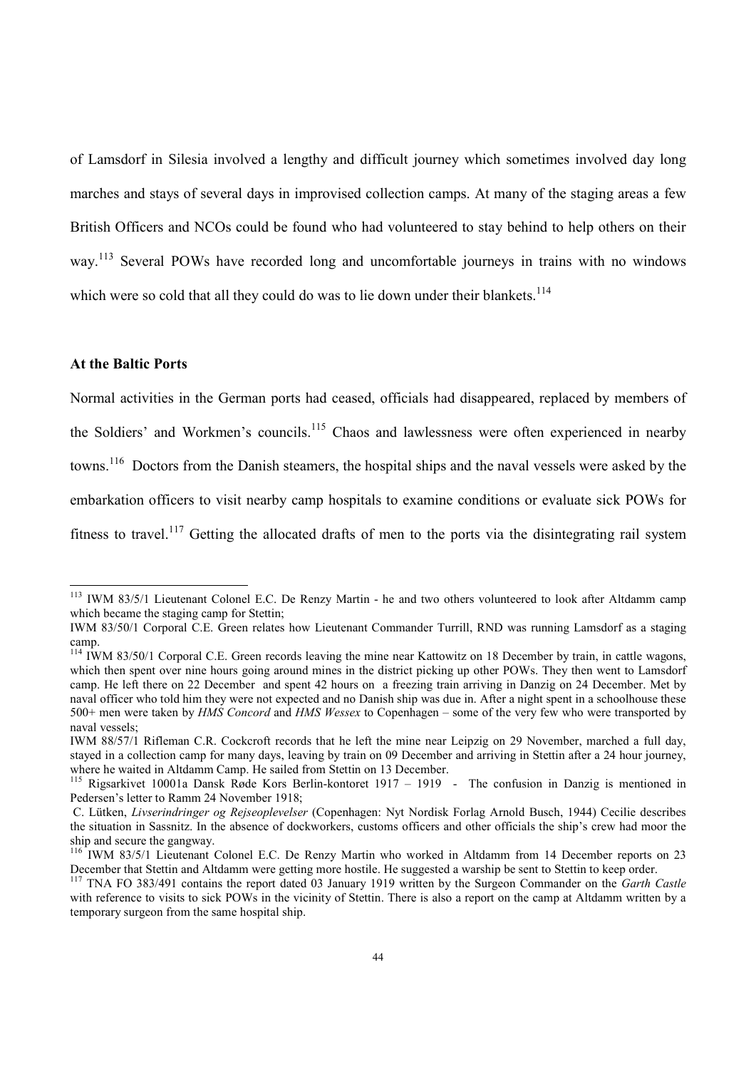of Lamsdorf in Silesia involved a lengthy and difficult journey which sometimes involved day long marches and stays of several days in improvised collection camps. At many of the staging areas a few British Officers and NCOs could be found who had volunteered to stay behind to help others on their way.[113] Several POWs have recorded long and uncomfortable journeys in trains with no windows which were so cold that all they could do was to lie down under their blankets.[114]

### At the Baltic Ports

Normal activities in the German ports had ceased, officials had disappeared, replaced by members of the Soldiers' and Workmen's councils.[115] Chaos and lawlessness were often experienced in nearby towns.[116] Doctors from the Danish steamers, the hospital ships and the naval vessels were asked by the embarkation officers to visit nearby camp hospitals to examine conditions or evaluate sick POWs for fitness to travel.[117] Getting the allocated drafts of men to the ports via the disintegrating rail system

---

[113] IWM 83/5/1 Lieutenant Colonel E.C. De Renzy Martin - he and two others volunteered to look after Altdamm camp which became the staging camp for Stettin;

IWM 83/50/1 Corporal C.E. Green relates how Lieutenant Commander Turrill, RND was running Lamsdorf as a staging camp.

[114] IWM 83/50/1 Corporal C.E. Green records leaving the mine near Kattowitz on 18 December by train, in cattle wagons, which then spent over nine hours going around mines in the district picking up other POWs. They then went to Lamsdorf camp. He left there on 22 December and spent 42 hours on a freezing train arriving in Danzig on 24 December. Met by naval officer who told him they were not expected and no Danish ship was due in. After a night spent in a schoolhouse these 500+ men were taken by *HMS Concord* and *HMS Wessex* to Copenhagen – some of the very few who were transported by naval vessels;

IWM 88/57/1 Rifleman C.R. Cockcroft records that he left the mine near Leipzig on 29 November, marched a full day, stayed in a collection camp for many days, leaving by train on 09 December and arriving in Stettin after a 24 hour journey, where he waited in Altdamm Camp. He sailed from Stettin on 13 December.

[115] Rigsarkivet 10001a Dansk Røde Kors Berlin-kontoret 1917 – 1919 - The confusion in Danzig is mentioned in Pedersen's letter to Ramm 24 November 1918;

C. Lütken, *Livserindringer og Rejseoplevelser* (Copenhagen: Nyt Nordisk Forlag Arnold Busch, 1944) Cecilie describes the situation in Sassnitz. In the absence of dockworkers, customs officers and other officials the ship's crew had moor the ship and secure the gangway.

[116] IWM 83/5/1 Lieutenant Colonel E.C. De Renzy Martin who worked in Altdamm from 14 December reports on 23 December that Stettin and Altdamm were getting more hostile. He suggested a warship be sent to Stettin to keep order.

[117] TNA FO 383/491 contains the report dated 03 January 1919 written by the Surgeon Commander on the *Garth Castle* with reference to visits to sick POWs in the vicinity of Stettin. There is also a report on the camp at Altdamm written by a temporary surgeon from the same hospital ship.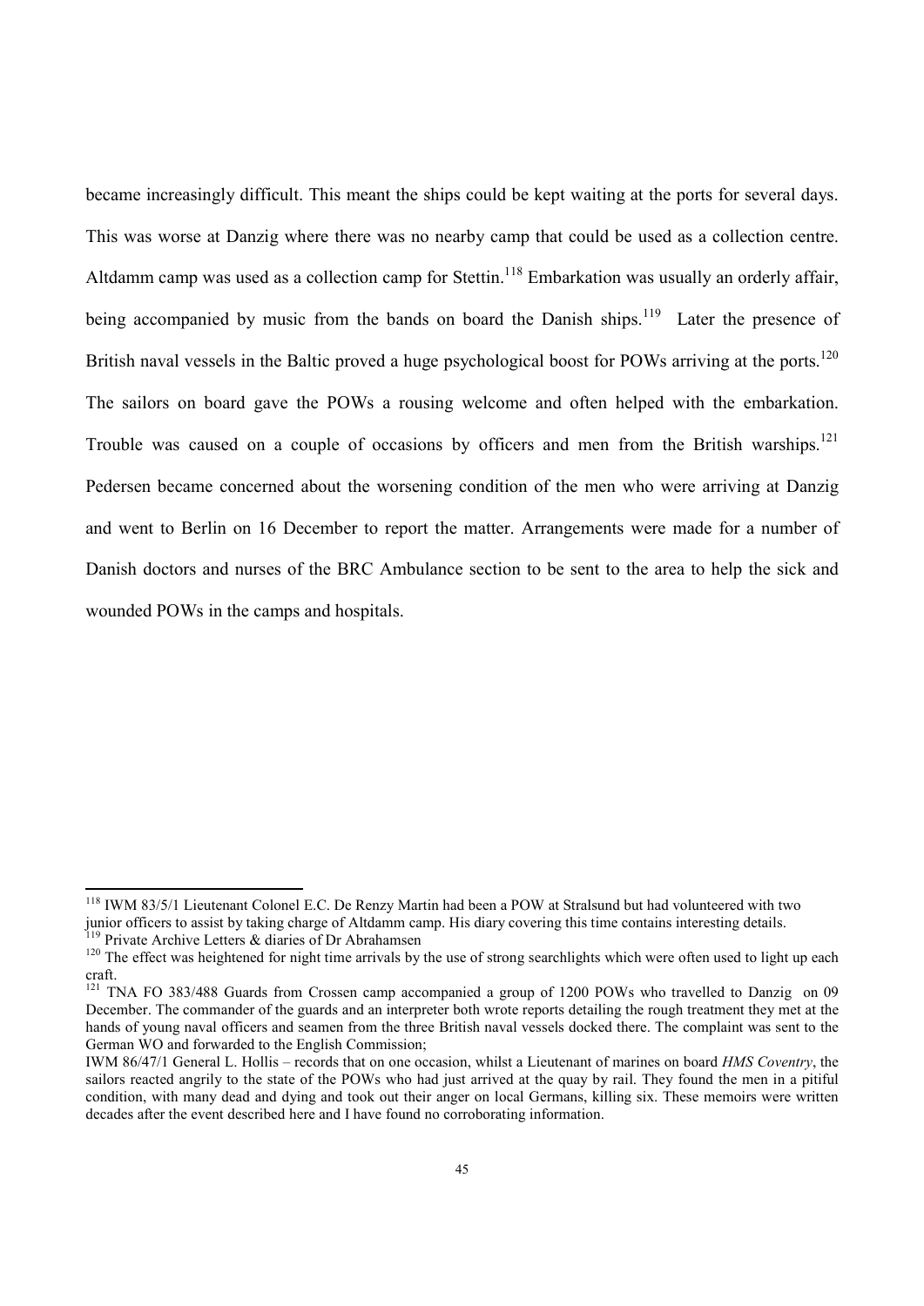became increasingly difficult. This meant the ships could be kept waiting at the ports for several days. This was worse at Danzig where there was no nearby camp that could be used as a collection centre. Altdamm camp was used as a collection camp for Stettin.[118] Embarkation was usually an orderly affair, being accompanied by music from the bands on board the Danish ships.[119] Later the presence of British naval vessels in the Baltic proved a huge psychological boost for POWs arriving at the ports.[120] The sailors on board gave the POWs a rousing welcome and often helped with the embarkation. Trouble was caused on a couple of occasions by officers and men from the British warships.[121] Pedersen became concerned about the worsening condition of the men who were arriving at Danzig and went to Berlin on 16 December to report the matter. Arrangements were made for a number of Danish doctors and nurses of the BRC Ambulance section to be sent to the area to help the sick and wounded POWs in the camps and hospitals.

---

[118] IWM 83/5/1 Lieutenant Colonel E.C. De Renzy Martin had been a POW at Stralsund but had volunteered with two junior officers to assist by taking charge of Altdamm camp. His diary covering this time contains interesting details.

[119] Private Archive Letters & diaries of Dr Abrahamsen

[120] The effect was heightened for night time arrivals by the use of strong searchlights which were often used to light up each craft.

[121] TNA FO 383/488 Guards from Crossen camp accompanied a group of 1200 POWs who travelled to Danzig on 09 December. The commander of the guards and an interpreter both wrote reports detailing the rough treatment they met at the hands of young naval officers and seamen from the three British naval vessels docked there. The complaint was sent to the German WO and forwarded to the English Commission;
IWM 86/47/1 General L. Hollis – records that on one occasion, whilst a Lieutenant of marines on board *HMS Coventry*, the sailors reacted angrily to the state of the POWs who had just arrived at the quay by rail. They found the men in a pitiful condition, with many dead and dying and took out their anger on local Germans, killing six. These memoirs were written decades after the event described here and I have found no corroborating information.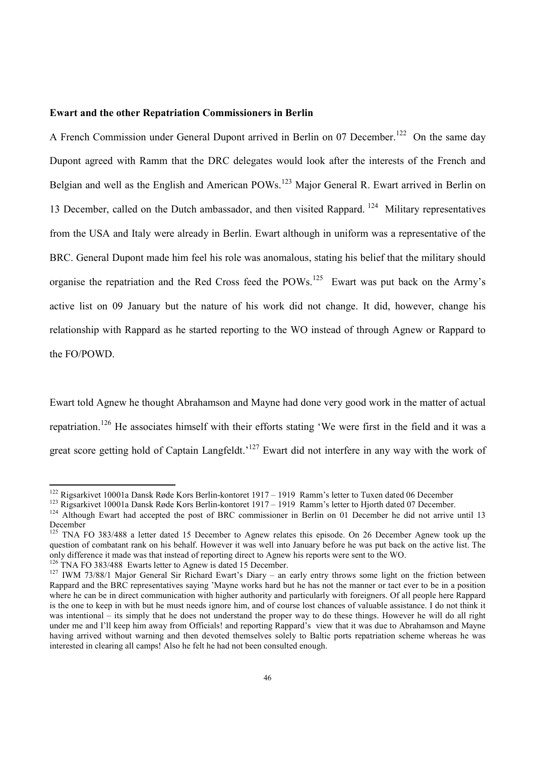**Ewart and the other Repatriation Commissioners in Berlin**

A French Commission under General Dupont arrived in Berlin on 07 December.[122] On the same day Dupont agreed with Ramm that the DRC delegates would look after the interests of the French and Belgian and well as the English and American POWs.[123] Major General R. Ewart arrived in Berlin on 13 December, called on the Dutch ambassador, and then visited Rappard.[124] Military representatives from the USA and Italy were already in Berlin. Ewart although in uniform was a representative of the BRC. General Dupont made him feel his role was anomalous, stating his belief that the military should organise the repatriation and the Red Cross feed the POWs.[125] Ewart was put back on the Army's active list on 09 January but the nature of his work did not change. It did, however, change his relationship with Rappard as he started reporting to the WO instead of through Agnew or Rappard to the FO/POWD.

Ewart told Agnew he thought Abrahamson and Mayne had done very good work in the matter of actual repatriation.[126] He associates himself with their efforts stating 'We were first in the field and it was a great score getting hold of Captain Langfeldt.'[127] Ewart did not interfere in any way with the work of

---

[122] Rigsarkivet 10001a Dansk Røde Kors Berlin-kontoret 1917 – 1919 Ramm's letter to Tuxen dated 06 December

[123] Rigsarkivet 10001a Dansk Røde Kors Berlin-kontoret 1917 – 1919 Ramm's letter to Hjorth dated 07 December.

[124] Although Ewart had accepted the post of BRC commissioner in Berlin on 01 December he did not arrive until 13 December

[125] TNA FO 383/488 a letter dated 15 December to Agnew relates this episode. On 26 December Agnew took up the question of combatant rank on his behalf. However it was well into January before he was put back on the active list. The only difference it made was that instead of reporting direct to Agnew his reports were sent to the WO.

[126] TNA FO 383/488 Ewarts letter to Agnew is dated 15 December.

[127] IWM 73/88/1 Major General Sir Richard Ewart's Diary – an early entry throws some light on the friction between Rappard and the BRC representatives saying 'Mayne works hard but he has not the manner or tact ever to be in a position where he can be in direct communication with higher authority and particularly with foreigners. Of all people here Rappard is the one to keep in with but he must needs ignore him, and of course lost chances of valuable assistance. I do not think it was intentional – its simply that he does not understand the proper way to do these things. However he will do all right under me and I'll keep him away from Officials! and reporting Rappard's view that it was due to Abrahamson and Mayne having arrived without warning and then devoted themselves solely to Baltic ports repatriation scheme whereas he was interested in clearing all camps! Also he felt he had not been consulted enough.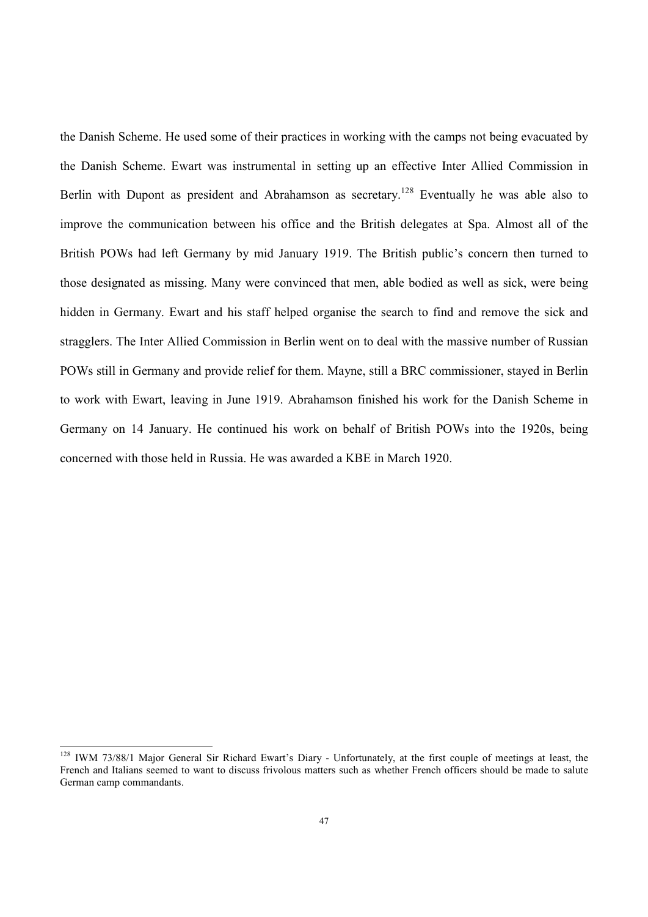the Danish Scheme. He used some of their practices in working with the camps not being evacuated by the Danish Scheme. Ewart was instrumental in setting up an effective Inter Allied Commission in Berlin with Dupont as president and Abrahamson as secretary.[128] Eventually he was able also to improve the communication between his office and the British delegates at Spa. Almost all of the British POWs had left Germany by mid January 1919. The British public's concern then turned to those designated as missing. Many were convinced that men, able bodied as well as sick, were being hidden in Germany. Ewart and his staff helped organise the search to find and remove the sick and stragglers. The Inter Allied Commission in Berlin went on to deal with the massive number of Russian POWs still in Germany and provide relief for them. Mayne, still a BRC commissioner, stayed in Berlin to work with Ewart, leaving in June 1919. Abrahamson finished his work for the Danish Scheme in Germany on 14 January. He continued his work on behalf of British POWs into the 1920s, being concerned with those held in Russia. He was awarded a KBE in March 1920.

---

[128] IWM 73/88/1 Major General Sir Richard Ewart's Diary - Unfortunately, at the first couple of meetings at least, the French and Italians seemed to want to discuss frivolous matters such as whether French officers should be made to salute German camp commandants.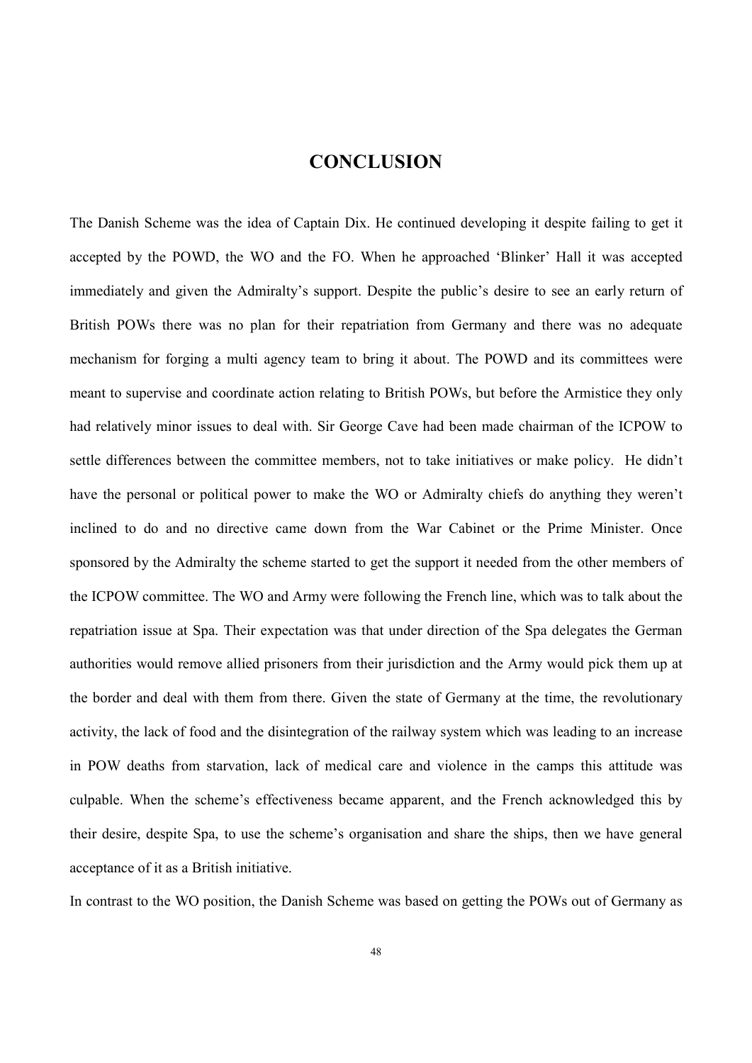# CONCLUSION

The Danish Scheme was the idea of Captain Dix. He continued developing it despite failing to get it accepted by the POWD, the WO and the FO. When he approached 'Blinker' Hall it was accepted immediately and given the Admiralty's support. Despite the public's desire to see an early return of British POWs there was no plan for their repatriation from Germany and there was no adequate mechanism for forging a multi agency team to bring it about. The POWD and its committees were meant to supervise and coordinate action relating to British POWs, but before the Armistice they only had relatively minor issues to deal with. Sir George Cave had been made chairman of the ICPOW to settle differences between the committee members, not to take initiatives or make policy. He didn't have the personal or political power to make the WO or Admiralty chiefs do anything they weren't inclined to do and no directive came down from the War Cabinet or the Prime Minister. Once sponsored by the Admiralty the scheme started to get the support it needed from the other members of the ICPOW committee. The WO and Army were following the French line, which was to talk about the repatriation issue at Spa. Their expectation was that under direction of the Spa delegates the German authorities would remove allied prisoners from their jurisdiction and the Army would pick them up at the border and deal with them from there. Given the state of Germany at the time, the revolutionary activity, the lack of food and the disintegration of the railway system which was leading to an increase in POW deaths from starvation, lack of medical care and violence in the camps this attitude was culpable. When the scheme's effectiveness became apparent, and the French acknowledged this by their desire, despite Spa, to use the scheme's organisation and share the ships, then we have general acceptance of it as a British initiative.

In contrast to the WO position, the Danish Scheme was based on getting the POWs out of Germany as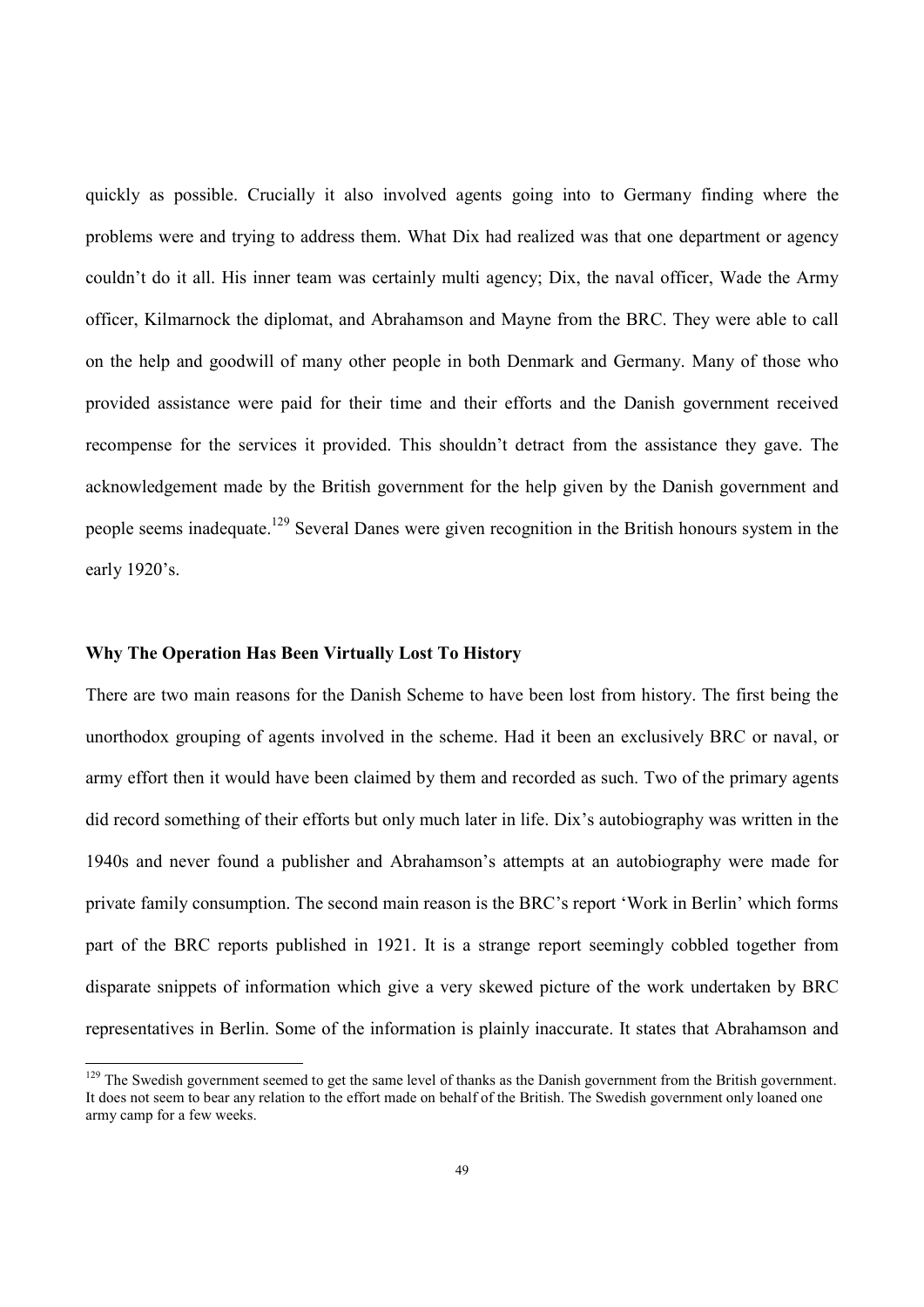quickly as possible. Crucially it also involved agents going into to Germany finding where the problems were and trying to address them. What Dix had realized was that one department or agency couldn't do it all. His inner team was certainly multi agency; Dix, the naval officer, Wade the Army officer, Kilmarnock the diplomat, and Abrahamson and Mayne from the BRC. They were able to call on the help and goodwill of many other people in both Denmark and Germany. Many of those who provided assistance were paid for their time and their efforts and the Danish government received recompense for the services it provided. This shouldn't detract from the assistance they gave. The acknowledgement made by the British government for the help given by the Danish government and people seems inadequate.[129] Several Danes were given recognition in the British honours system in the early 1920's.

**Why The Operation Has Been Virtually Lost To History**

There are two main reasons for the Danish Scheme to have been lost from history. The first being the unorthodox grouping of agents involved in the scheme. Had it been an exclusively BRC or naval, or army effort then it would have been claimed by them and recorded as such. Two of the primary agents did record something of their efforts but only much later in life. Dix's autobiography was written in the 1940s and never found a publisher and Abrahamson's attempts at an autobiography were made for private family consumption. The second main reason is the BRC's report 'Work in Berlin' which forms part of the BRC reports published in 1921. It is a strange report seemingly cobbled together from disparate snippets of information which give a very skewed picture of the work undertaken by BRC representatives in Berlin. Some of the information is plainly inaccurate. It states that Abrahamson and

[129] The Swedish government seemed to get the same level of thanks as the Danish government from the British government. It does not seem to bear any relation to the effort made on behalf of the British. The Swedish government only loaned one army camp for a few weeks.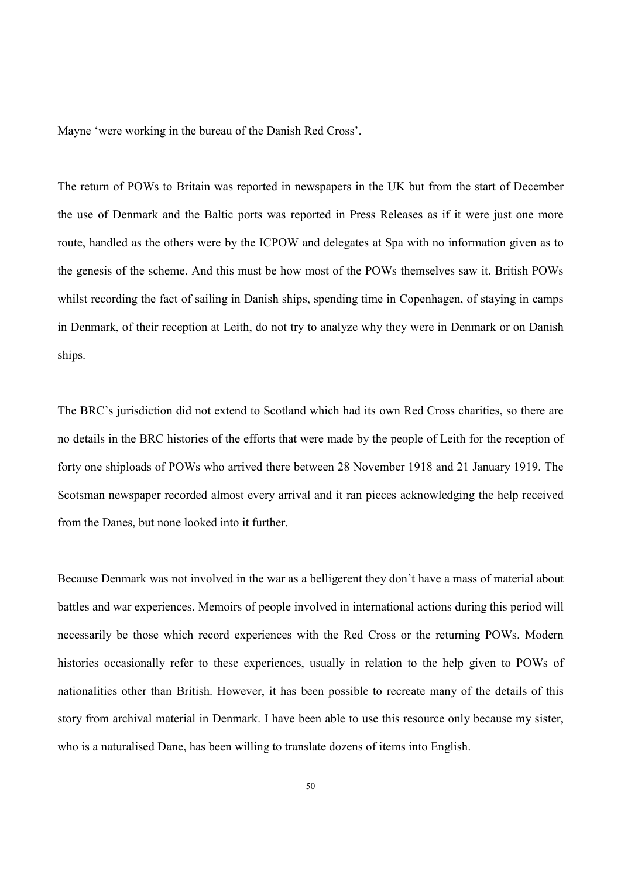Mayne 'were working in the bureau of the Danish Red Cross'.

The return of POWs to Britain was reported in newspapers in the UK but from the start of December the use of Denmark and the Baltic ports was reported in Press Releases as if it were just one more route, handled as the others were by the ICPOW and delegates at Spa with no information given as to the genesis of the scheme. And this must be how most of the POWs themselves saw it. British POWs whilst recording the fact of sailing in Danish ships, spending time in Copenhagen, of staying in camps in Denmark, of their reception at Leith, do not try to analyze why they were in Denmark or on Danish ships.

The BRC's jurisdiction did not extend to Scotland which had its own Red Cross charities, so there are no details in the BRC histories of the efforts that were made by the people of Leith for the reception of forty one shiploads of POWs who arrived there between 28 November 1918 and 21 January 1919. The Scotsman newspaper recorded almost every arrival and it ran pieces acknowledging the help received from the Danes, but none looked into it further.

Because Denmark was not involved in the war as a belligerent they don't have a mass of material about battles and war experiences. Memoirs of people involved in international actions during this period will necessarily be those which record experiences with the Red Cross or the returning POWs. Modern histories occasionally refer to these experiences, usually in relation to the help given to POWs of nationalities other than British. However, it has been possible to recreate many of the details of this story from archival material in Denmark. I have been able to use this resource only because my sister, who is a naturalised Dane, has been willing to translate dozens of items into English.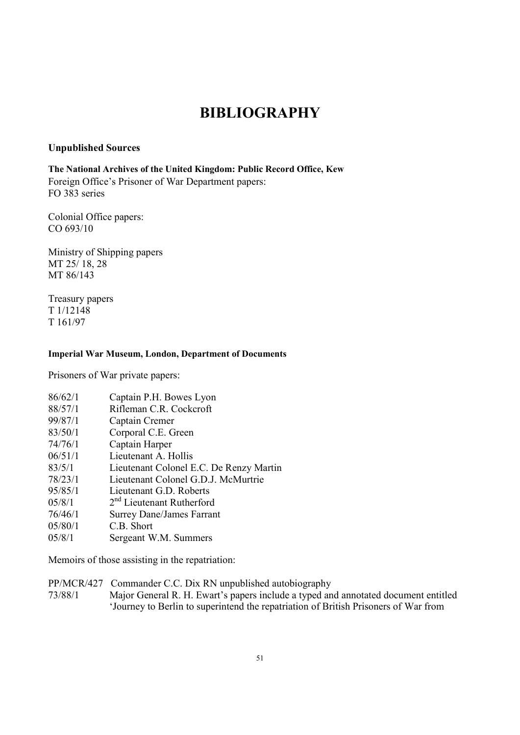# BIBLIOGRAPHY

## Unpublished Sources

**The National Archives of the United Kingdom: Public Record Office, Kew**

Foreign Office's Prisoner of War Department papers:
FO 383 series

Colonial Office papers:
CO 693/10

Ministry of Shipping papers
MT 25/ 18, 28
MT 86/143

Treasury papers
T 1/12148
T 161/97

**Imperial War Museum, London, Department of Documents**

Prisoners of War private papers:

86/62/1 Captain P.H. Bowes Lyon
88/57/1 Rifleman C.R. Cockcroft
99/87/1 Captain Cremer
83/50/1 Corporal C.E. Green
74/76/1 Captain Harper
06/51/1 Lieutenant A. Hollis
83/5/1 Lieutenant Colonel E.C. De Renzy Martin
78/23/1 Lieutenant Colonel G.D.J. McMurtrie
95/85/1 Lieutenant G.D. Roberts
05/8/1 2nd Lieutenant Rutherford
76/46/1 Surrey Dane/James Farrant
05/80/1 C.B. Short
05/8/1 Sergeant W.M. Summers

Memoirs of those assisting in the repatriation:

PP/MCR/427 Commander C.C. Dix RN unpublished autobiography
73/88/1 Major General R. H. Ewart's papers include a typed and annotated document entitled 'Journey to Berlin to superintend the repatriation of British Prisoners of War from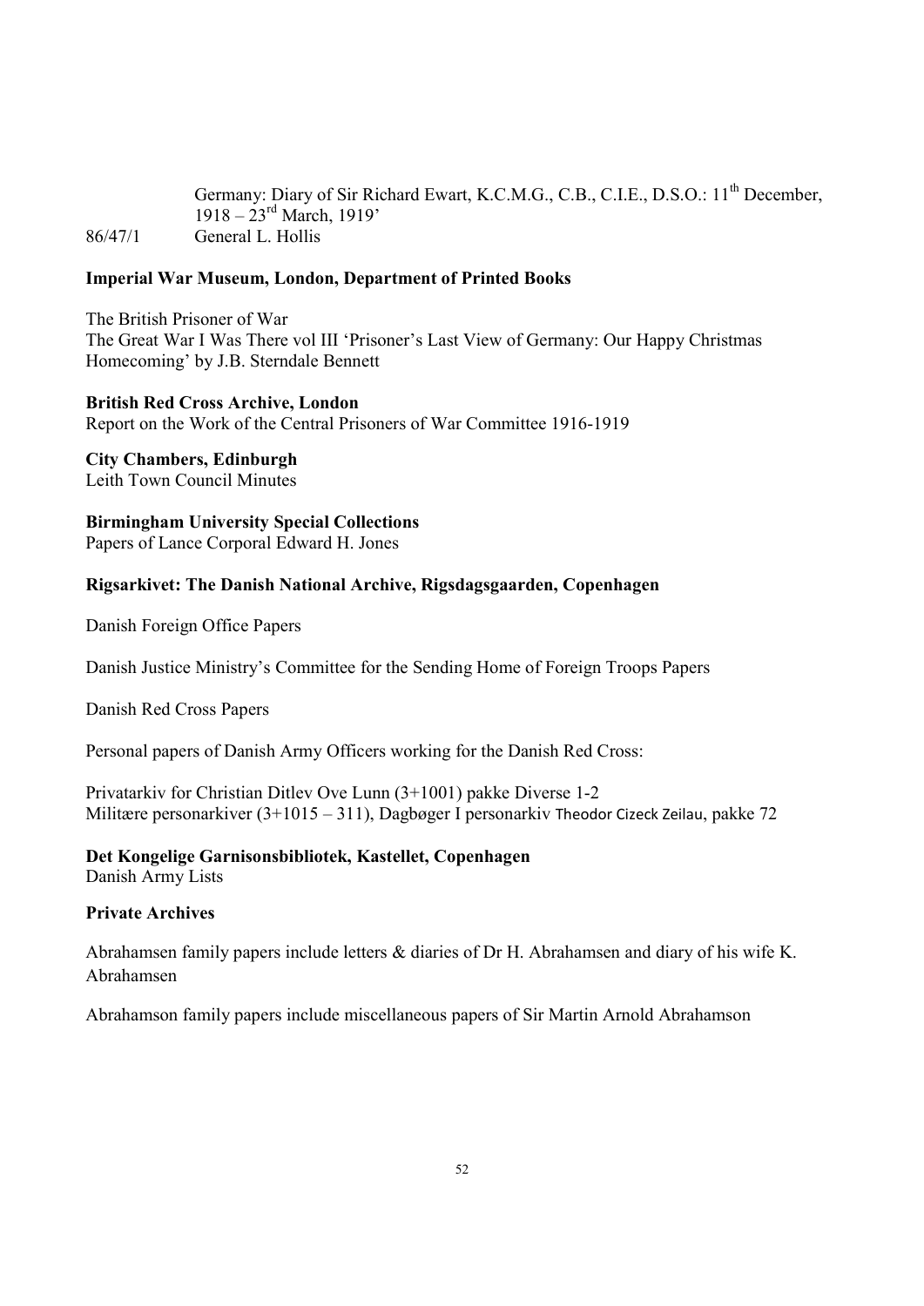Germany: Diary of Sir Richard Ewart, K.C.M.G., C.B., C.I.E., D.S.O.: 11th December, 1918 – 23rd March, 1919'

86/47/1 General L. Hollis

**Imperial War Museum, London, Department of Printed Books**

The British Prisoner of War
The Great War I Was There vol III 'Prisoner's Last View of Germany: Our Happy Christmas Homecoming' by J.B. Sterndale Bennett

**British Red Cross Archive, London**
Report on the Work of the Central Prisoners of War Committee 1916-1919

**City Chambers, Edinburgh**
Leith Town Council Minutes

**Birmingham University Special Collections**
Papers of Lance Corporal Edward H. Jones

**Rigsarkivet: The Danish National Archive, Rigsdagsgaarden, Copenhagen**

Danish Foreign Office Papers

Danish Justice Ministry's Committee for the Sending Home of Foreign Troops Papers

Danish Red Cross Papers

Personal papers of Danish Army Officers working for the Danish Red Cross:

Privatarkiv for Christian Ditlev Ove Lunn (3+1001) pakke Diverse 1-2
Militære personarkiver (3+1015 – 311), Dagbøger I personarkiv Theodor Cizeck Zeilau, pakke 72

**Det Kongelige Garnisonsbibliotek, Kastellet, Copenhagen**
Danish Army Lists

**Private Archives**

Abrahamsen family papers include letters & diaries of Dr H. Abrahamsen and diary of his wife K. Abrahamsen

Abrahamson family papers include miscellaneous papers of Sir Martin Arnold Abrahamson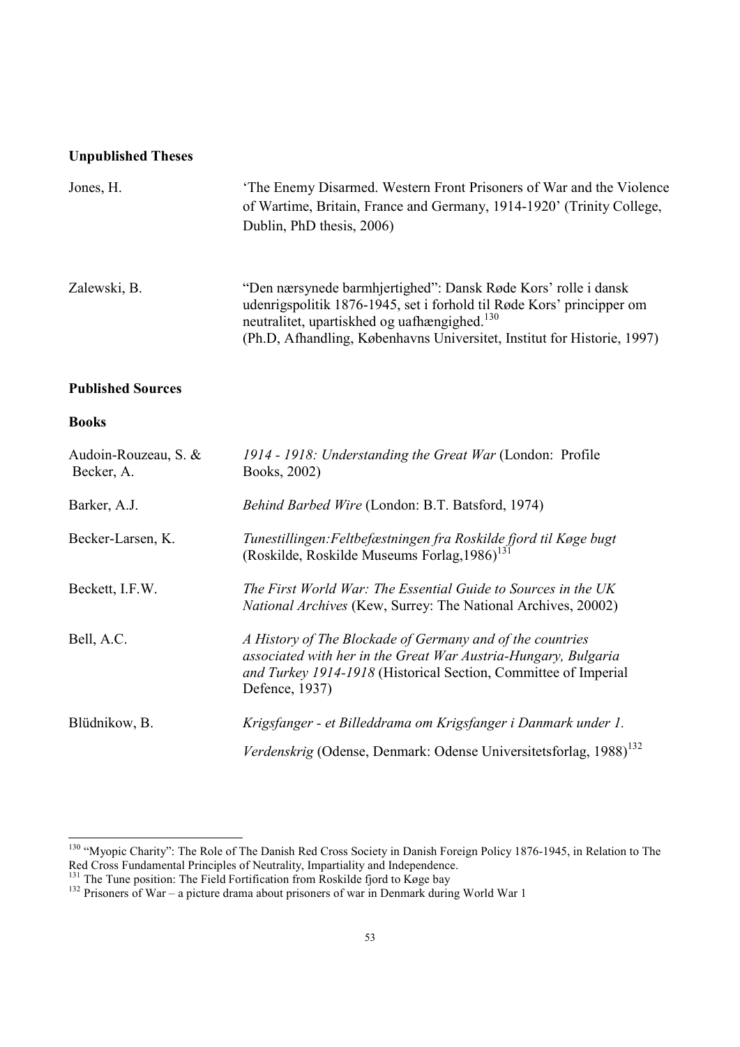**Unpublished Theses**

| | |
|---|---|
| Jones, H. | 'The Enemy Disarmed. Western Front Prisoners of War and the Violence of Wartime, Britain, France and Germany, 1914-1920' (Trinity College, Dublin, PhD thesis, 2006) |
| Zalewski, B. | "Den nærsynede barmhjertighed": Dansk Røde Kors' rolle i dansk udenrigspolitik 1876-1945, set i forhold til Røde Kors' principper om neutralitet, upartiskhed og uafhængighed.[130] (Ph.D, Afhandling, Københavns Universitet, Institut for Historie, 1997) |

**Published Sources**

**Books**

| | |
|---|---|
| Audoin-Rouzeau, S. & Becker, A. | *1914 - 1918: Understanding the Great War* (London: Profile Books, 2002) |
| Barker, A.J. | *Behind Barbed Wire* (London: B.T. Batsford, 1974) |
| Becker-Larsen, K. | *Tunestillingen:Feltbefæstningen fra Roskilde fjord til Køge bugt* (Roskilde, Roskilde Museums Forlag,1986)[131] |
| Beckett, I.F.W. | *The First World War: The Essential Guide to Sources in the UK National Archives* (Kew, Surrey: The National Archives, 20002) |
| Bell, A.C. | *A History of The Blockade of Germany and of the countries associated with her in the Great War Austria-Hungary, Bulgaria and Turkey 1914-1918* (Historical Section, Committee of Imperial Defence, 1937) |
| Blüdnikow, B. | *Krigsfanger - et Billeddrama om Krigsfanger i Danmark under 1. Verdenskrig* (Odense, Denmark: Odense Universitetsforlag, 1988)[132] |

[130] "Myopic Charity": The Role of The Danish Red Cross Society in Danish Foreign Policy 1876-1945, in Relation to The Red Cross Fundamental Principles of Neutrality, Impartiality and Independence.

[131] The Tune position: The Field Fortification from Roskilde fjord to Køge bay

[132] Prisoners of War – a picture drama about prisoners of war in Denmark during World War 1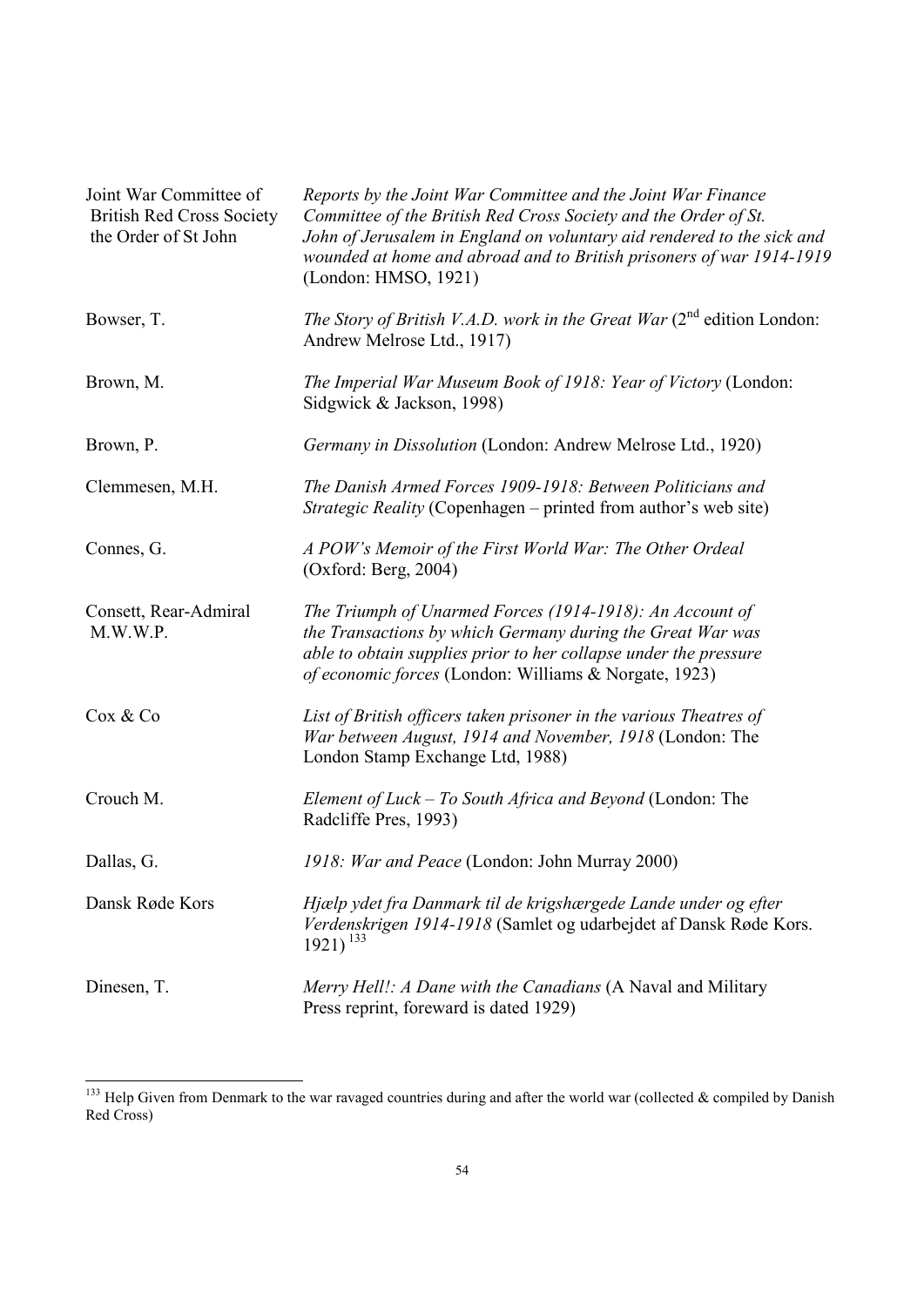| | |
|---|---|
| Joint War Committee of British Red Cross Society the Order of St John | *Reports by the Joint War Committee and the Joint War Finance Committee of the British Red Cross Society and the Order of St. John of Jerusalem in England on voluntary aid rendered to the sick and wounded at home and abroad and to British prisoners of war 1914-1919* (London: HMSO, 1921) |
| Bowser, T. | *The Story of British V.A.D. work in the Great War* (2nd edition London: Andrew Melrose Ltd., 1917) |
| Brown, M. | *The Imperial War Museum Book of 1918: Year of Victory* (London: Sidgwick & Jackson, 1998) |
| Brown, P. | *Germany in Dissolution* (London: Andrew Melrose Ltd., 1920) |
| Clemmesen, M.H. | *The Danish Armed Forces 1909-1918: Between Politicians and Strategic Reality* (Copenhagen – printed from author's web site) |
| Connes, G. | *A POW's Memoir of the First World War: The Other Ordeal* (Oxford: Berg, 2004) |
| Consett, Rear-Admiral M.W.W.P. | *The Triumph of Unarmed Forces (1914-1918): An Account of the Transactions by which Germany during the Great War was able to obtain supplies prior to her collapse under the pressure of economic forces* (London: Williams & Norgate, 1923) |
| Cox & Co | *List of British officers taken prisoner in the various Theatres of War between August, 1914 and November, 1918* (London: The London Stamp Exchange Ltd, 1988) |
| Crouch M. | *Element of Luck – To South Africa and Beyond* (London: The Radcliffe Pres, 1993) |
| Dallas, G. | *1918: War and Peace* (London: John Murray 2000) |
| Dansk Røde Kors | *Hjælp ydet fra Danmark til de krigshærgede Lande under og efter Verdenskrigen 1914-1918* (Samlet og udarbejdet af Dansk Røde Kors. 1921) [133] |
| Dinesen, T. | *Merry Hell!: A Dane with the Canadians* (A Naval and Military Press reprint, foreward is dated 1929) |

[133] Help Given from Denmark to the war ravaged countries during and after the world war (collected & compiled by Danish Red Cross)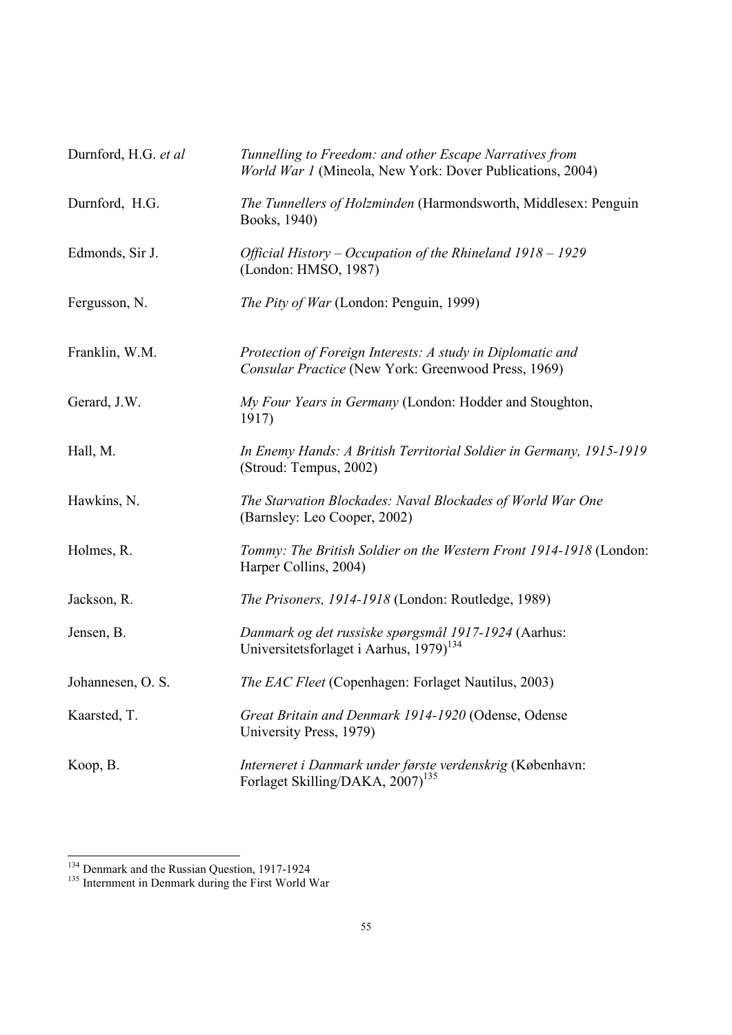Durnford, H.G. *et al* — *Tunnelling to Freedom: and other Escape Narratives from World War 1* (Mineola, New York: Dover Publications, 2004)

Durnford, H.G. — *The Tunnellers of Holzminden* (Harmondsworth, Middlesex: Penguin Books, 1940)

Edmonds, Sir J. — *Official History – Occupation of the Rhineland 1918 – 1929* (London: HMSO, 1987)

Fergusson, N. — *The Pity of War* (London: Penguin, 1999)

Franklin, W.M. — *Protection of Foreign Interests: A study in Diplomatic and Consular Practice* (New York: Greenwood Press, 1969)

Gerard, J.W. — *My Four Years in Germany* (London: Hodder and Stoughton, 1917)

Hall, M. — *In Enemy Hands: A British Territorial Soldier in Germany, 1915-1919* (Stroud: Tempus, 2002)

Hawkins, N. — *The Starvation Blockades: Naval Blockades of World War One* (Barnsley: Leo Cooper, 2002)

Holmes, R. — *Tommy: The British Soldier on the Western Front 1914-1918* (London: Harper Collins, 2004)

Jackson, R. — *The Prisoners, 1914-1918* (London: Routledge, 1989)

Jensen, B. — *Danmark og det russiske spørgsmål 1917-1924* (Aarhus: Universitetsforlaget i Aarhus, 1979)[134]

Johannesen, O. S. — *The EAC Fleet* (Copenhagen: Forlaget Nautilus, 2003)

Kaarsted, T. — *Great Britain and Denmark 1914-1920* (Odense, Odense University Press, 1979)

Koop, B. — *Interneret i Danmark under første verdenskrig* (København: Forlaget Skilling/DAKA, 2007)[135]

---

[134] Denmark and the Russian Question, 1917-1924

[135] Internment in Denmark during the First World War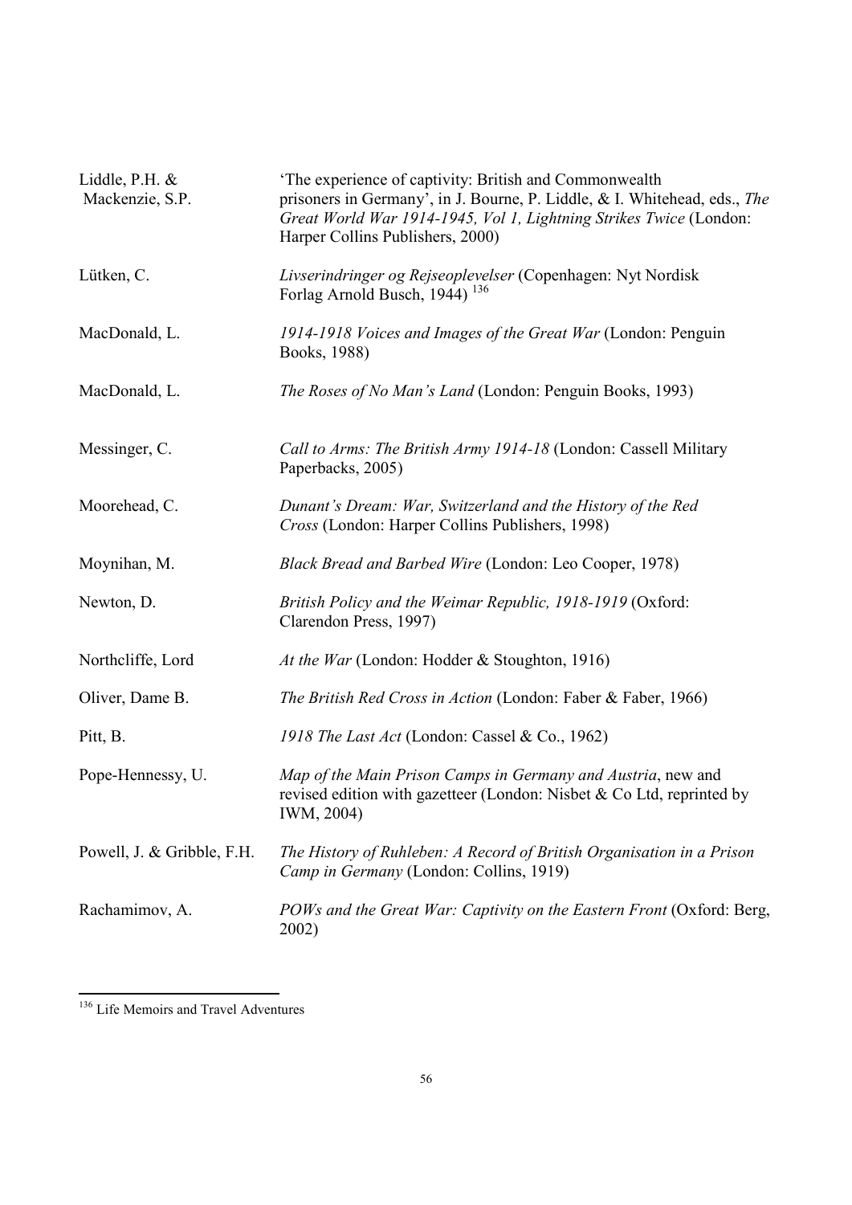Liddle, P.H. & Mackenzie, S.P. — 'The experience of captivity: British and Commonwealth prisoners in Germany', in J. Bourne, P. Liddle, & I. Whitehead, eds., *The Great World War 1914-1945, Vol 1, Lightning Strikes Twice* (London: Harper Collins Publishers, 2000)

Lütken, C. — *Livserindringer og Rejseoplevelser* (Copenhagen: Nyt Nordisk Forlag Arnold Busch, 1944) [136]

MacDonald, L. — *1914-1918 Voices and Images of the Great War* (London: Penguin Books, 1988)

MacDonald, L. — *The Roses of No Man's Land* (London: Penguin Books, 1993)

Messinger, C. — *Call to Arms: The British Army 1914-18* (London: Cassell Military Paperbacks, 2005)

Moorehead, C. — *Dunant's Dream: War, Switzerland and the History of the Red Cross* (London: Harper Collins Publishers, 1998)

Moynihan, M. — *Black Bread and Barbed Wire* (London: Leo Cooper, 1978)

Newton, D. — *British Policy and the Weimar Republic, 1918-1919* (Oxford: Clarendon Press, 1997)

Northcliffe, Lord — *At the War* (London: Hodder & Stoughton, 1916)

Oliver, Dame B. — *The British Red Cross in Action* (London: Faber & Faber, 1966)

Pitt, B. — *1918 The Last Act* (London: Cassel & Co., 1962)

Pope-Hennessy, U. — *Map of the Main Prison Camps in Germany and Austria*, new and revised edition with gazetteer (London: Nisbet & Co Ltd, reprinted by IWM, 2004)

Powell, J. & Gribble, F.H. — *The History of Ruhleben: A Record of British Organisation in a Prison Camp in Germany* (London: Collins, 1919)

Rachamimov, A. — *POWs and the Great War: Captivity on the Eastern Front* (Oxford: Berg, 2002)

---

[136] Life Memoirs and Travel Adventures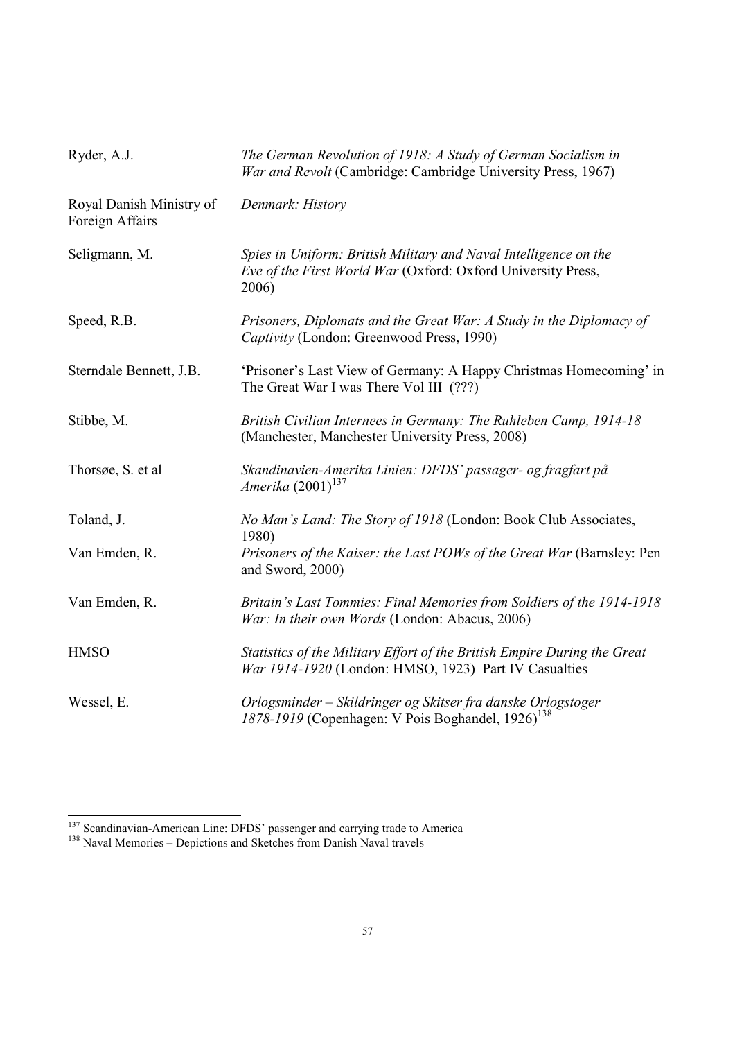| | |
|---|---|
| Ryder, A.J. | *The German Revolution of 1918: A Study of German Socialism in War and Revolt* (Cambridge: Cambridge University Press, 1967) |
| Royal Danish Ministry of Foreign Affairs | *Denmark: History* |
| Seligmann, M. | *Spies in Uniform: British Military and Naval Intelligence on the Eve of the First World War* (Oxford: Oxford University Press, 2006) |
| Speed, R.B. | *Prisoners, Diplomats and the Great War: A Study in the Diplomacy of Captivity* (London: Greenwood Press, 1990) |
| Sterndale Bennett, J.B. | 'Prisoner's Last View of Germany: A Happy Christmas Homecoming' in The Great War I was There Vol III (???) |
| Stibbe, M. | *British Civilian Internees in Germany: The Ruhleben Camp, 1914-18* (Manchester, Manchester University Press, 2008) |
| Thorsøe, S. et al | *Skandinavien-Amerika Linien: DFDS' passager- og fragfart på Amerika* (2001)[137] |
| Toland, J. | *No Man's Land: The Story of 1918* (London: Book Club Associates, 1980) |
| Van Emden, R. | *Prisoners of the Kaiser: the Last POWs of the Great War* (Barnsley: Pen and Sword, 2000) |
| Van Emden, R. | *Britain's Last Tommies: Final Memories from Soldiers of the 1914-1918 War: In their own Words* (London: Abacus, 2006) |
| HMSO | *Statistics of the Military Effort of the British Empire During the Great War 1914-1920* (London: HMSO, 1923) Part IV Casualties |
| Wessel, E. | *Orlogsminder – Skildringer og Skitser fra danske Orlogstoger 1878-1919* (Copenhagen: V Pois Boghandel, 1926)[138] |

[137] Scandinavian-American Line: DFDS' passenger and carrying trade to America

[138] Naval Memories – Depictions and Sketches from Danish Naval travels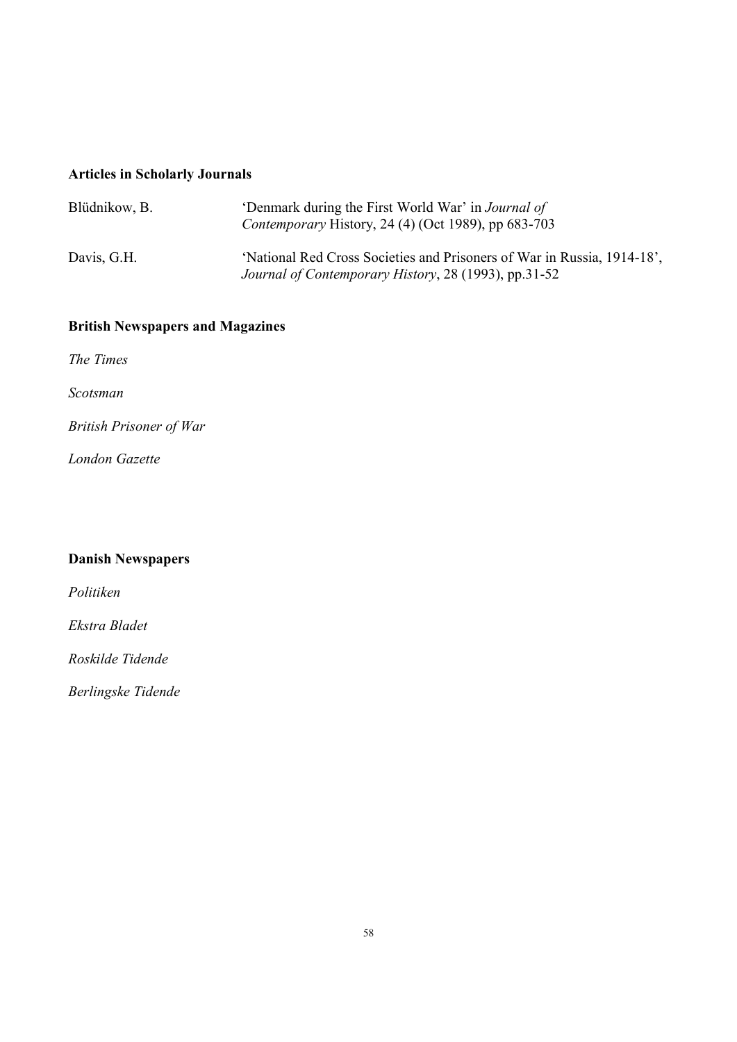## Articles in Scholarly Journals

Blüdnikow, B. 'Denmark during the First World War' in *Journal of Contemporary* History, 24 (4) (Oct 1989), pp 683-703

Davis, G.H. 'National Red Cross Societies and Prisoners of War in Russia, 1914-18', *Journal of Contemporary History*, 28 (1993), pp.31-52

## British Newspapers and Magazines

*The Times*

*Scotsman*

*British Prisoner of War*

*London Gazette*

## Danish Newspapers

*Politiken*

*Ekstra Bladet*

*Roskilde Tidende*

*Berlingske Tidende*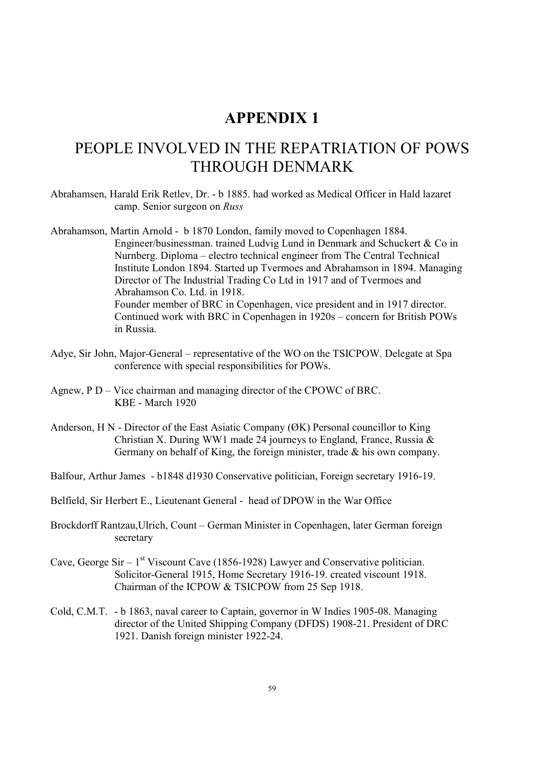# APPENDIX 1

## PEOPLE INVOLVED IN THE REPATRIATION OF POWS THROUGH DENMARK

Abrahamsen, Harald Erik Retlev, Dr. - b 1885. had worked as Medical Officer in Hald lazaret camp. Senior surgeon on *Russ*

Abrahamson, Martin Arnold - b 1870 London, family moved to Copenhagen 1884. Engineer/businessman. trained Ludvig Lund in Denmark and Schuckert & Co in Nurnberg. Diploma – electro technical engineer from The Central Technical Institute London 1894. Started up Tvermoes and Abrahamson in 1894. Managing Director of The Industrial Trading Co Ltd in 1917 and of Tvermoes and Abrahamson Co. Ltd. in 1918.
Founder member of BRC in Copenhagen, vice president and in 1917 director. Continued work with BRC in Copenhagen in 1920s – concern for British POWs in Russia.

Adye, Sir John, Major-General – representative of the WO on the TSICPOW. Delegate at Spa conference with special responsibilities for POWs.

Agnew, P D – Vice chairman and managing director of the CPOWC of BRC. KBE - March 1920

Anderson, H N - Director of the East Asiatic Company (ØK) Personal councillor to King Christian X. During WW1 made 24 journeys to England, France, Russia & Germany on behalf of King, the foreign minister, trade & his own company.

Balfour, Arthur James - b1848 d1930 Conservative politician, Foreign secretary 1916-19.

Belfield, Sir Herbert E., Lieutenant General - head of DPOW in the War Office

Brockdorff Rantzau,Ulrich, Count – German Minister in Copenhagen, later German foreign secretary

Cave, George Sir – 1st Viscount Cave (1856-1928) Lawyer and Conservative politician. Solicitor-General 1915, Home Secretary 1916-19. created viscount 1918. Chairman of the ICPOW & TSICPOW from 25 Sep 1918.

Cold, C.M.T. - b 1863, naval career to Captain, governor in W Indies 1905-08. Managing director of the United Shipping Company (DFDS) 1908-21. President of DRC 1921. Danish foreign minister 1922-24.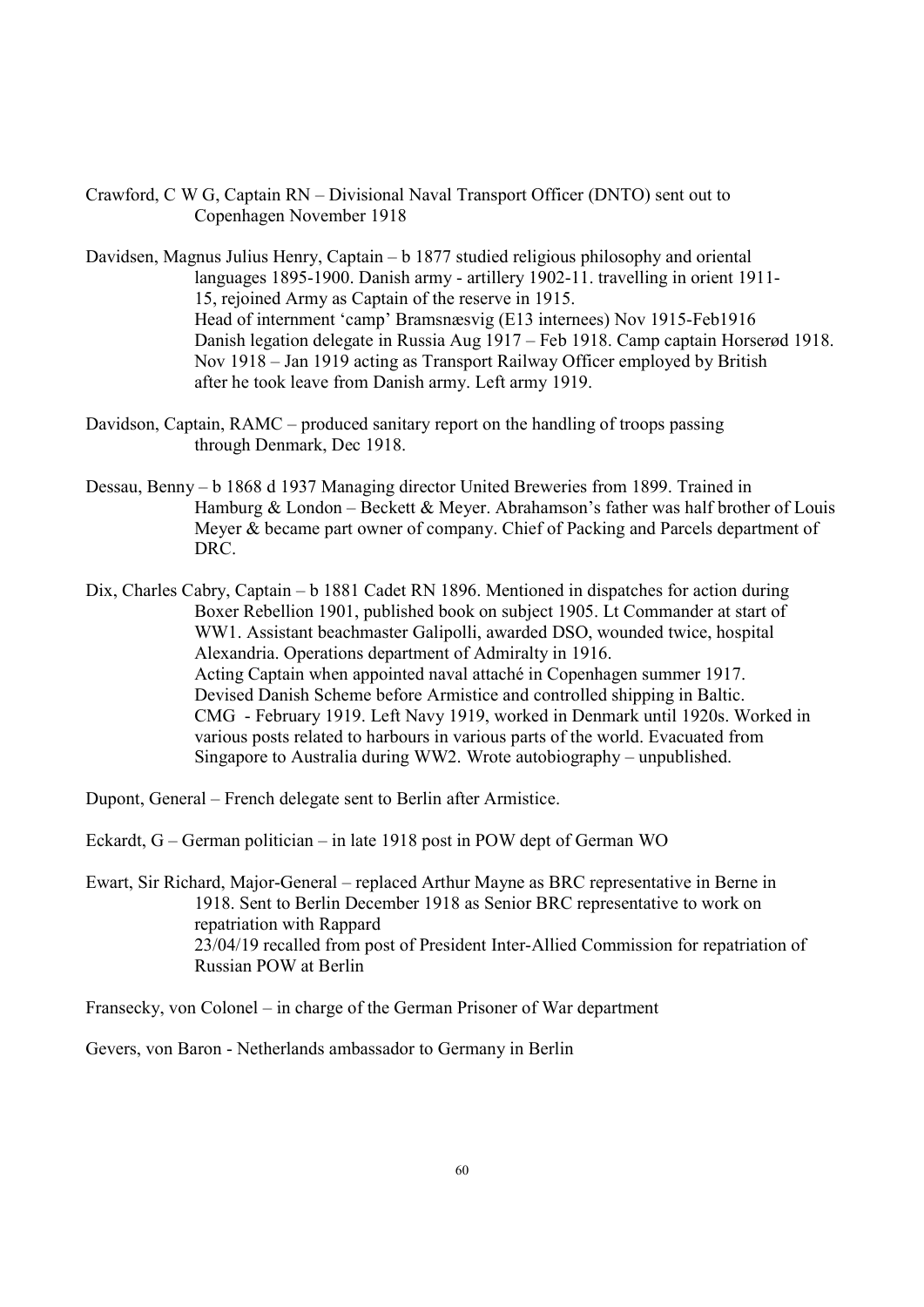Crawford, C W G, Captain RN – Divisional Naval Transport Officer (DNTO) sent out to Copenhagen November 1918

Davidsen, Magnus Julius Henry, Captain – b 1877 studied religious philosophy and oriental languages 1895-1900. Danish army - artillery 1902-11. travelling in orient 1911-15, rejoined Army as Captain of the reserve in 1915.
Head of internment 'camp' Bramsnæsvig (E13 internees) Nov 1915-Feb1916
Danish legation delegate in Russia Aug 1917 – Feb 1918. Camp captain Horserød 1918.
Nov 1918 – Jan 1919 acting as Transport Railway Officer employed by British after he took leave from Danish army. Left army 1919.

Davidson, Captain, RAMC – produced sanitary report on the handling of troops passing through Denmark, Dec 1918.

Dessau, Benny – b 1868 d 1937 Managing director United Breweries from 1899. Trained in Hamburg & London – Beckett & Meyer. Abrahamson's father was half brother of Louis Meyer & became part owner of company. Chief of Packing and Parcels department of DRC.

Dix, Charles Cabry, Captain – b 1881 Cadet RN 1896. Mentioned in dispatches for action during Boxer Rebellion 1901, published book on subject 1905. Lt Commander at start of WW1. Assistant beachmaster Galipolli, awarded DSO, wounded twice, hospital Alexandria. Operations department of Admiralty in 1916.
Acting Captain when appointed naval attaché in Copenhagen summer 1917.
Devised Danish Scheme before Armistice and controlled shipping in Baltic.
CMG - February 1919. Left Navy 1919, worked in Denmark until 1920s. Worked in various posts related to harbours in various parts of the world. Evacuated from Singapore to Australia during WW2. Wrote autobiography – unpublished.

Dupont, General – French delegate sent to Berlin after Armistice.

Eckardt, G – German politician – in late 1918 post in POW dept of German WO

Ewart, Sir Richard, Major-General – replaced Arthur Mayne as BRC representative in Berne in 1918. Sent to Berlin December 1918 as Senior BRC representative to work on repatriation with Rappard
23/04/19 recalled from post of President Inter-Allied Commission for repatriation of Russian POW at Berlin

Fransecky, von Colonel – in charge of the German Prisoner of War department

Gevers, von Baron - Netherlands ambassador to Germany in Berlin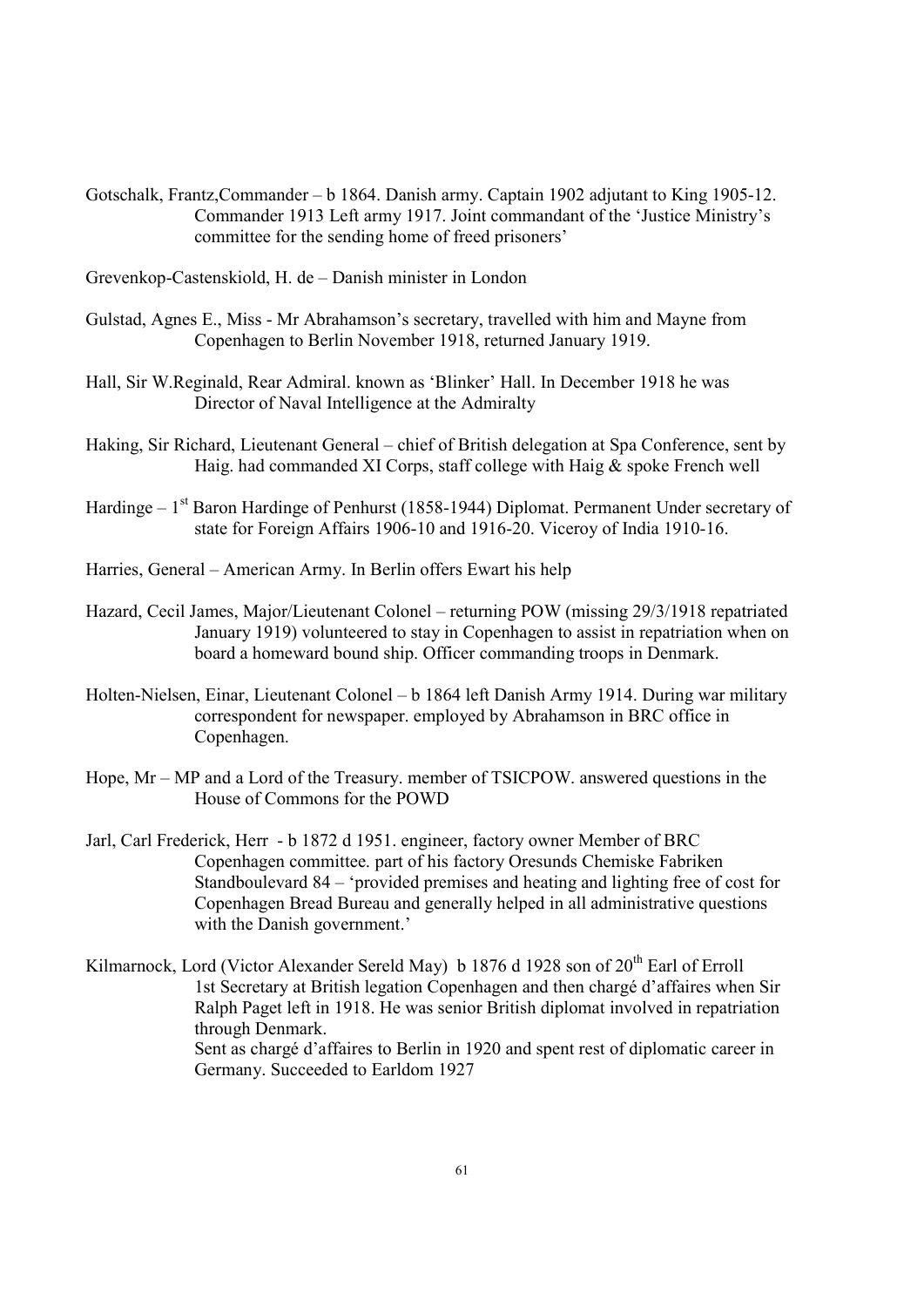Gotschalk, Frantz,Commander – b 1864. Danish army. Captain 1902 adjutant to King 1905-12. Commander 1913 Left army 1917. Joint commandant of the 'Justice Ministry's committee for the sending home of freed prisoners'

Grevenkop-Castenskiold, H. de – Danish minister in London

Gulstad, Agnes E., Miss - Mr Abrahamson's secretary, travelled with him and Mayne from Copenhagen to Berlin November 1918, returned January 1919.

Hall, Sir W.Reginald, Rear Admiral. known as 'Blinker' Hall. In December 1918 he was Director of Naval Intelligence at the Admiralty

Haking, Sir Richard, Lieutenant General – chief of British delegation at Spa Conference, sent by Haig. had commanded XI Corps, staff college with Haig & spoke French well

Hardinge – 1st Baron Hardinge of Penhurst (1858-1944) Diplomat. Permanent Under secretary of state for Foreign Affairs 1906-10 and 1916-20. Viceroy of India 1910-16.

Harries, General – American Army. In Berlin offers Ewart his help

Hazard, Cecil James, Major/Lieutenant Colonel – returning POW (missing 29/3/1918 repatriated January 1919) volunteered to stay in Copenhagen to assist in repatriation when on board a homeward bound ship. Officer commanding troops in Denmark.

Holten-Nielsen, Einar, Lieutenant Colonel – b 1864 left Danish Army 1914. During war military correspondent for newspaper. employed by Abrahamson in BRC office in Copenhagen.

Hope, Mr – MP and a Lord of the Treasury. member of TSICPOW. answered questions in the House of Commons for the POWD

Jarl, Carl Frederick, Herr - b 1872 d 1951. engineer, factory owner Member of BRC Copenhagen committee. part of his factory Oresunds Chemiske Fabriken Standboulevard 84 – 'provided premises and heating and lighting free of cost for Copenhagen Bread Bureau and generally helped in all administrative questions with the Danish government.'

Kilmarnock, Lord (Victor Alexander Sereld May) b 1876 d 1928 son of 20th Earl of Erroll 1st Secretary at British legation Copenhagen and then chargé d'affaires when Sir Ralph Paget left in 1918. He was senior British diplomat involved in repatriation through Denmark.
Sent as chargé d'affaires to Berlin in 1920 and spent rest of diplomatic career in Germany. Succeeded to Earldom 1927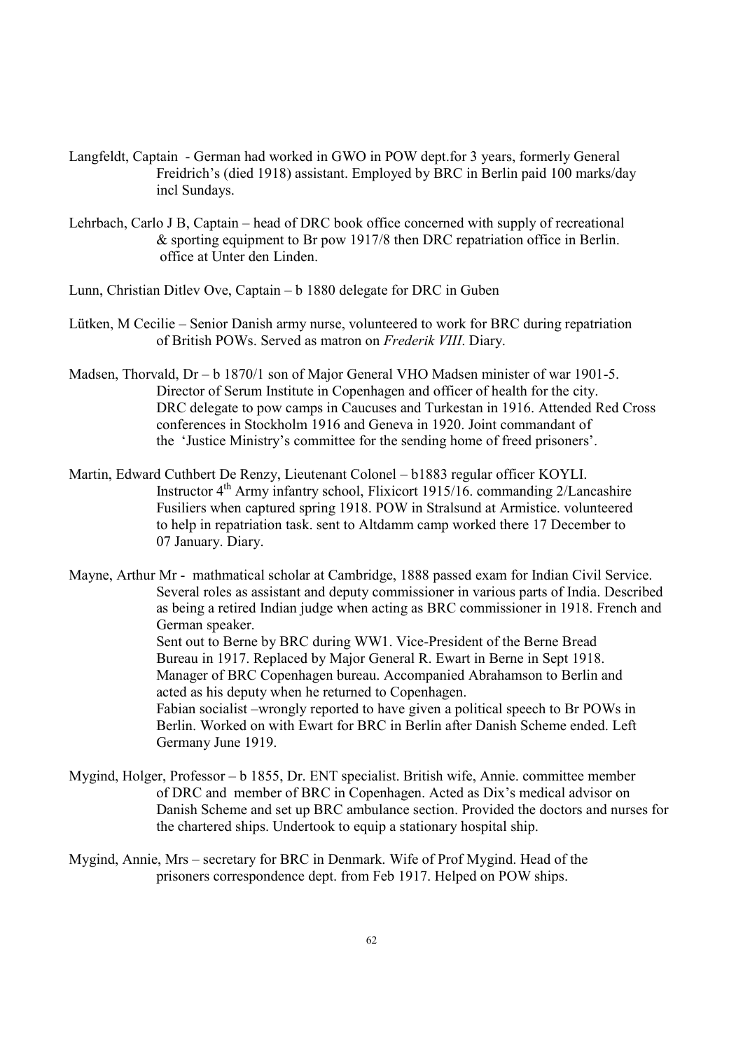Langfeldt, Captain - German had worked in GWO in POW dept.for 3 years, formerly General Freidrich's (died 1918) assistant. Employed by BRC in Berlin paid 100 marks/day incl Sundays.

Lehrbach, Carlo J B, Captain – head of DRC book office concerned with supply of recreational & sporting equipment to Br pow 1917/8 then DRC repatriation office in Berlin. office at Unter den Linden.

Lunn, Christian Ditlev Ove, Captain – b 1880 delegate for DRC in Guben

Lütken, M Cecilie – Senior Danish army nurse, volunteered to work for BRC during repatriation of British POWs. Served as matron on *Frederik VIII*. Diary.

Madsen, Thorvald, Dr – b 1870/1 son of Major General VHO Madsen minister of war 1901-5. Director of Serum Institute in Copenhagen and officer of health for the city. DRC delegate to pow camps in Caucuses and Turkestan in 1916. Attended Red Cross conferences in Stockholm 1916 and Geneva in 1920. Joint commandant of the 'Justice Ministry's committee for the sending home of freed prisoners'.

Martin, Edward Cuthbert De Renzy, Lieutenant Colonel – b1883 regular officer KOYLI. Instructor 4th Army infantry school, Flixicort 1915/16. commanding 2/Lancashire Fusiliers when captured spring 1918. POW in Stralsund at Armistice. volunteered to help in repatriation task. sent to Altdamm camp worked there 17 December to 07 January. Diary.

Mayne, Arthur Mr - mathmatical scholar at Cambridge, 1888 passed exam for Indian Civil Service. Several roles as assistant and deputy commissioner in various parts of India. Described as being a retired Indian judge when acting as BRC commissioner in 1918. French and German speaker.
Sent out to Berne by BRC during WW1. Vice-President of the Berne Bread Bureau in 1917. Replaced by Major General R. Ewart in Berne in Sept 1918. Manager of BRC Copenhagen bureau. Accompanied Abrahamson to Berlin and acted as his deputy when he returned to Copenhagen.
Fabian socialist –wrongly reported to have given a political speech to Br POWs in Berlin. Worked on with Ewart for BRC in Berlin after Danish Scheme ended. Left Germany June 1919.

Mygind, Holger, Professor – b 1855, Dr. ENT specialist. British wife, Annie. committee member of DRC and member of BRC in Copenhagen. Acted as Dix's medical advisor on Danish Scheme and set up BRC ambulance section. Provided the doctors and nurses for the chartered ships. Undertook to equip a stationary hospital ship.

Mygind, Annie, Mrs – secretary for BRC in Denmark. Wife of Prof Mygind. Head of the prisoners correspondence dept. from Feb 1917. Helped on POW ships.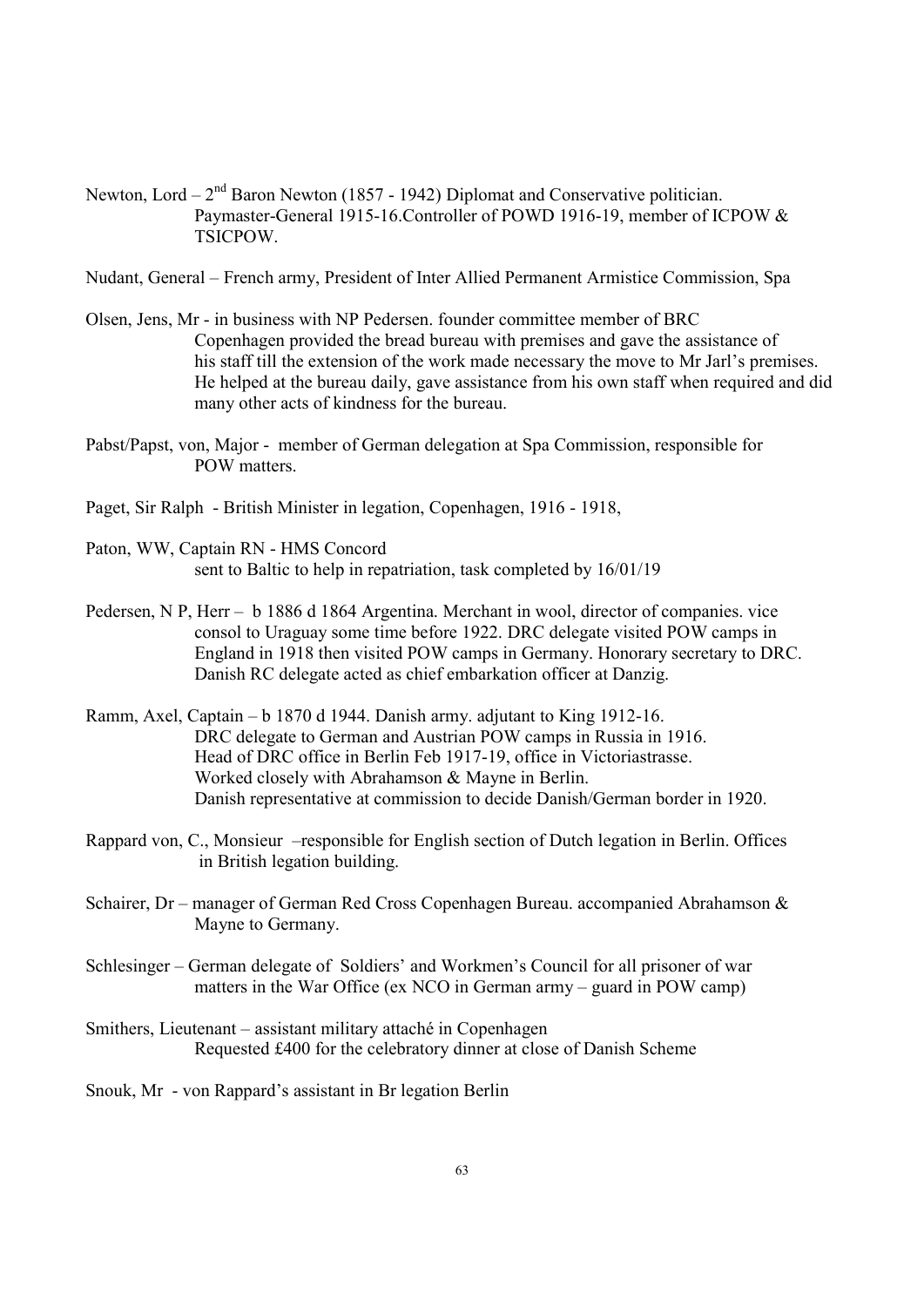Newton, Lord – 2nd Baron Newton (1857 - 1942) Diplomat and Conservative politician. Paymaster-General 1915-16.Controller of POWD 1916-19, member of ICPOW & TSICPOW.

Nudant, General – French army, President of Inter Allied Permanent Armistice Commission, Spa

Olsen, Jens, Mr - in business with NP Pedersen. founder committee member of BRC Copenhagen provided the bread bureau with premises and gave the assistance of his staff till the extension of the work made necessary the move to Mr Jarl's premises. He helped at the bureau daily, gave assistance from his own staff when required and did many other acts of kindness for the bureau.

Pabst/Papst, von, Major - member of German delegation at Spa Commission, responsible for POW matters.

Paget, Sir Ralph - British Minister in legation, Copenhagen, 1916 - 1918,

Paton, WW, Captain RN - HMS Concord
sent to Baltic to help in repatriation, task completed by 16/01/19

Pedersen, N P, Herr – b 1886 d 1864 Argentina. Merchant in wool, director of companies. vice consol to Uruguay some time before 1922. DRC delegate visited POW camps in England in 1918 then visited POW camps in Germany. Honorary secretary to DRC. Danish RC delegate acted as chief embarkation officer at Danzig.

Ramm, Axel, Captain – b 1870 d 1944. Danish army. adjutant to King 1912-16.
DRC delegate to German and Austrian POW camps in Russia in 1916.
Head of DRC office in Berlin Feb 1917-19, office in Victoriastrasse.
Worked closely with Abrahamson & Mayne in Berlin.
Danish representative at commission to decide Danish/German border in 1920.

Rappard von, C., Monsieur –responsible for English section of Dutch legation in Berlin. Offices in British legation building.

Schairer, Dr – manager of German Red Cross Copenhagen Bureau. accompanied Abrahamson & Mayne to Germany.

Schlesinger – German delegate of Soldiers' and Workmen's Council for all prisoner of war matters in the War Office (ex NCO in German army – guard in POW camp)

Smithers, Lieutenant – assistant military attaché in Copenhagen
Requested £400 for the celebratory dinner at close of Danish Scheme

Snouk, Mr - von Rappard's assistant in Br legation Berlin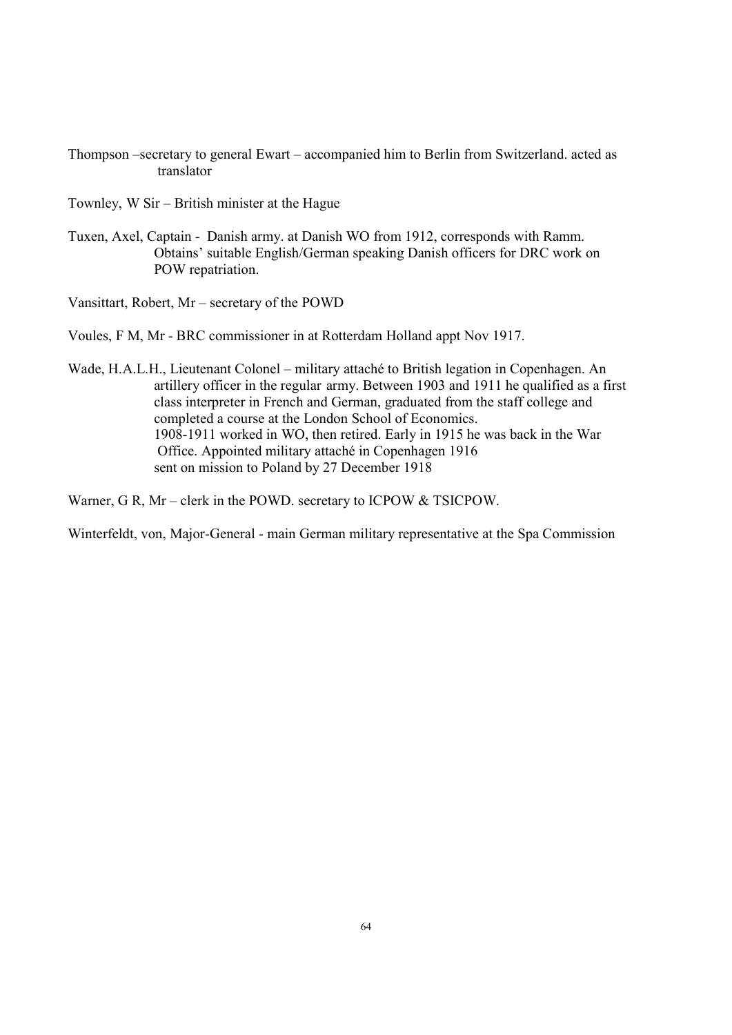Thompson –secretary to general Ewart – accompanied him to Berlin from Switzerland. acted as translator

Townley, W Sir – British minister at the Hague

Tuxen, Axel, Captain - Danish army. at Danish WO from 1912, corresponds with Ramm. Obtains' suitable English/German speaking Danish officers for DRC work on POW repatriation.

Vansittart, Robert, Mr – secretary of the POWD

Voules, F M, Mr - BRC commissioner in at Rotterdam Holland appt Nov 1917.

Wade, H.A.L.H., Lieutenant Colonel – military attaché to British legation in Copenhagen. An artillery officer in the regular army. Between 1903 and 1911 he qualified as a first class interpreter in French and German, graduated from the staff college and completed a course at the London School of Economics.
1908-1911 worked in WO, then retired. Early in 1915 he was back in the War Office. Appointed military attaché in Copenhagen 1916
sent on mission to Poland by 27 December 1918

Warner, G R, Mr – clerk in the POWD. secretary to ICPOW & TSICPOW.

Winterfeldt, von, Major-General - main German military representative at the Spa Commission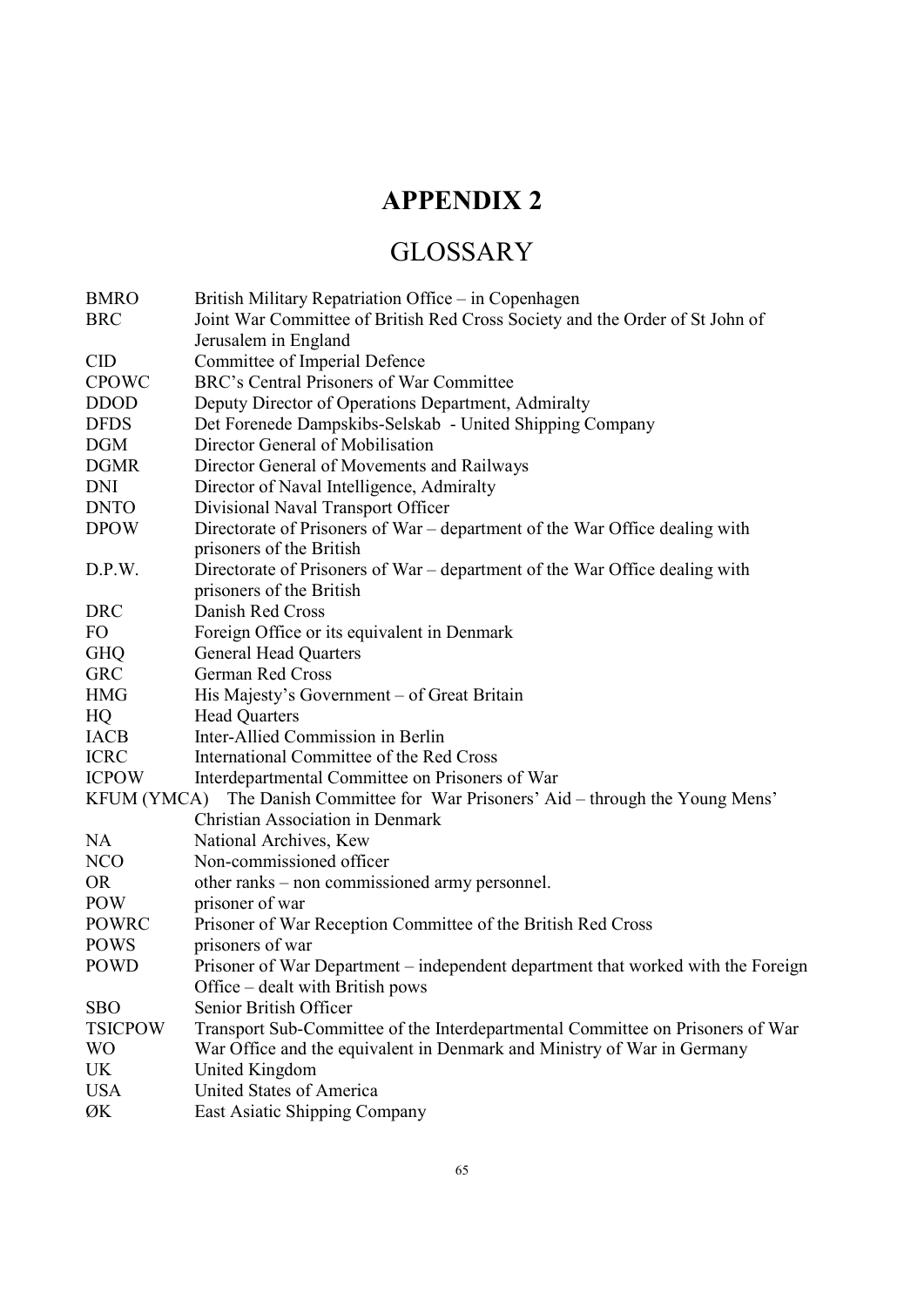# APPENDIX 2

## GLOSSARY

| | |
|---|---|
| BMRO | British Military Repatriation Office – in Copenhagen |
| BRC | Joint War Committee of British Red Cross Society and the Order of St John of Jerusalem in England |
| CID | Committee of Imperial Defence |
| CPOWC | BRC's Central Prisoners of War Committee |
| DDOD | Deputy Director of Operations Department, Admiralty |
| DFDS | Det Forenede Dampskibs-Selskab - United Shipping Company |
| DGM | Director General of Mobilisation |
| DGMR | Director General of Movements and Railways |
| DNI | Director of Naval Intelligence, Admiralty |
| DNTO | Divisional Naval Transport Officer |
| DPOW | Directorate of Prisoners of War – department of the War Office dealing with prisoners of the British |
| D.P.W. | Directorate of Prisoners of War – department of the War Office dealing with prisoners of the British |
| DRC | Danish Red Cross |
| FO | Foreign Office or its equivalent in Denmark |
| GHQ | General Head Quarters |
| GRC | German Red Cross |
| HMG | His Majesty's Government – of Great Britain |
| HQ | Head Quarters |
| IACB | Inter-Allied Commission in Berlin |
| ICRC | International Committee of the Red Cross |
| ICPOW | Interdepartmental Committee on Prisoners of War |
| KFUM (YMCA) | The Danish Committee for War Prisoners' Aid – through the Young Mens' Christian Association in Denmark |
| NA | National Archives, Kew |
| NCO | Non-commissioned officer |
| OR | other ranks – non commissioned army personnel. |
| POW | prisoner of war |
| POWRC | Prisoner of War Reception Committee of the British Red Cross |
| POWS | prisoners of war |
| POWD | Prisoner of War Department – independent department that worked with the Foreign Office – dealt with British pows |
| SBO | Senior British Officer |
| TSICPOW | Transport Sub-Committee of the Interdepartmental Committee on Prisoners of War |
| WO | War Office and the equivalent in Denmark and Ministry of War in Germany |
| UK | United Kingdom |
| USA | United States of America |
| ØK | East Asiatic Shipping Company |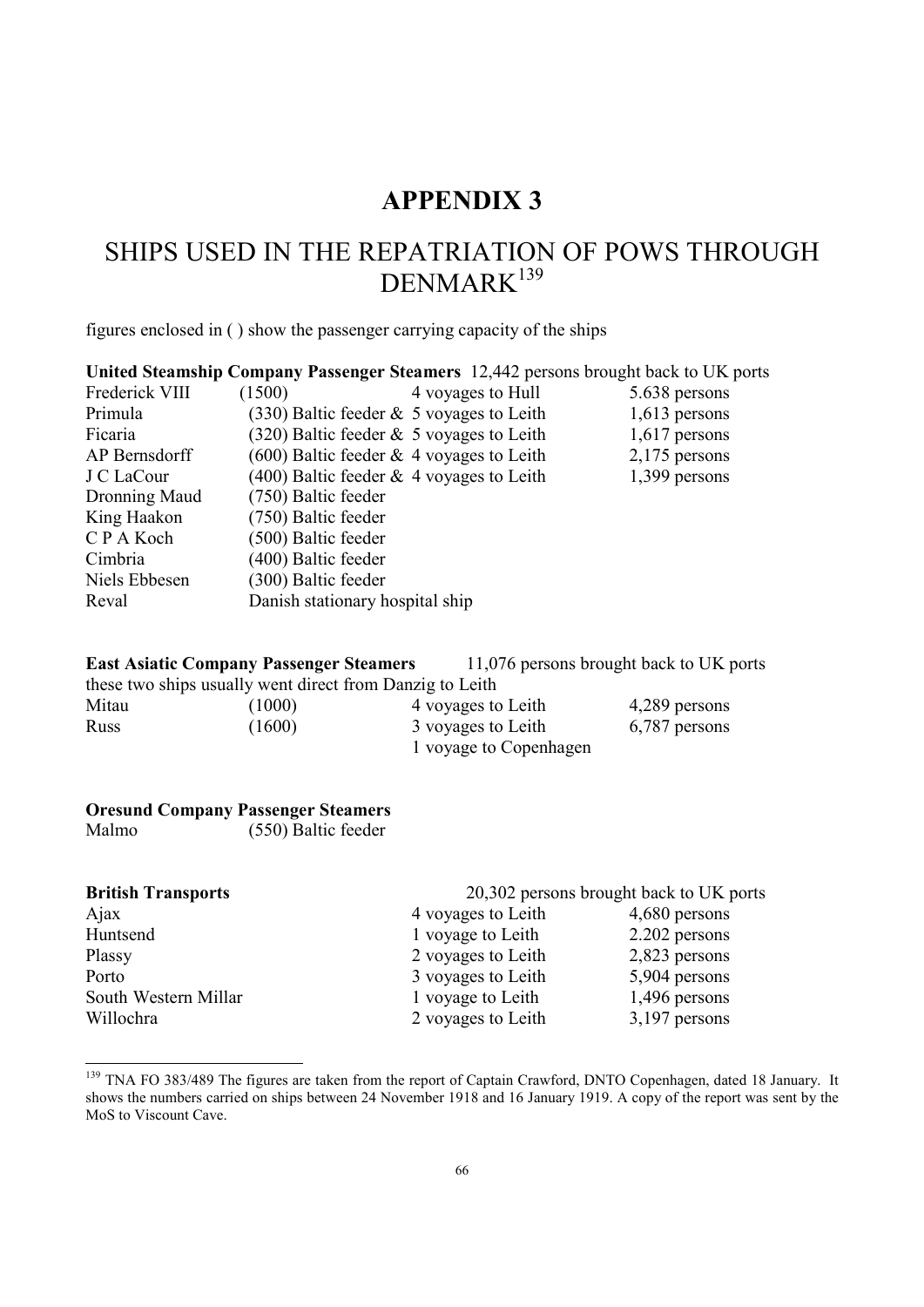# APPENDIX 3

## SHIPS USED IN THE REPATRIATION OF POWS THROUGH DENMARK[139]

figures enclosed in ( ) show the passenger carrying capacity of the ships

**United Steamship Company Passenger Steamers** 12,442 persons brought back to UK ports

| | | | |
|---|---|---|---|
| Frederick VIII | (1500) | 4 voyages to Hull | 5.638 persons |
| Primula | (330) Baltic feeder & | 5 voyages to Leith | 1,613 persons |
| Ficaria | (320) Baltic feeder & | 5 voyages to Leith | 1,617 persons |
| AP Bernsdorff | (600) Baltic feeder & | 4 voyages to Leith | 2,175 persons |
| J C LaCour | (400) Baltic feeder & | 4 voyages to Leith | 1,399 persons |
| Dronning Maud | (750) Baltic feeder | | |
| King Haakon | (750) Baltic feeder | | |
| C P A Koch | (500) Baltic feeder | | |
| Cimbria | (400) Baltic feeder | | |
| Niels Ebbesen | (300) Baltic feeder | | |
| Reval | Danish stationary hospital ship | | |

**East Asiatic Company Passenger Steamers** 11,076 persons brought back to UK ports

these two ships usually went direct from Danzig to Leith

| | | | |
|---|---|---|---|
| Mitau | (1000) | 4 voyages to Leith | 4,289 persons |
| Russ | (1600) | 3 voyages to Leith | 6,787 persons |
| | | 1 voyage to Copenhagen | |

**Oresund Company Passenger Steamers**

| | |
|---|---|
| Malmo | (550) Baltic feeder |

**British Transports** 20,302 persons brought back to UK ports

| | | |
|---|---|---|
| Ajax | 4 voyages to Leith | 4,680 persons |
| Huntsend | 1 voyage to Leith | 2.202 persons |
| Plassy | 2 voyages to Leith | 2,823 persons |
| Porto | 3 voyages to Leith | 5,904 persons |
| South Western Millar | 1 voyage to Leith | 1,496 persons |
| Willochra | 2 voyages to Leith | 3,197 persons |

[139] TNA FO 383/489 The figures are taken from the report of Captain Crawford, DNTO Copenhagen, dated 18 January. It shows the numbers carried on ships between 24 November 1918 and 16 January 1919. A copy of the report was sent by the MoS to Viscount Cave.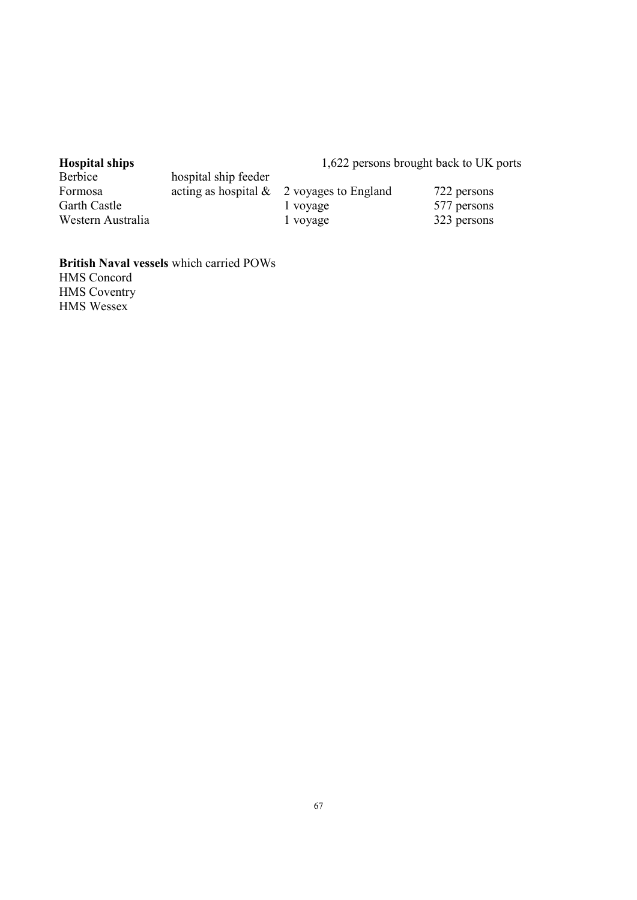| **Hospital ships** | | 1,622 persons brought back to UK ports | |
|---|---|---|---|
| Berbice | hospital ship feeder | | |
| Formosa | acting as hospital & | 2 voyages to England | 722 persons |
| Garth Castle | | 1 voyage | 577 persons |
| Western Australia | | 1 voyage | 323 persons |

**British Naval vessels** which carried POWs
HMS Concord
HMS Coventry
HMS Wessex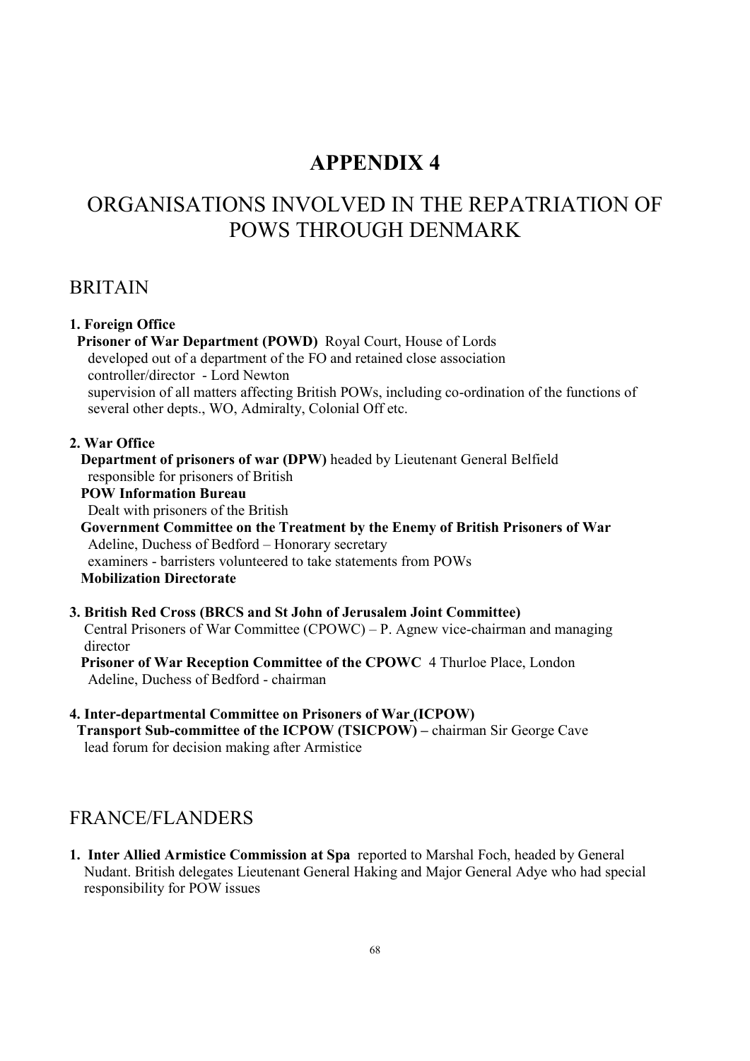# APPENDIX 4

# ORGANISATIONS INVOLVED IN THE REPATRIATION OF POWS THROUGH DENMARK

## BRITAIN

**1. Foreign Office**

**Prisoner of War Department (POWD)** Royal Court, House of Lords
developed out of a department of the FO and retained close association
controller/director - Lord Newton
supervision of all matters affecting British POWs, including co-ordination of the functions of several other depts., WO, Admiralty, Colonial Off etc.

**2. War Office**

**Department of prisoners of war (DPW)** headed by Lieutenant General Belfield
responsible for prisoners of British

**POW Information Bureau**
Dealt with prisoners of the British

**Government Committee on the Treatment by the Enemy of British Prisoners of War**
Adeline, Duchess of Bedford – Honorary secretary
examiners - barristers volunteered to take statements from POWs

**Mobilization Directorate**

**3. British Red Cross (BRCS and St John of Jerusalem Joint Committee)**

Central Prisoners of War Committee (CPOWC) – P. Agnew vice-chairman and managing director

**Prisoner of War Reception Committee of the CPOWC** 4 Thurloe Place, London
Adeline, Duchess of Bedford - chairman

**4. Inter-departmental Committee on Prisoners of War (ICPOW)**

**Transport Sub-committee of the ICPOW (TSICPOW) –** chairman Sir George Cave
lead forum for decision making after Armistice

## FRANCE/FLANDERS

1. **Inter Allied Armistice Commission at Spa** reported to Marshal Foch, headed by General Nudant. British delegates Lieutenant General Haking and Major General Adye who had special responsibility for POW issues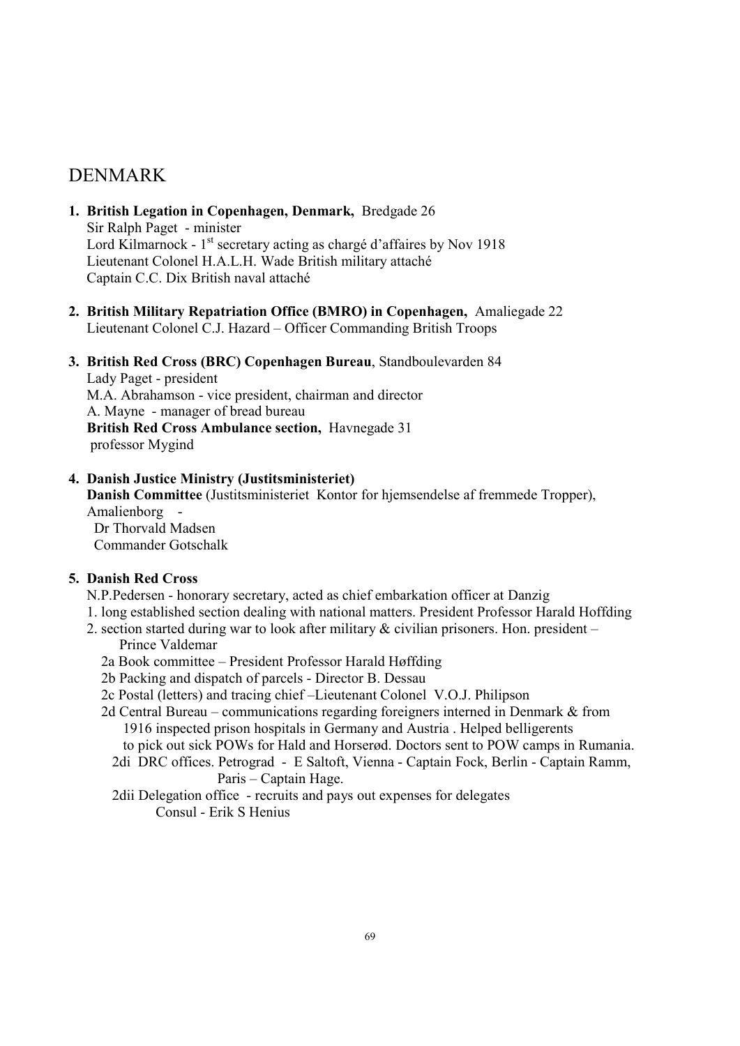# DENMARK

1. **British Legation in Copenhagen, Denmark,** Bredgade 26
   Sir Ralph Paget - minister
   Lord Kilmarnock - 1st secretary acting as chargé d'affaires by Nov 1918
   Lieutenant Colonel H.A.L.H. Wade British military attaché
   Captain C.C. Dix British naval attaché

2. **British Military Repatriation Office (BMRO) in Copenhagen,** Amaliegade 22
   Lieutenant Colonel C.J. Hazard – Officer Commanding British Troops

3. **British Red Cross (BRC) Copenhagen Bureau**, Standboulevarden 84
   Lady Paget - president
   M.A. Abrahamson - vice president, chairman and director
   A. Mayne - manager of bread bureau
   **British Red Cross Ambulance section,** Havnegade 31
   professor Mygind

4. **Danish Justice Ministry (Justitsministeriet)**
   **Danish Committee** (Justitsministeriet Kontor for hjemsendelse af fremmede Tropper), Amalienborg -
   Dr Thorvald Madsen
   Commander Gotschalk

5. **Danish Red Cross**
   N.P.Pedersen - honorary secretary, acted as chief embarkation officer at Danzig
   1. long established section dealing with national matters. President Professor Harald Hoffding
   2. section started during war to look after military & civilian prisoners. Hon. president – Prince Valdemar
      2a Book committee – President Professor Harald Høffding
      2b Packing and dispatch of parcels - Director B. Dessau
      2c Postal (letters) and tracing chief –Lieutenant Colonel V.O.J. Philipson
      2d Central Bureau – communications regarding foreigners interned in Denmark & from 1916 inspected prison hospitals in Germany and Austria . Helped belligerents to pick out sick POWs for Hald and Horserød. Doctors sent to POW camps in Rumania.
         2di DRC offices. Petrograd - E Saltoft, Vienna - Captain Fock, Berlin - Captain Ramm, Paris – Captain Hage.
         2dii Delegation office - recruits and pays out expenses for delegates
         Consul - Erik S Henius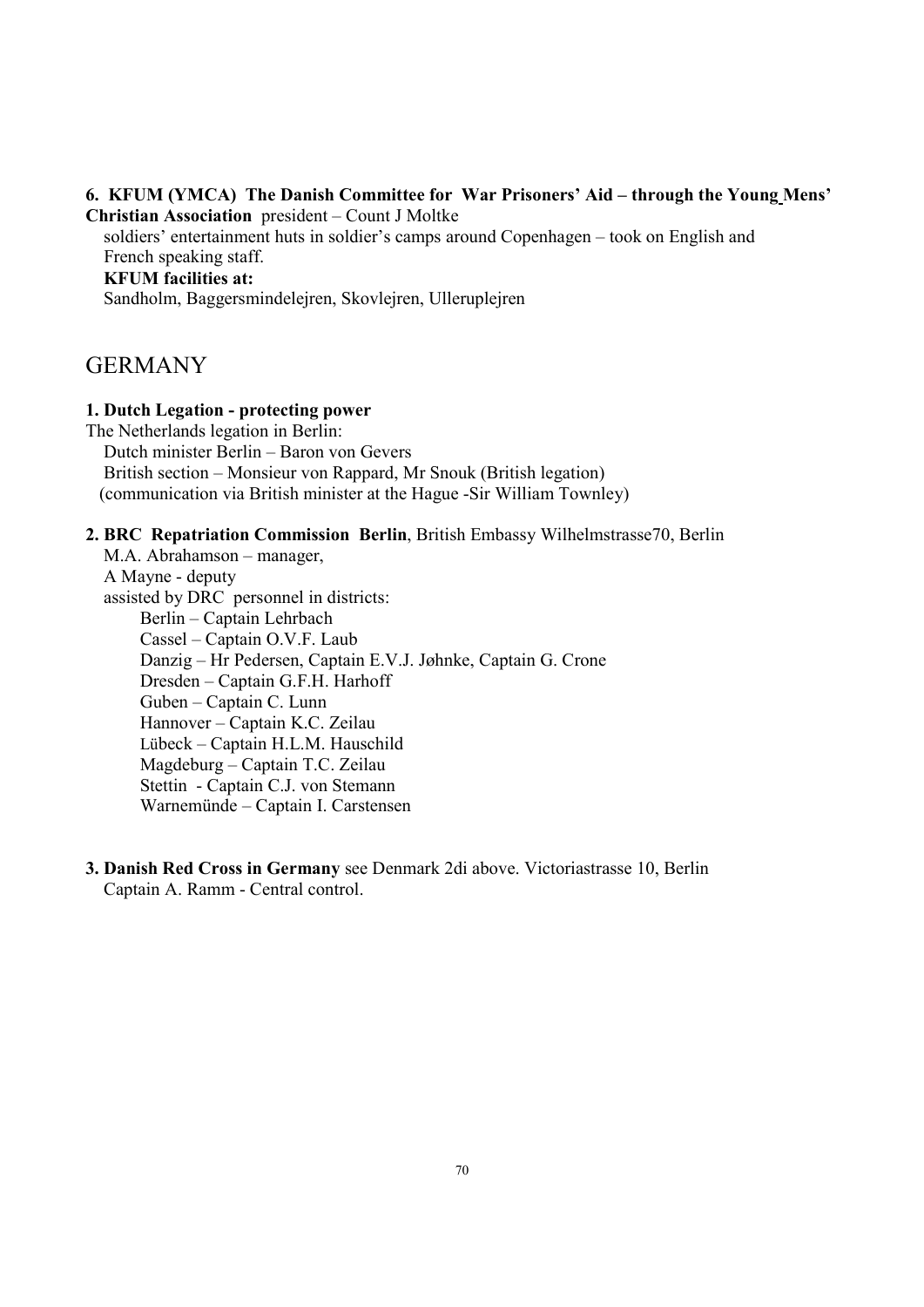**6. KFUM (YMCA) The Danish Committee for War Prisoners' Aid – through the Young Mens' Christian Association** president – Count J Moltke

soldiers' entertainment huts in soldier's camps around Copenhagen – took on English and French speaking staff.

**KFUM facilities at:**

Sandholm, Baggersmindelejren, Skovlejren, Ulleruplejren

## GERMANY

**1. Dutch Legation - protecting power**

The Netherlands legation in Berlin:

Dutch minister Berlin – Baron von Gevers
British section – Monsieur von Rappard, Mr Snouk (British legation)
(communication via British minister at the Hague -Sir William Townley)

**2. BRC Repatriation Commission Berlin**, British Embassy Wilhelmstrasse70, Berlin

M.A. Abrahamson – manager,
A Mayne - deputy
assisted by DRC personnel in districts:

- Berlin – Captain Lehrbach
- Cassel – Captain O.V.F. Laub
- Danzig – Hr Pedersen, Captain E.V.J. Jøhnke, Captain G. Crone
- Dresden – Captain G.F.H. Harhoff
- Guben – Captain C. Lunn
- Hannover – Captain K.C. Zeilau
- Lübeck – Captain H.L.M. Hauschild
- Magdeburg – Captain T.C. Zeilau
- Stettin - Captain C.J. von Stemann
- Warnemünde – Captain I. Carstensen

**3. Danish Red Cross in Germany** see Denmark 2di above. Victoriastrasse 10, Berlin
Captain A. Ramm - Central control.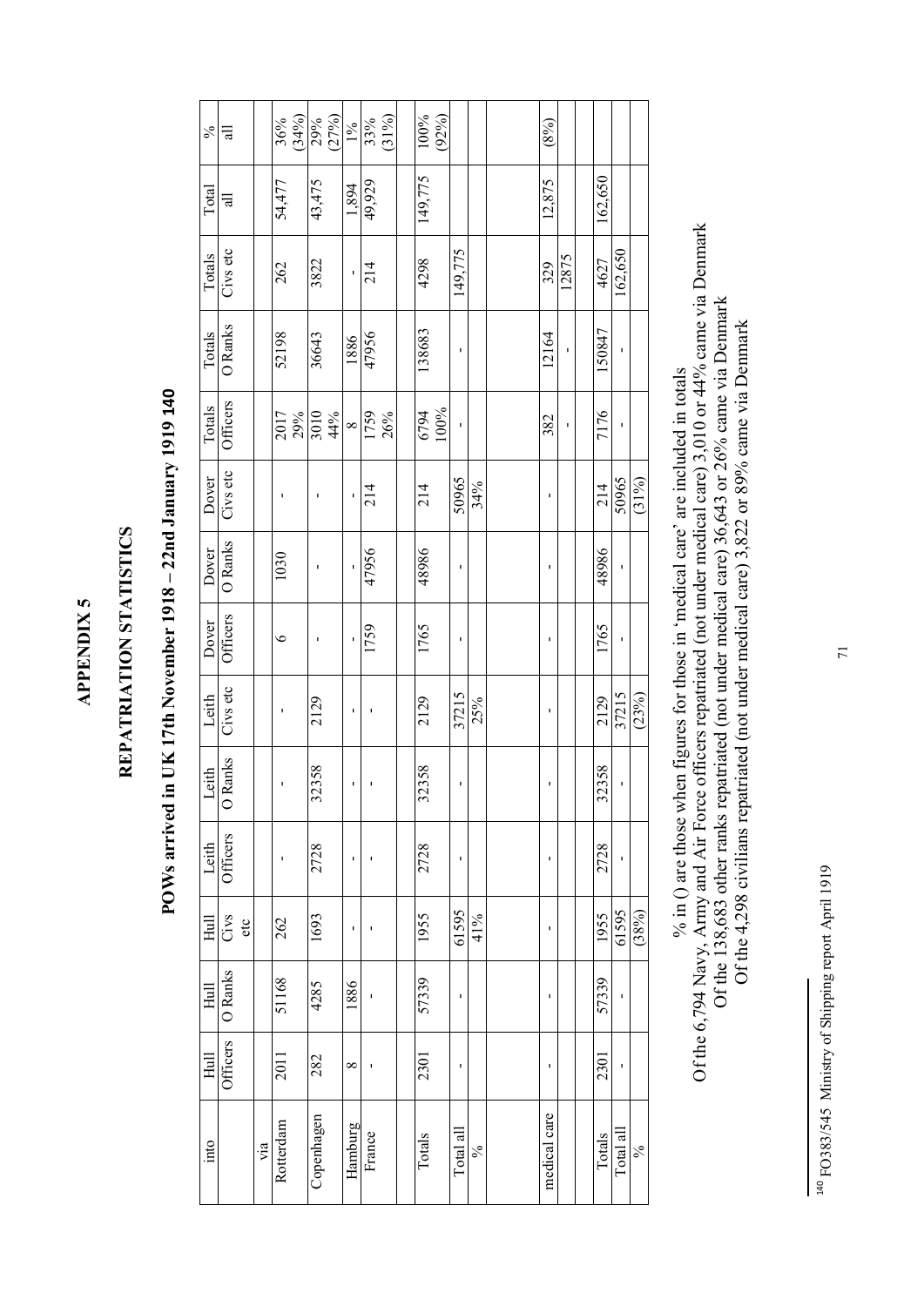# APPENDIX 5

## REPATRIATION STATISTICS

### POWs arrived in UK 17th November 1918 – 22nd January 1919 [140]

| into | Hull Officers | Hull O Ranks | Hull Civs etc | Leith Officers | Leith O Ranks | Leith Civs etc | Dover Officers | Dover O Ranks | Dover Civs etc | Totals Officers | Totals O Ranks | Totals Civs etc | Total all | % all |
|---|---|---|---|---|---|---|---|---|---|---|---|---|---|---|
| via | | | | | | | | | | | | | | |
| Rotterdam | 2011 | 51168 | 262 | - | - | - | 6 | 1030 | - | 2017 29% | 52198 | 262 | 54,477 | 36% (34%) |
| Copenhagen | 282 | 4285 | 1693 | 2728 | 32358 | 2129 | - | - | - | 3010 44% | 36643 | 3822 | 43,475 | 29% (27%) |
| Hamburg | 8 | 1886 | - | - | - | - | - | - | - | 8 | 1886 | - | 1,894 | 1% |
| France | - | - | - | - | - | - | 1759 | 47956 | 214 | 1759 26% | 47956 | 214 | 49,929 | 33% (31%) |
| | | | | | | | | | | | | | | |
| Totals | 2301 | 57339 | 1955 | 2728 | 32358 | 2129 | 1765 | 48986 | 214 | 6794 100% | 138683 | 4298 | 149,775 | 100% (92%) |
| Total all | - | - | 61595 | - | - | 37215 | - | - | 50965 | - | - | 149,775 | | |
| % | | | 41% | | | 25% | | | 34% | | | | | |
| | | | | | | | | | | | | | | |
| medical care | - | - | - | - | - | - | - | - | - | 382 | 12164 | 329 | 12,875 | (8%) |
| | | | | | | | | | | - | - | 12875 | | |
| | | | | | | | | | | | | | | |
| Totals | 2301 | 57339 | 1955 | 2728 | 32358 | 2129 | 1765 | 48986 | 214 | 7176 | 150847 | 4627 | 162,650 | |
| Total all | - | - | 61595 | - | - | 37215 | - | - | 50965 | - | - | 162,650 | | |
| % | | | (38%) | | | (23%) | | | (31%) | | | | | |

% in () are those when figures for those in 'medical care' are included in totals
Of the 6,794 Navy, Army and Air Force officers repatriated (not under medical care) 3,010 or 44% came via Denmark
Of the 138,683 other ranks repatriated (not under medical care) 36,643 or 26% came via Denmark
Of the 4,298 civilians repatriated (not under medical care) 3,822 or 89% came via Denmark

[140] FO383/545 Ministry of Shipping report April 1919